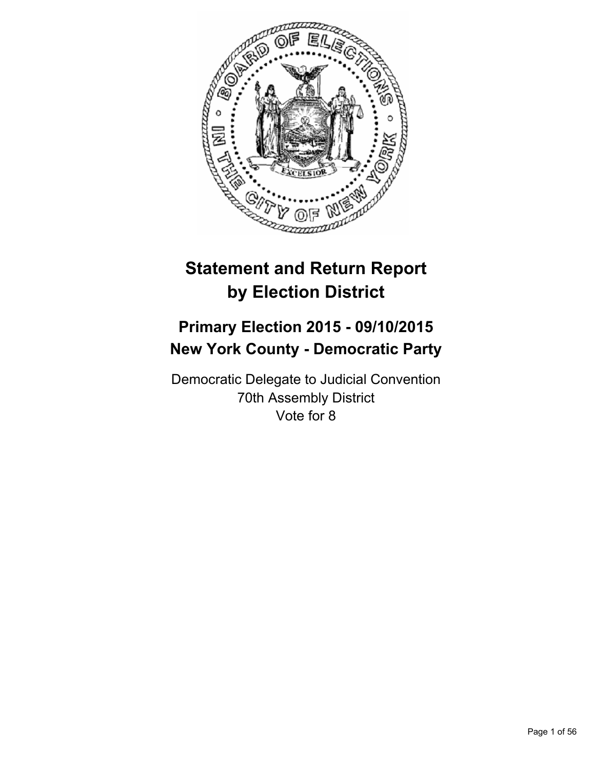# Statement and Return Report by Election District

## Primary Election 2015 - 09/10/2015
## New York County - Democratic Party

Democratic Delegate to Judicial Convention
70th Assembly District
Vote for 8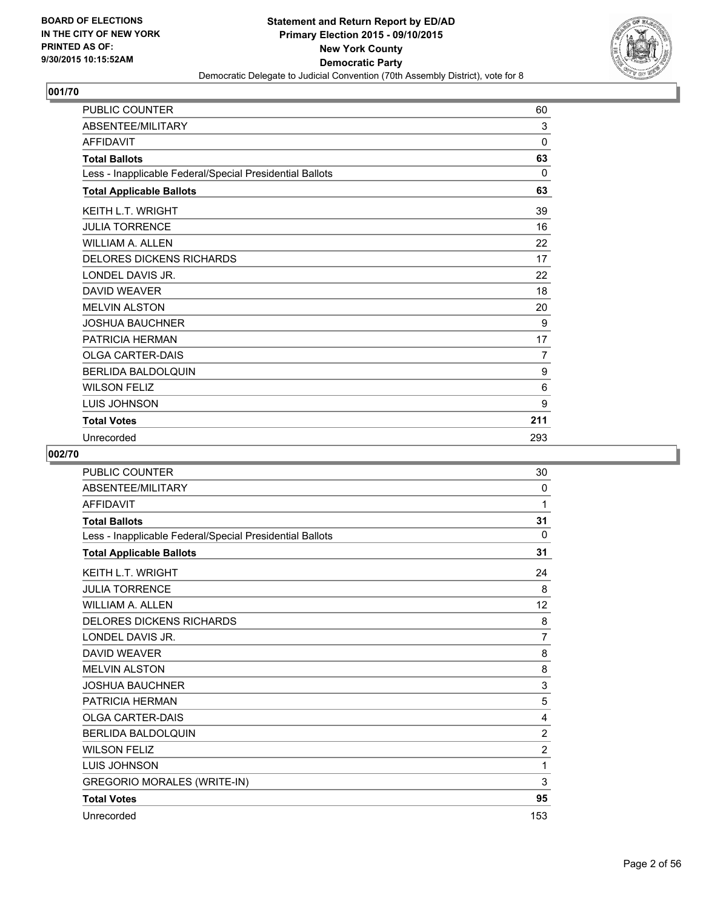BOARD OF ELECTIONS
IN THE CITY OF NEW YORK
PRINTED AS OF:
9/30/2015 10:15:52AM

**Statement and Return Report by ED/AD**
**Primary Election 2015 - 09/10/2015**
**New York County**
**Democratic Party**
Democratic Delegate to Judicial Convention (70th Assembly District), vote for 8

### 001/70

| | |
|---|---|
| PUBLIC COUNTER | 60 |
| ABSENTEE/MILITARY | 3 |
| AFFIDAVIT | 0 |
| **Total Ballots** | **63** |
| Less - Inapplicable Federal/Special Presidential Ballots | 0 |
| **Total Applicable Ballots** | **63** |
| KEITH L.T. WRIGHT | 39 |
| JULIA TORRENCE | 16 |
| WILLIAM A. ALLEN | 22 |
| DELORES DICKENS RICHARDS | 17 |
| LONDEL DAVIS JR. | 22 |
| DAVID WEAVER | 18 |
| MELVIN ALSTON | 20 |
| JOSHUA BAUCHNER | 9 |
| PATRICIA HERMAN | 17 |
| OLGA CARTER-DAIS | 7 |
| BERLIDA BALDOLQUIN | 9 |
| WILSON FELIZ | 6 |
| LUIS JOHNSON | 9 |
| **Total Votes** | **211** |
| Unrecorded | 293 |

### 002/70

| | |
|---|---|
| PUBLIC COUNTER | 30 |
| ABSENTEE/MILITARY | 0 |
| AFFIDAVIT | 1 |
| **Total Ballots** | **31** |
| Less - Inapplicable Federal/Special Presidential Ballots | 0 |
| **Total Applicable Ballots** | **31** |
| KEITH L.T. WRIGHT | 24 |
| JULIA TORRENCE | 8 |
| WILLIAM A. ALLEN | 12 |
| DELORES DICKENS RICHARDS | 8 |
| LONDEL DAVIS JR. | 7 |
| DAVID WEAVER | 8 |
| MELVIN ALSTON | 8 |
| JOSHUA BAUCHNER | 3 |
| PATRICIA HERMAN | 5 |
| OLGA CARTER-DAIS | 4 |
| BERLIDA BALDOLQUIN | 2 |
| WILSON FELIZ | 2 |
| LUIS JOHNSON | 1 |
| GREGORIO MORALES (WRITE-IN) | 3 |
| **Total Votes** | **95** |
| Unrecorded | 153 |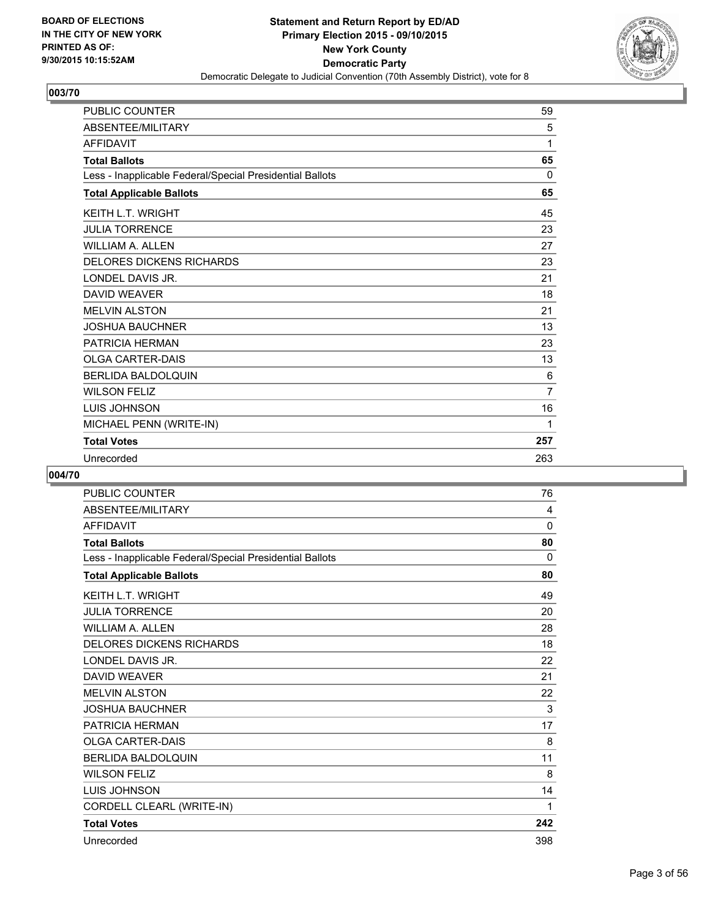**Statement and Return Report by ED/AD**
**Primary Election 2015 - 09/10/2015**
**New York County**
**Democratic Party**
Democratic Delegate to Judicial Convention (70th Assembly District), vote for 8

BOARD OF ELECTIONS
IN THE CITY OF NEW YORK
PRINTED AS OF:
9/30/2015 10:15:52AM

## 003/70

| | |
|---|---|
| PUBLIC COUNTER | 59 |
| ABSENTEE/MILITARY | 5 |
| AFFIDAVIT | 1 |
| **Total Ballots** | **65** |
| Less - Inapplicable Federal/Special Presidential Ballots | 0 |
| **Total Applicable Ballots** | **65** |
| KEITH L.T. WRIGHT | 45 |
| JULIA TORRENCE | 23 |
| WILLIAM A. ALLEN | 27 |
| DELORES DICKENS RICHARDS | 23 |
| LONDEL DAVIS JR. | 21 |
| DAVID WEAVER | 18 |
| MELVIN ALSTON | 21 |
| JOSHUA BAUCHNER | 13 |
| PATRICIA HERMAN | 23 |
| OLGA CARTER-DAIS | 13 |
| BERLIDA BALDOLQUIN | 6 |
| WILSON FELIZ | 7 |
| LUIS JOHNSON | 16 |
| MICHAEL PENN (WRITE-IN) | 1 |
| **Total Votes** | **257** |
| Unrecorded | 263 |

## 004/70

| | |
|---|---|
| PUBLIC COUNTER | 76 |
| ABSENTEE/MILITARY | 4 |
| AFFIDAVIT | 0 |
| **Total Ballots** | **80** |
| Less - Inapplicable Federal/Special Presidential Ballots | 0 |
| **Total Applicable Ballots** | **80** |
| KEITH L.T. WRIGHT | 49 |
| JULIA TORRENCE | 20 |
| WILLIAM A. ALLEN | 28 |
| DELORES DICKENS RICHARDS | 18 |
| LONDEL DAVIS JR. | 22 |
| DAVID WEAVER | 21 |
| MELVIN ALSTON | 22 |
| JOSHUA BAUCHNER | 3 |
| PATRICIA HERMAN | 17 |
| OLGA CARTER-DAIS | 8 |
| BERLIDA BALDOLQUIN | 11 |
| WILSON FELIZ | 8 |
| LUIS JOHNSON | 14 |
| CORDELL CLEARL (WRITE-IN) | 1 |
| **Total Votes** | **242** |
| Unrecorded | 398 |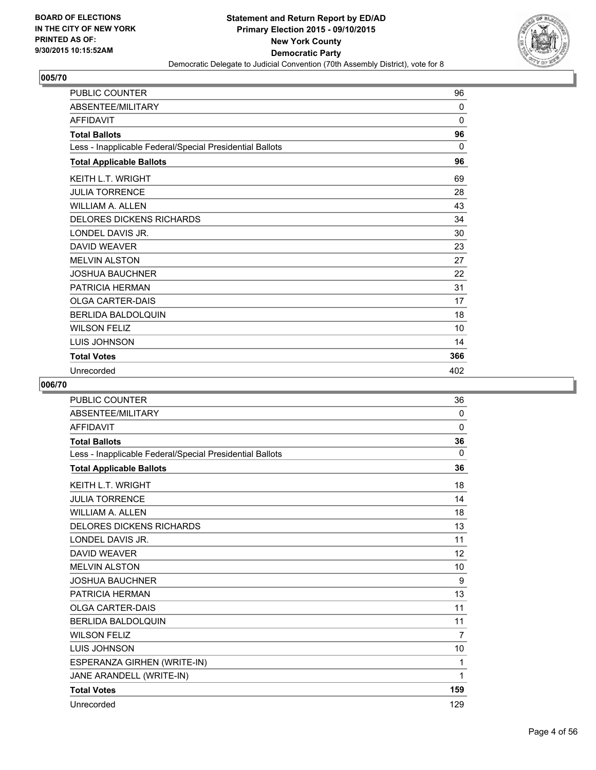## 005/70

| | |
|---|---|
| PUBLIC COUNTER | 96 |
| ABSENTEE/MILITARY | 0 |
| AFFIDAVIT | 0 |
| **Total Ballots** | **96** |
| Less - Inapplicable Federal/Special Presidential Ballots | 0 |
| **Total Applicable Ballots** | **96** |
| KEITH L.T. WRIGHT | 69 |
| JULIA TORRENCE | 28 |
| WILLIAM A. ALLEN | 43 |
| DELORES DICKENS RICHARDS | 34 |
| LONDEL DAVIS JR. | 30 |
| DAVID WEAVER | 23 |
| MELVIN ALSTON | 27 |
| JOSHUA BAUCHNER | 22 |
| PATRICIA HERMAN | 31 |
| OLGA CARTER-DAIS | 17 |
| BERLIDA BALDOLQUIN | 18 |
| WILSON FELIZ | 10 |
| LUIS JOHNSON | 14 |
| **Total Votes** | **366** |
| Unrecorded | 402 |

## 006/70

| | |
|---|---|
| PUBLIC COUNTER | 36 |
| ABSENTEE/MILITARY | 0 |
| AFFIDAVIT | 0 |
| **Total Ballots** | **36** |
| Less - Inapplicable Federal/Special Presidential Ballots | 0 |
| **Total Applicable Ballots** | **36** |
| KEITH L.T. WRIGHT | 18 |
| JULIA TORRENCE | 14 |
| WILLIAM A. ALLEN | 18 |
| DELORES DICKENS RICHARDS | 13 |
| LONDEL DAVIS JR. | 11 |
| DAVID WEAVER | 12 |
| MELVIN ALSTON | 10 |
| JOSHUA BAUCHNER | 9 |
| PATRICIA HERMAN | 13 |
| OLGA CARTER-DAIS | 11 |
| BERLIDA BALDOLQUIN | 11 |
| WILSON FELIZ | 7 |
| LUIS JOHNSON | 10 |
| ESPERANZA GIRHEN (WRITE-IN) | 1 |
| JANE ARANDELL (WRITE-IN) | 1 |
| **Total Votes** | **159** |
| Unrecorded | 129 |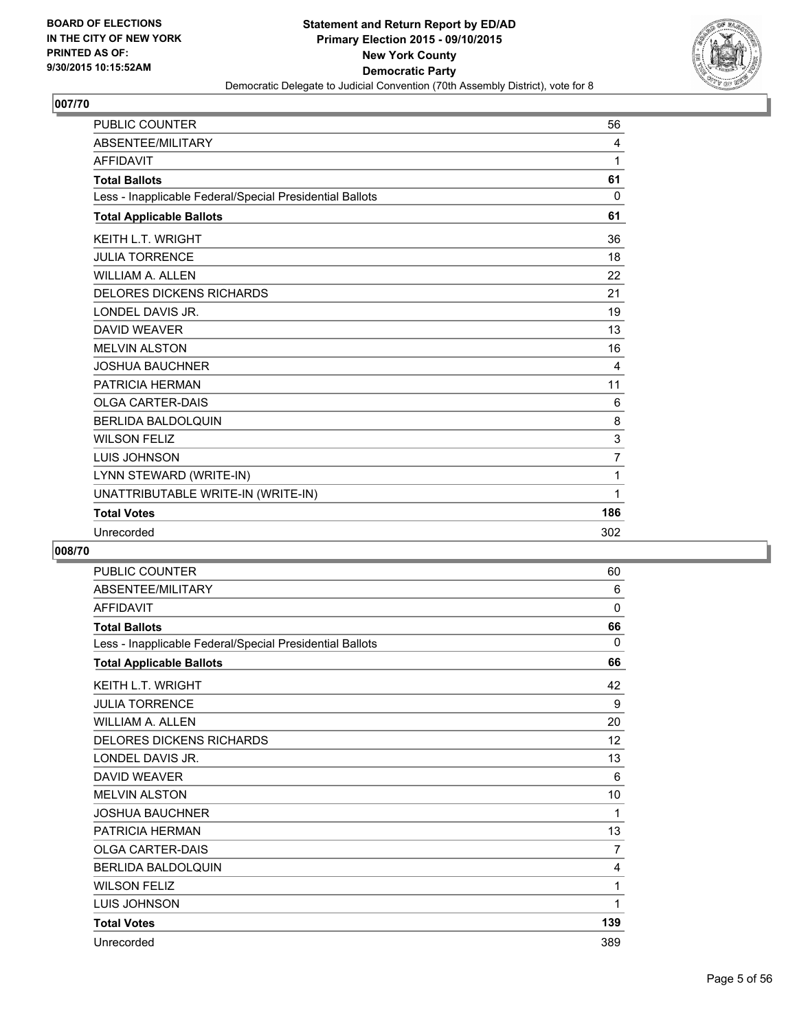**BOARD OF ELECTIONS IN THE CITY OF NEW YORK PRINTED AS OF: 9/30/2015 10:15:52AM**

**Statement and Return Report by ED/AD Primary Election 2015 - 09/10/2015 New York County Democratic Party**

Democratic Delegate to Judicial Convention (70th Assembly District), vote for 8

## 007/70

| | |
|---|---|
| PUBLIC COUNTER | 56 |
| ABSENTEE/MILITARY | 4 |
| AFFIDAVIT | 1 |
| **Total Ballots** | **61** |
| Less - Inapplicable Federal/Special Presidential Ballots | 0 |
| **Total Applicable Ballots** | **61** |
| KEITH L.T. WRIGHT | 36 |
| JULIA TORRENCE | 18 |
| WILLIAM A. ALLEN | 22 |
| DELORES DICKENS RICHARDS | 21 |
| LONDEL DAVIS JR. | 19 |
| DAVID WEAVER | 13 |
| MELVIN ALSTON | 16 |
| JOSHUA BAUCHNER | 4 |
| PATRICIA HERMAN | 11 |
| OLGA CARTER-DAIS | 6 |
| BERLIDA BALDOLQUIN | 8 |
| WILSON FELIZ | 3 |
| LUIS JOHNSON | 7 |
| LYNN STEWARD (WRITE-IN) | 1 |
| UNATTRIBUTABLE WRITE-IN (WRITE-IN) | 1 |
| **Total Votes** | **186** |
| Unrecorded | 302 |

## 008/70

| | |
|---|---|
| PUBLIC COUNTER | 60 |
| ABSENTEE/MILITARY | 6 |
| AFFIDAVIT | 0 |
| **Total Ballots** | **66** |
| Less - Inapplicable Federal/Special Presidential Ballots | 0 |
| **Total Applicable Ballots** | **66** |
| KEITH L.T. WRIGHT | 42 |
| JULIA TORRENCE | 9 |
| WILLIAM A. ALLEN | 20 |
| DELORES DICKENS RICHARDS | 12 |
| LONDEL DAVIS JR. | 13 |
| DAVID WEAVER | 6 |
| MELVIN ALSTON | 10 |
| JOSHUA BAUCHNER | 1 |
| PATRICIA HERMAN | 13 |
| OLGA CARTER-DAIS | 7 |
| BERLIDA BALDOLQUIN | 4 |
| WILSON FELIZ | 1 |
| LUIS JOHNSON | 1 |
| **Total Votes** | **139** |
| Unrecorded | 389 |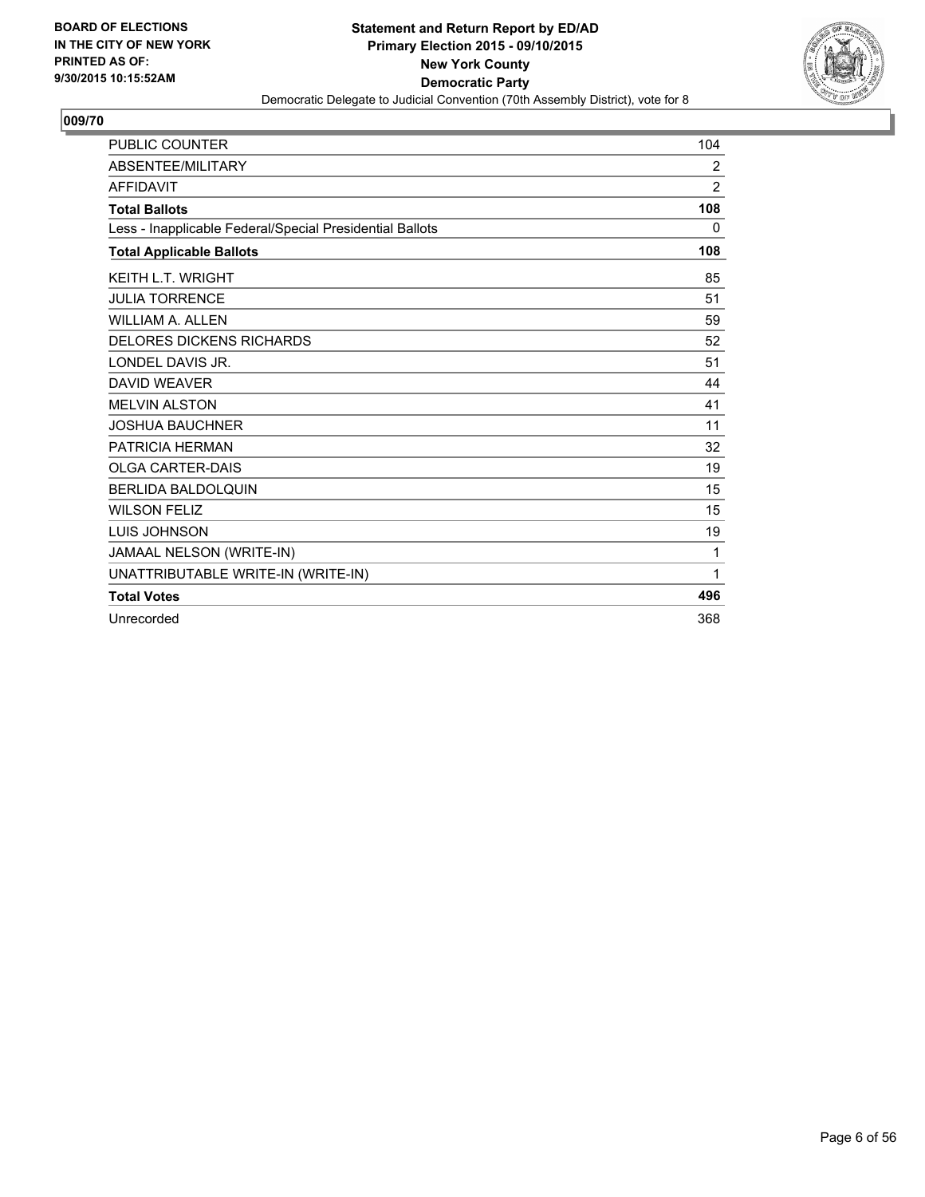**BOARD OF ELECTIONS**
**IN THE CITY OF NEW YORK**
**PRINTED AS OF:**
**9/30/2015 10:15:52AM**

**Statement and Return Report by ED/AD**
**Primary Election 2015 - 09/10/2015**
**New York County**
**Democratic Party**
Democratic Delegate to Judicial Convention (70th Assembly District), vote for 8

## 009/70

| | |
|---|---|
| PUBLIC COUNTER | 104 |
| ABSENTEE/MILITARY | 2 |
| AFFIDAVIT | 2 |
| **Total Ballots** | **108** |
| Less - Inapplicable Federal/Special Presidential Ballots | 0 |
| **Total Applicable Ballots** | **108** |
| KEITH L.T. WRIGHT | 85 |
| JULIA TORRENCE | 51 |
| WILLIAM A. ALLEN | 59 |
| DELORES DICKENS RICHARDS | 52 |
| LONDEL DAVIS JR. | 51 |
| DAVID WEAVER | 44 |
| MELVIN ALSTON | 41 |
| JOSHUA BAUCHNER | 11 |
| PATRICIA HERMAN | 32 |
| OLGA CARTER-DAIS | 19 |
| BERLIDA BALDOLQUIN | 15 |
| WILSON FELIZ | 15 |
| LUIS JOHNSON | 19 |
| JAMAAL NELSON (WRITE-IN) | 1 |
| UNATTRIBUTABLE WRITE-IN (WRITE-IN) | 1 |
| **Total Votes** | **496** |
| Unrecorded | 368 |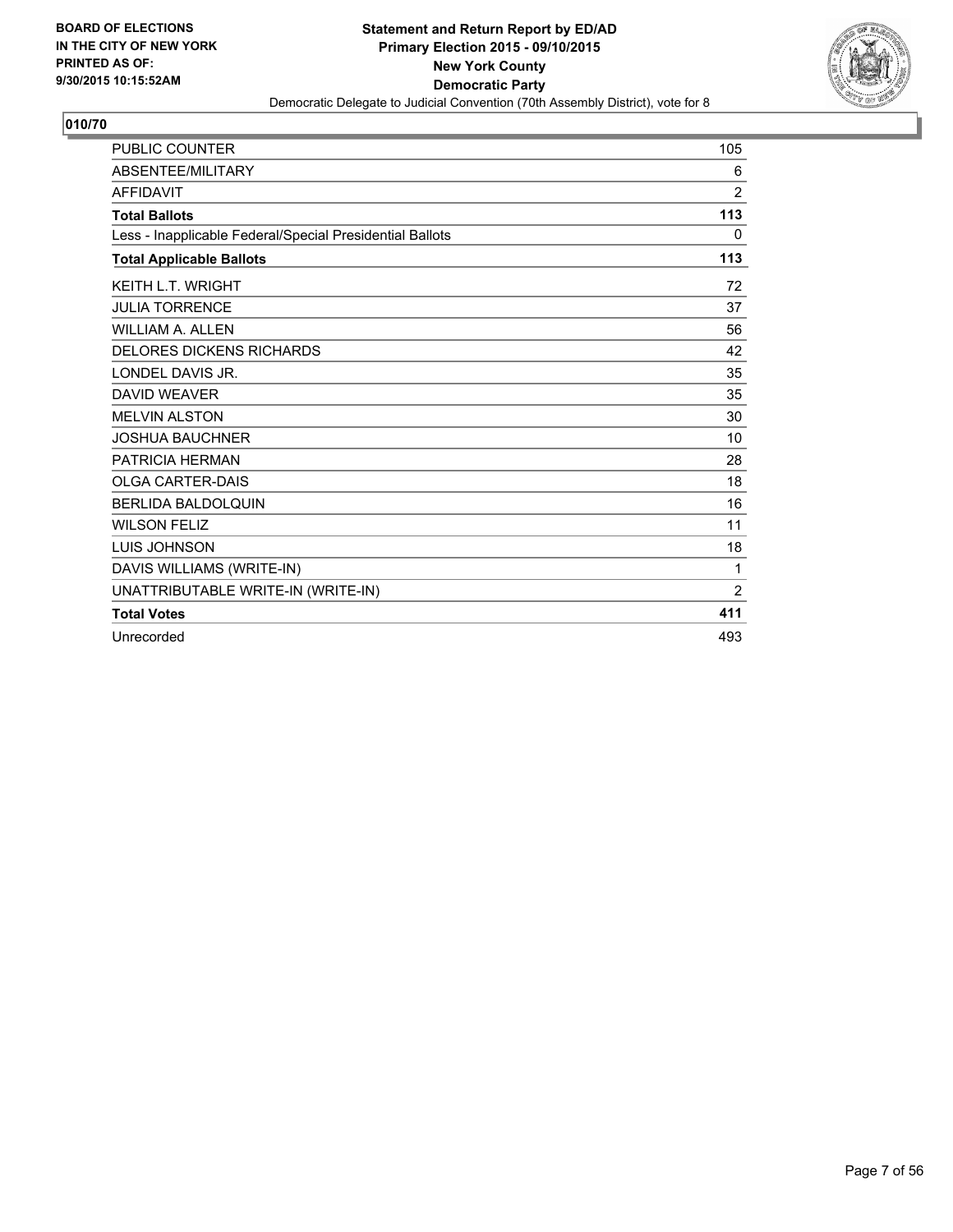BOARD OF ELECTIONS
IN THE CITY OF NEW YORK
PRINTED AS OF:
9/30/2015 10:15:52AM

**Statement and Return Report by ED/AD**
**Primary Election 2015 - 09/10/2015**
**New York County**
**Democratic Party**
Democratic Delegate to Judicial Convention (70th Assembly District), vote for 8

## 010/70

| | |
|---|---|
| PUBLIC COUNTER | 105 |
| ABSENTEE/MILITARY | 6 |
| AFFIDAVIT | 2 |
| **Total Ballots** | **113** |
| Less - Inapplicable Federal/Special Presidential Ballots | 0 |
| **Total Applicable Ballots** | **113** |
| KEITH L.T. WRIGHT | 72 |
| JULIA TORRENCE | 37 |
| WILLIAM A. ALLEN | 56 |
| DELORES DICKENS RICHARDS | 42 |
| LONDEL DAVIS JR. | 35 |
| DAVID WEAVER | 35 |
| MELVIN ALSTON | 30 |
| JOSHUA BAUCHNER | 10 |
| PATRICIA HERMAN | 28 |
| OLGA CARTER-DAIS | 18 |
| BERLIDA BALDOLQUIN | 16 |
| WILSON FELIZ | 11 |
| LUIS JOHNSON | 18 |
| DAVIS WILLIAMS (WRITE-IN) | 1 |
| UNATTRIBUTABLE WRITE-IN (WRITE-IN) | 2 |
| **Total Votes** | **411** |
| Unrecorded | 493 |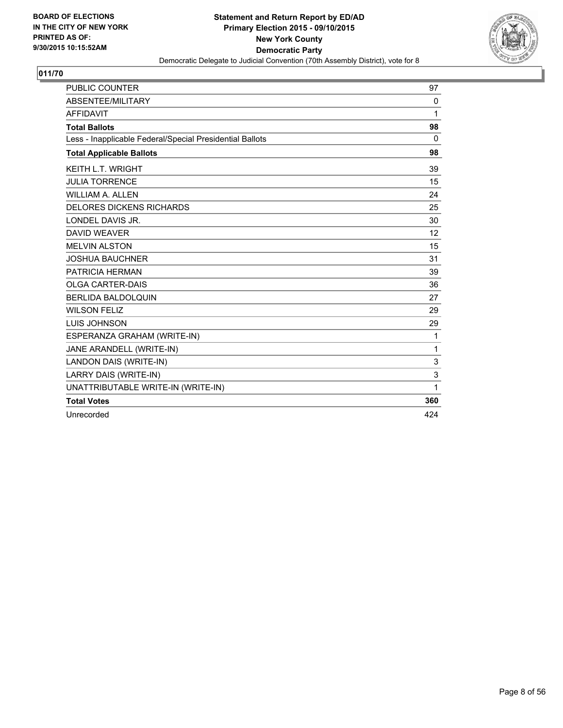**BOARD OF ELECTIONS IN THE CITY OF NEW YORK PRINTED AS OF: 9/30/2015 10:15:52AM**

**Statement and Return Report by ED/AD**
**Primary Election 2015 - 09/10/2015**
**New York County**
**Democratic Party**
Democratic Delegate to Judicial Convention (70th Assembly District), vote for 8

## 011/70

| | |
|---|---|
| PUBLIC COUNTER | 97 |
| ABSENTEE/MILITARY | 0 |
| AFFIDAVIT | 1 |
| **Total Ballots** | **98** |
| Less - Inapplicable Federal/Special Presidential Ballots | 0 |
| **Total Applicable Ballots** | **98** |
| KEITH L.T. WRIGHT | 39 |
| JULIA TORRENCE | 15 |
| WILLIAM A. ALLEN | 24 |
| DELORES DICKENS RICHARDS | 25 |
| LONDEL DAVIS JR. | 30 |
| DAVID WEAVER | 12 |
| MELVIN ALSTON | 15 |
| JOSHUA BAUCHNER | 31 |
| PATRICIA HERMAN | 39 |
| OLGA CARTER-DAIS | 36 |
| BERLIDA BALDOLQUIN | 27 |
| WILSON FELIZ | 29 |
| LUIS JOHNSON | 29 |
| ESPERANZA GRAHAM (WRITE-IN) | 1 |
| JANE ARANDELL (WRITE-IN) | 1 |
| LANDON DAIS (WRITE-IN) | 3 |
| LARRY DAIS (WRITE-IN) | 3 |
| UNATTRIBUTABLE WRITE-IN (WRITE-IN) | 1 |
| **Total Votes** | **360** |
| Unrecorded | 424 |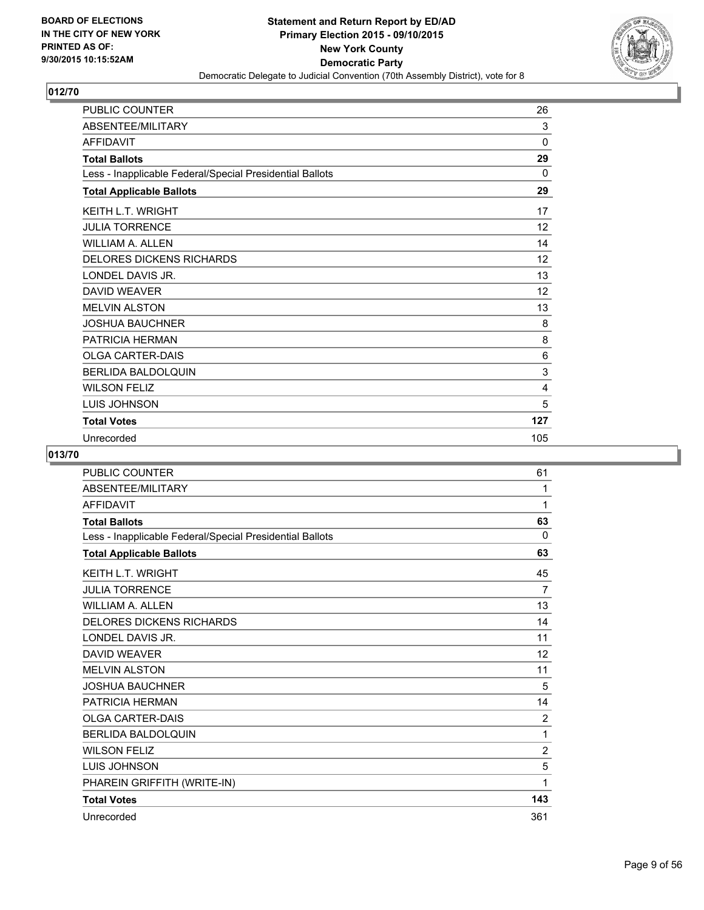## 012/70

| | |
|---|---|
| PUBLIC COUNTER | 26 |
| ABSENTEE/MILITARY | 3 |
| AFFIDAVIT | 0 |
| **Total Ballots** | **29** |
| Less - Inapplicable Federal/Special Presidential Ballots | 0 |
| **Total Applicable Ballots** | **29** |
| KEITH L.T. WRIGHT | 17 |
| JULIA TORRENCE | 12 |
| WILLIAM A. ALLEN | 14 |
| DELORES DICKENS RICHARDS | 12 |
| LONDEL DAVIS JR. | 13 |
| DAVID WEAVER | 12 |
| MELVIN ALSTON | 13 |
| JOSHUA BAUCHNER | 8 |
| PATRICIA HERMAN | 8 |
| OLGA CARTER-DAIS | 6 |
| BERLIDA BALDOLQUIN | 3 |
| WILSON FELIZ | 4 |
| LUIS JOHNSON | 5 |
| **Total Votes** | **127** |
| Unrecorded | 105 |

## 013/70

| | |
|---|---|
| PUBLIC COUNTER | 61 |
| ABSENTEE/MILITARY | 1 |
| AFFIDAVIT | 1 |
| **Total Ballots** | **63** |
| Less - Inapplicable Federal/Special Presidential Ballots | 0 |
| **Total Applicable Ballots** | **63** |
| KEITH L.T. WRIGHT | 45 |
| JULIA TORRENCE | 7 |
| WILLIAM A. ALLEN | 13 |
| DELORES DICKENS RICHARDS | 14 |
| LONDEL DAVIS JR. | 11 |
| DAVID WEAVER | 12 |
| MELVIN ALSTON | 11 |
| JOSHUA BAUCHNER | 5 |
| PATRICIA HERMAN | 14 |
| OLGA CARTER-DAIS | 2 |
| BERLIDA BALDOLQUIN | 1 |
| WILSON FELIZ | 2 |
| LUIS JOHNSON | 5 |
| PHAREIN GRIFFITH (WRITE-IN) | 1 |
| **Total Votes** | **143** |
| Unrecorded | 361 |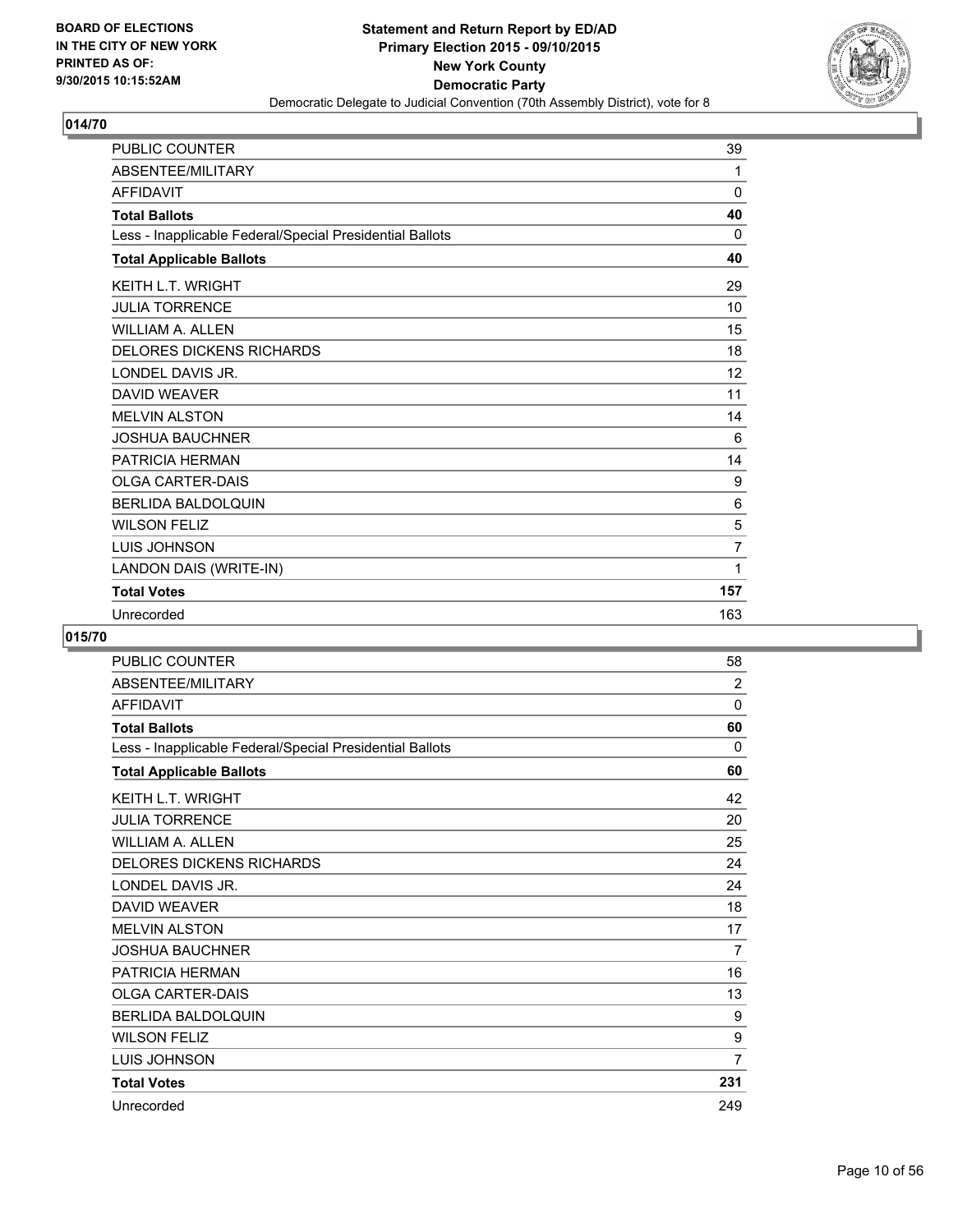## 014/70

| | |
|---|---|
| PUBLIC COUNTER | 39 |
| ABSENTEE/MILITARY | 1 |
| AFFIDAVIT | 0 |
| **Total Ballots** | **40** |
| Less - Inapplicable Federal/Special Presidential Ballots | 0 |
| **Total Applicable Ballots** | **40** |
| KEITH L.T. WRIGHT | 29 |
| JULIA TORRENCE | 10 |
| WILLIAM A. ALLEN | 15 |
| DELORES DICKENS RICHARDS | 18 |
| LONDEL DAVIS JR. | 12 |
| DAVID WEAVER | 11 |
| MELVIN ALSTON | 14 |
| JOSHUA BAUCHNER | 6 |
| PATRICIA HERMAN | 14 |
| OLGA CARTER-DAIS | 9 |
| BERLIDA BALDOLQUIN | 6 |
| WILSON FELIZ | 5 |
| LUIS JOHNSON | 7 |
| LANDON DAIS (WRITE-IN) | 1 |
| **Total Votes** | **157** |
| Unrecorded | 163 |

## 015/70

| | |
|---|---|
| PUBLIC COUNTER | 58 |
| ABSENTEE/MILITARY | 2 |
| AFFIDAVIT | 0 |
| **Total Ballots** | **60** |
| Less - Inapplicable Federal/Special Presidential Ballots | 0 |
| **Total Applicable Ballots** | **60** |
| KEITH L.T. WRIGHT | 42 |
| JULIA TORRENCE | 20 |
| WILLIAM A. ALLEN | 25 |
| DELORES DICKENS RICHARDS | 24 |
| LONDEL DAVIS JR. | 24 |
| DAVID WEAVER | 18 |
| MELVIN ALSTON | 17 |
| JOSHUA BAUCHNER | 7 |
| PATRICIA HERMAN | 16 |
| OLGA CARTER-DAIS | 13 |
| BERLIDA BALDOLQUIN | 9 |
| WILSON FELIZ | 9 |
| LUIS JOHNSON | 7 |
| **Total Votes** | **231** |
| Unrecorded | 249 |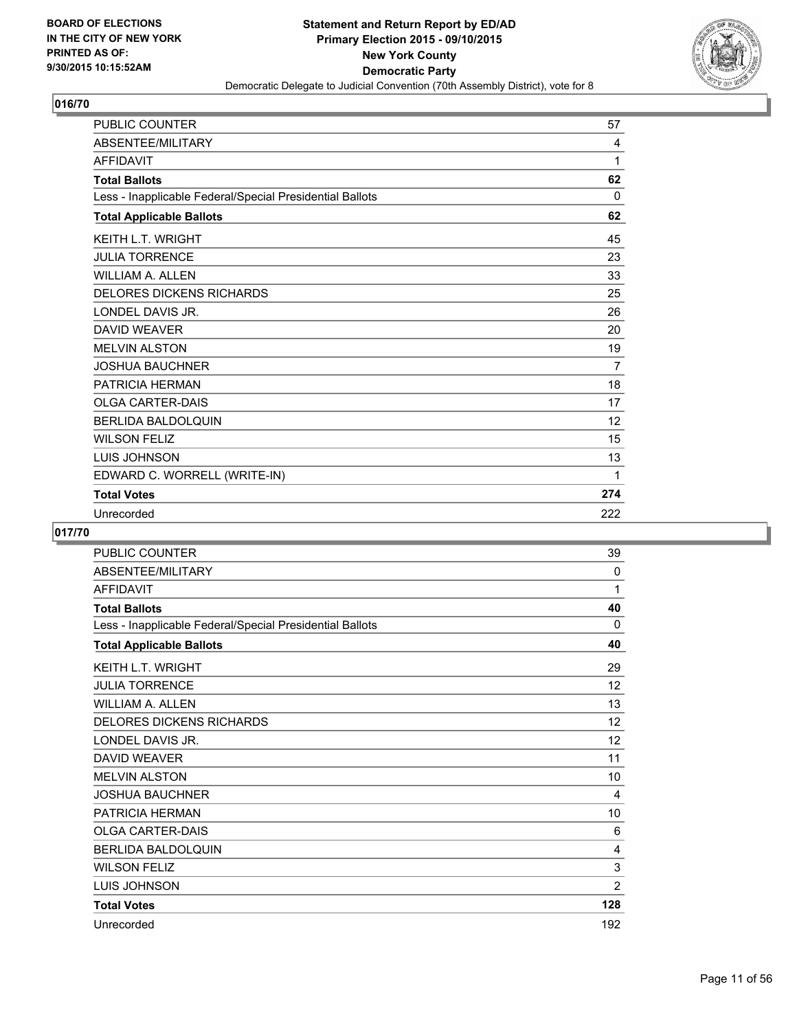BOARD OF ELECTIONS
IN THE CITY OF NEW YORK
PRINTED AS OF:
9/30/2015 10:15:52AM

**Statement and Return Report by ED/AD**
**Primary Election 2015 - 09/10/2015**
**New York County**
**Democratic Party**
Democratic Delegate to Judicial Convention (70th Assembly District), vote for 8

## 016/70

| | |
|---|---|
| PUBLIC COUNTER | 57 |
| ABSENTEE/MILITARY | 4 |
| AFFIDAVIT | 1 |
| **Total Ballots** | **62** |
| Less - Inapplicable Federal/Special Presidential Ballots | 0 |
| **Total Applicable Ballots** | **62** |
| KEITH L.T. WRIGHT | 45 |
| JULIA TORRENCE | 23 |
| WILLIAM A. ALLEN | 33 |
| DELORES DICKENS RICHARDS | 25 |
| LONDEL DAVIS JR. | 26 |
| DAVID WEAVER | 20 |
| MELVIN ALSTON | 19 |
| JOSHUA BAUCHNER | 7 |
| PATRICIA HERMAN | 18 |
| OLGA CARTER-DAIS | 17 |
| BERLIDA BALDOLQUIN | 12 |
| WILSON FELIZ | 15 |
| LUIS JOHNSON | 13 |
| EDWARD C. WORRELL (WRITE-IN) | 1 |
| **Total Votes** | **274** |
| Unrecorded | 222 |

## 017/70

| | |
|---|---|
| PUBLIC COUNTER | 39 |
| ABSENTEE/MILITARY | 0 |
| AFFIDAVIT | 1 |
| **Total Ballots** | **40** |
| Less - Inapplicable Federal/Special Presidential Ballots | 0 |
| **Total Applicable Ballots** | **40** |
| KEITH L.T. WRIGHT | 29 |
| JULIA TORRENCE | 12 |
| WILLIAM A. ALLEN | 13 |
| DELORES DICKENS RICHARDS | 12 |
| LONDEL DAVIS JR. | 12 |
| DAVID WEAVER | 11 |
| MELVIN ALSTON | 10 |
| JOSHUA BAUCHNER | 4 |
| PATRICIA HERMAN | 10 |
| OLGA CARTER-DAIS | 6 |
| BERLIDA BALDOLQUIN | 4 |
| WILSON FELIZ | 3 |
| LUIS JOHNSON | 2 |
| **Total Votes** | **128** |
| Unrecorded | 192 |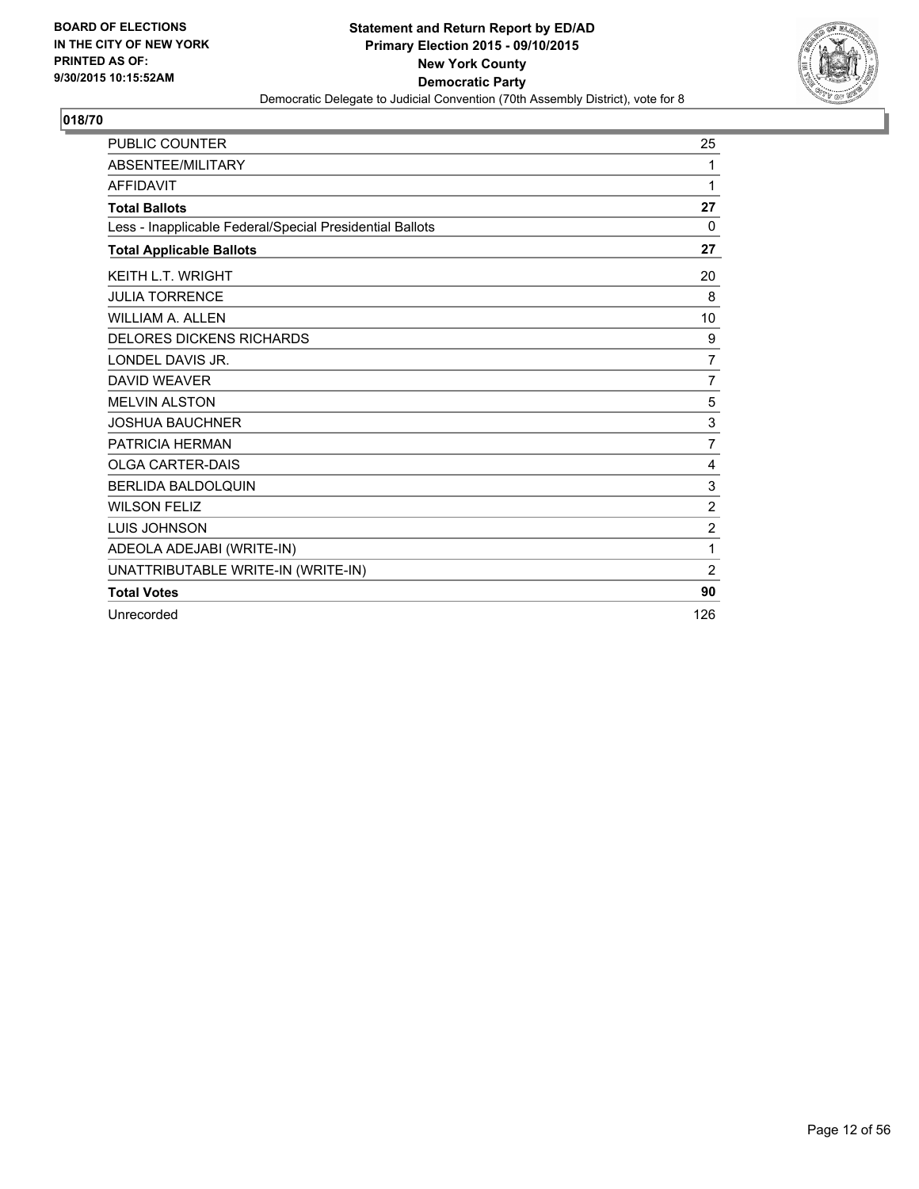BOARD OF ELECTIONS
IN THE CITY OF NEW YORK
PRINTED AS OF:
9/30/2015 10:15:52AM

**Statement and Return Report by ED/AD**
**Primary Election 2015 - 09/10/2015**
**New York County**
**Democratic Party**
Democratic Delegate to Judicial Convention (70th Assembly District), vote for 8

## 018/70

| | |
|---|---|
| PUBLIC COUNTER | 25 |
| ABSENTEE/MILITARY | 1 |
| AFFIDAVIT | 1 |
| **Total Ballots** | **27** |
| Less - Inapplicable Federal/Special Presidential Ballots | 0 |
| **Total Applicable Ballots** | **27** |
| KEITH L.T. WRIGHT | 20 |
| JULIA TORRENCE | 8 |
| WILLIAM A. ALLEN | 10 |
| DELORES DICKENS RICHARDS | 9 |
| LONDEL DAVIS JR. | 7 |
| DAVID WEAVER | 7 |
| MELVIN ALSTON | 5 |
| JOSHUA BAUCHNER | 3 |
| PATRICIA HERMAN | 7 |
| OLGA CARTER-DAIS | 4 |
| BERLIDA BALDOLQUIN | 3 |
| WILSON FELIZ | 2 |
| LUIS JOHNSON | 2 |
| ADEOLA ADEJABI (WRITE-IN) | 1 |
| UNATTRIBUTABLE WRITE-IN (WRITE-IN) | 2 |
| **Total Votes** | **90** |
| Unrecorded | 126 |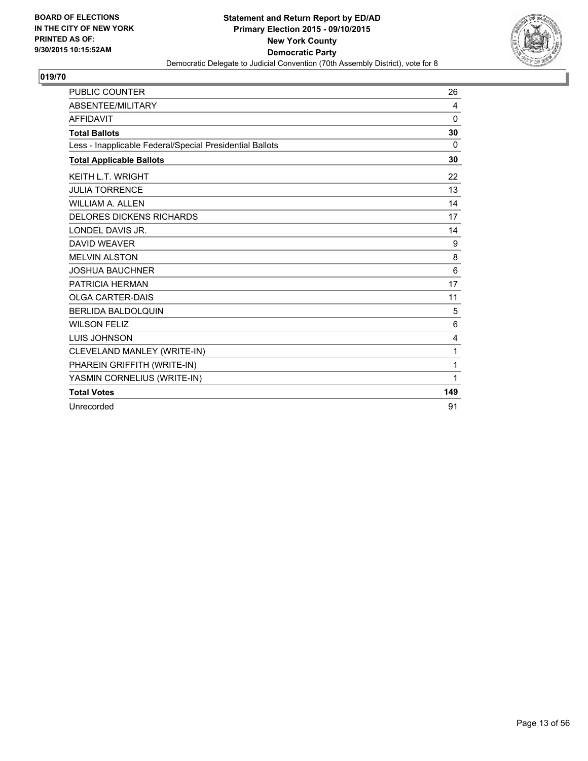**BOARD OF ELECTIONS IN THE CITY OF NEW YORK PRINTED AS OF: 9/30/2015 10:15:52AM**

**Statement and Return Report by ED/AD**
**Primary Election 2015 - 09/10/2015**
**New York County**
**Democratic Party**
Democratic Delegate to Judicial Convention (70th Assembly District), vote for 8

## 019/70

| | |
|---|---|
| PUBLIC COUNTER | 26 |
| ABSENTEE/MILITARY | 4 |
| AFFIDAVIT | 0 |
| **Total Ballots** | **30** |
| Less - Inapplicable Federal/Special Presidential Ballots | 0 |
| **Total Applicable Ballots** | **30** |
| KEITH L.T. WRIGHT | 22 |
| JULIA TORRENCE | 13 |
| WILLIAM A. ALLEN | 14 |
| DELORES DICKENS RICHARDS | 17 |
| LONDEL DAVIS JR. | 14 |
| DAVID WEAVER | 9 |
| MELVIN ALSTON | 8 |
| JOSHUA BAUCHNER | 6 |
| PATRICIA HERMAN | 17 |
| OLGA CARTER-DAIS | 11 |
| BERLIDA BALDOLQUIN | 5 |
| WILSON FELIZ | 6 |
| LUIS JOHNSON | 4 |
| CLEVELAND MANLEY (WRITE-IN) | 1 |
| PHAREIN GRIFFITH (WRITE-IN) | 1 |
| YASMIN CORNELIUS (WRITE-IN) | 1 |
| **Total Votes** | **149** |
| Unrecorded | 91 |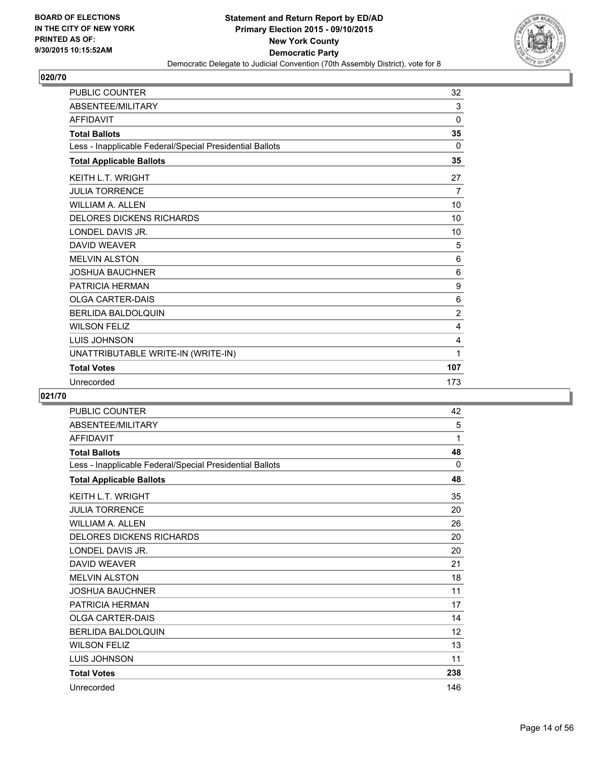BOARD OF ELECTIONS
IN THE CITY OF NEW YORK
PRINTED AS OF:
9/30/2015 10:15:52AM

**Statement and Return Report by ED/AD**
**Primary Election 2015 - 09/10/2015**
**New York County**
**Democratic Party**
Democratic Delegate to Judicial Convention (70th Assembly District), vote for 8

## 020/70

| | |
|---|---|
| PUBLIC COUNTER | 32 |
| ABSENTEE/MILITARY | 3 |
| AFFIDAVIT | 0 |
| **Total Ballots** | **35** |
| Less - Inapplicable Federal/Special Presidential Ballots | 0 |
| **Total Applicable Ballots** | **35** |
| KEITH L.T. WRIGHT | 27 |
| JULIA TORRENCE | 7 |
| WILLIAM A. ALLEN | 10 |
| DELORES DICKENS RICHARDS | 10 |
| LONDEL DAVIS JR. | 10 |
| DAVID WEAVER | 5 |
| MELVIN ALSTON | 6 |
| JOSHUA BAUCHNER | 6 |
| PATRICIA HERMAN | 9 |
| OLGA CARTER-DAIS | 6 |
| BERLIDA BALDOLQUIN | 2 |
| WILSON FELIZ | 4 |
| LUIS JOHNSON | 4 |
| UNATTRIBUTABLE WRITE-IN (WRITE-IN) | 1 |
| **Total Votes** | **107** |
| Unrecorded | 173 |

## 021/70

| | |
|---|---|
| PUBLIC COUNTER | 42 |
| ABSENTEE/MILITARY | 5 |
| AFFIDAVIT | 1 |
| **Total Ballots** | **48** |
| Less - Inapplicable Federal/Special Presidential Ballots | 0 |
| **Total Applicable Ballots** | **48** |
| KEITH L.T. WRIGHT | 35 |
| JULIA TORRENCE | 20 |
| WILLIAM A. ALLEN | 26 |
| DELORES DICKENS RICHARDS | 20 |
| LONDEL DAVIS JR. | 20 |
| DAVID WEAVER | 21 |
| MELVIN ALSTON | 18 |
| JOSHUA BAUCHNER | 11 |
| PATRICIA HERMAN | 17 |
| OLGA CARTER-DAIS | 14 |
| BERLIDA BALDOLQUIN | 12 |
| WILSON FELIZ | 13 |
| LUIS JOHNSON | 11 |
| **Total Votes** | **238** |
| Unrecorded | 146 |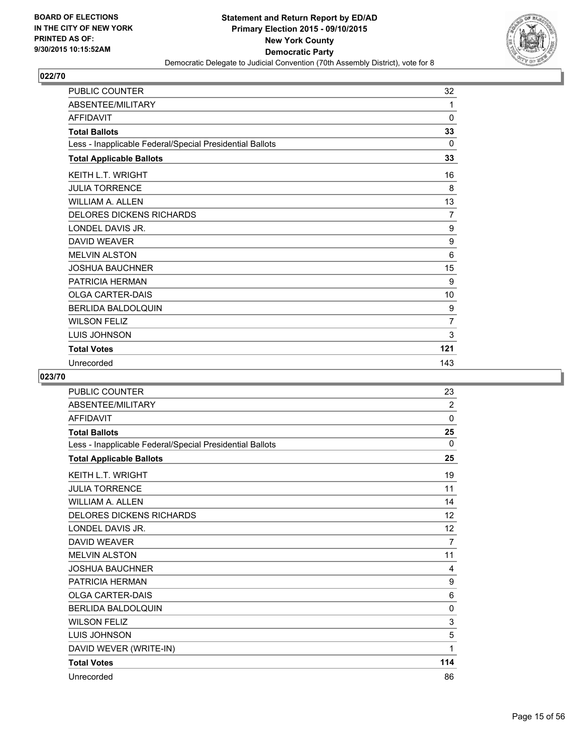## 022/70

| | |
|---|---|
| PUBLIC COUNTER | 32 |
| ABSENTEE/MILITARY | 1 |
| AFFIDAVIT | 0 |
| **Total Ballots** | **33** |
| Less - Inapplicable Federal/Special Presidential Ballots | 0 |
| **Total Applicable Ballots** | **33** |
| KEITH L.T. WRIGHT | 16 |
| JULIA TORRENCE | 8 |
| WILLIAM A. ALLEN | 13 |
| DELORES DICKENS RICHARDS | 7 |
| LONDEL DAVIS JR. | 9 |
| DAVID WEAVER | 9 |
| MELVIN ALSTON | 6 |
| JOSHUA BAUCHNER | 15 |
| PATRICIA HERMAN | 9 |
| OLGA CARTER-DAIS | 10 |
| BERLIDA BALDOLQUIN | 9 |
| WILSON FELIZ | 7 |
| LUIS JOHNSON | 3 |
| **Total Votes** | **121** |
| Unrecorded | 143 |

## 023/70

| | |
|---|---|
| PUBLIC COUNTER | 23 |
| ABSENTEE/MILITARY | 2 |
| AFFIDAVIT | 0 |
| **Total Ballots** | **25** |
| Less - Inapplicable Federal/Special Presidential Ballots | 0 |
| **Total Applicable Ballots** | **25** |
| KEITH L.T. WRIGHT | 19 |
| JULIA TORRENCE | 11 |
| WILLIAM A. ALLEN | 14 |
| DELORES DICKENS RICHARDS | 12 |
| LONDEL DAVIS JR. | 12 |
| DAVID WEAVER | 7 |
| MELVIN ALSTON | 11 |
| JOSHUA BAUCHNER | 4 |
| PATRICIA HERMAN | 9 |
| OLGA CARTER-DAIS | 6 |
| BERLIDA BALDOLQUIN | 0 |
| WILSON FELIZ | 3 |
| LUIS JOHNSON | 5 |
| DAVID WEVER (WRITE-IN) | 1 |
| **Total Votes** | **114** |
| Unrecorded | 86 |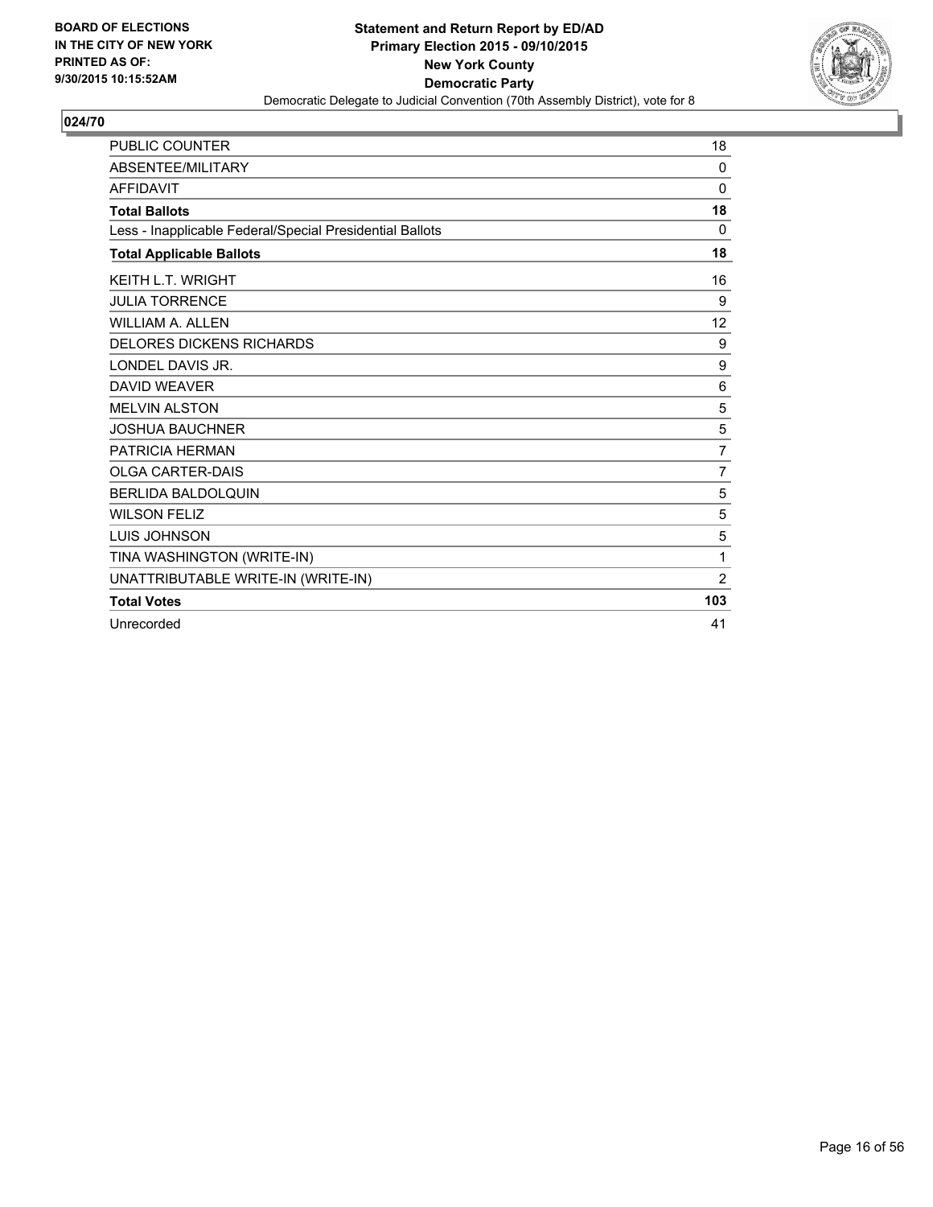**BOARD OF ELECTIONS IN THE CITY OF NEW YORK PRINTED AS OF: 9/30/2015 10:15:52AM**

**Statement and Return Report by ED/AD Primary Election 2015 - 09/10/2015 New York County Democratic Party**

Democratic Delegate to Judicial Convention (70th Assembly District), vote for 8

## 024/70

| | |
|---|---|
| PUBLIC COUNTER | 18 |
| ABSENTEE/MILITARY | 0 |
| AFFIDAVIT | 0 |
| **Total Ballots** | **18** |
| Less - Inapplicable Federal/Special Presidential Ballots | 0 |
| **Total Applicable Ballots** | **18** |
| KEITH L.T. WRIGHT | 16 |
| JULIA TORRENCE | 9 |
| WILLIAM A. ALLEN | 12 |
| DELORES DICKENS RICHARDS | 9 |
| LONDEL DAVIS JR. | 9 |
| DAVID WEAVER | 6 |
| MELVIN ALSTON | 5 |
| JOSHUA BAUCHNER | 5 |
| PATRICIA HERMAN | 7 |
| OLGA CARTER-DAIS | 7 |
| BERLIDA BALDOLQUIN | 5 |
| WILSON FELIZ | 5 |
| LUIS JOHNSON | 5 |
| TINA WASHINGTON (WRITE-IN) | 1 |
| UNATTRIBUTABLE WRITE-IN (WRITE-IN) | 2 |
| **Total Votes** | **103** |
| Unrecorded | 41 |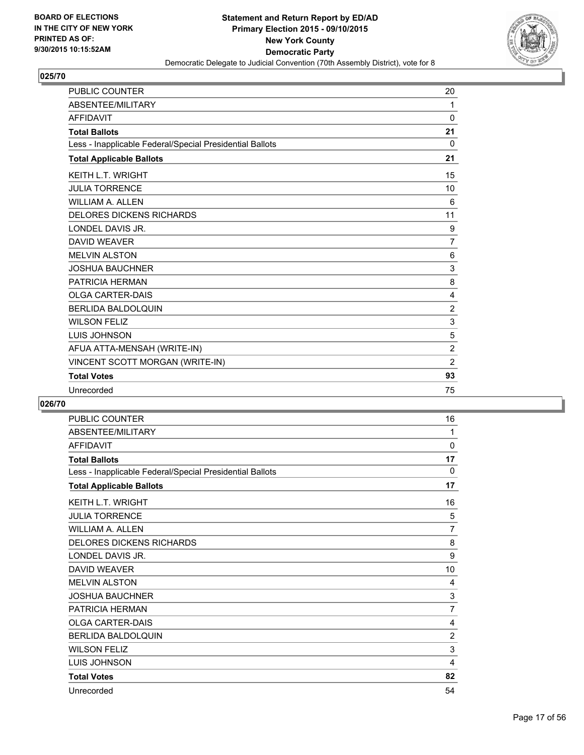## 025/70

| | |
|---|---|
| PUBLIC COUNTER | 20 |
| ABSENTEE/MILITARY | 1 |
| AFFIDAVIT | 0 |
| **Total Ballots** | **21** |
| Less - Inapplicable Federal/Special Presidential Ballots | 0 |
| **Total Applicable Ballots** | **21** |
| KEITH L.T. WRIGHT | 15 |
| JULIA TORRENCE | 10 |
| WILLIAM A. ALLEN | 6 |
| DELORES DICKENS RICHARDS | 11 |
| LONDEL DAVIS JR. | 9 |
| DAVID WEAVER | 7 |
| MELVIN ALSTON | 6 |
| JOSHUA BAUCHNER | 3 |
| PATRICIA HERMAN | 8 |
| OLGA CARTER-DAIS | 4 |
| BERLIDA BALDOLQUIN | 2 |
| WILSON FELIZ | 3 |
| LUIS JOHNSON | 5 |
| AFUA ATTA-MENSAH (WRITE-IN) | 2 |
| VINCENT SCOTT MORGAN (WRITE-IN) | 2 |
| **Total Votes** | **93** |
| Unrecorded | 75 |

## 026/70

| | |
|---|---|
| PUBLIC COUNTER | 16 |
| ABSENTEE/MILITARY | 1 |
| AFFIDAVIT | 0 |
| **Total Ballots** | **17** |
| Less - Inapplicable Federal/Special Presidential Ballots | 0 |
| **Total Applicable Ballots** | **17** |
| KEITH L.T. WRIGHT | 16 |
| JULIA TORRENCE | 5 |
| WILLIAM A. ALLEN | 7 |
| DELORES DICKENS RICHARDS | 8 |
| LONDEL DAVIS JR. | 9 |
| DAVID WEAVER | 10 |
| MELVIN ALSTON | 4 |
| JOSHUA BAUCHNER | 3 |
| PATRICIA HERMAN | 7 |
| OLGA CARTER-DAIS | 4 |
| BERLIDA BALDOLQUIN | 2 |
| WILSON FELIZ | 3 |
| LUIS JOHNSON | 4 |
| **Total Votes** | **82** |
| Unrecorded | 54 |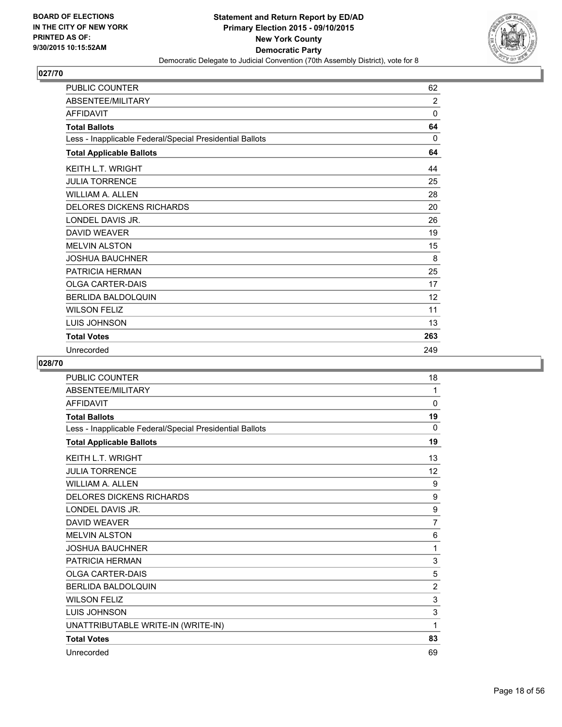## 027/70

| | |
|---|---|
| PUBLIC COUNTER | 62 |
| ABSENTEE/MILITARY | 2 |
| AFFIDAVIT | 0 |
| **Total Ballots** | **64** |
| Less - Inapplicable Federal/Special Presidential Ballots | 0 |
| **Total Applicable Ballots** | **64** |
| KEITH L.T. WRIGHT | 44 |
| JULIA TORRENCE | 25 |
| WILLIAM A. ALLEN | 28 |
| DELORES DICKENS RICHARDS | 20 |
| LONDEL DAVIS JR. | 26 |
| DAVID WEAVER | 19 |
| MELVIN ALSTON | 15 |
| JOSHUA BAUCHNER | 8 |
| PATRICIA HERMAN | 25 |
| OLGA CARTER-DAIS | 17 |
| BERLIDA BALDOLQUIN | 12 |
| WILSON FELIZ | 11 |
| LUIS JOHNSON | 13 |
| **Total Votes** | **263** |
| Unrecorded | 249 |

## 028/70

| | |
|---|---|
| PUBLIC COUNTER | 18 |
| ABSENTEE/MILITARY | 1 |
| AFFIDAVIT | 0 |
| **Total Ballots** | **19** |
| Less - Inapplicable Federal/Special Presidential Ballots | 0 |
| **Total Applicable Ballots** | **19** |
| KEITH L.T. WRIGHT | 13 |
| JULIA TORRENCE | 12 |
| WILLIAM A. ALLEN | 9 |
| DELORES DICKENS RICHARDS | 9 |
| LONDEL DAVIS JR. | 9 |
| DAVID WEAVER | 7 |
| MELVIN ALSTON | 6 |
| JOSHUA BAUCHNER | 1 |
| PATRICIA HERMAN | 3 |
| OLGA CARTER-DAIS | 5 |
| BERLIDA BALDOLQUIN | 2 |
| WILSON FELIZ | 3 |
| LUIS JOHNSON | 3 |
| UNATTRIBUTABLE WRITE-IN (WRITE-IN) | 1 |
| **Total Votes** | **83** |
| Unrecorded | 69 |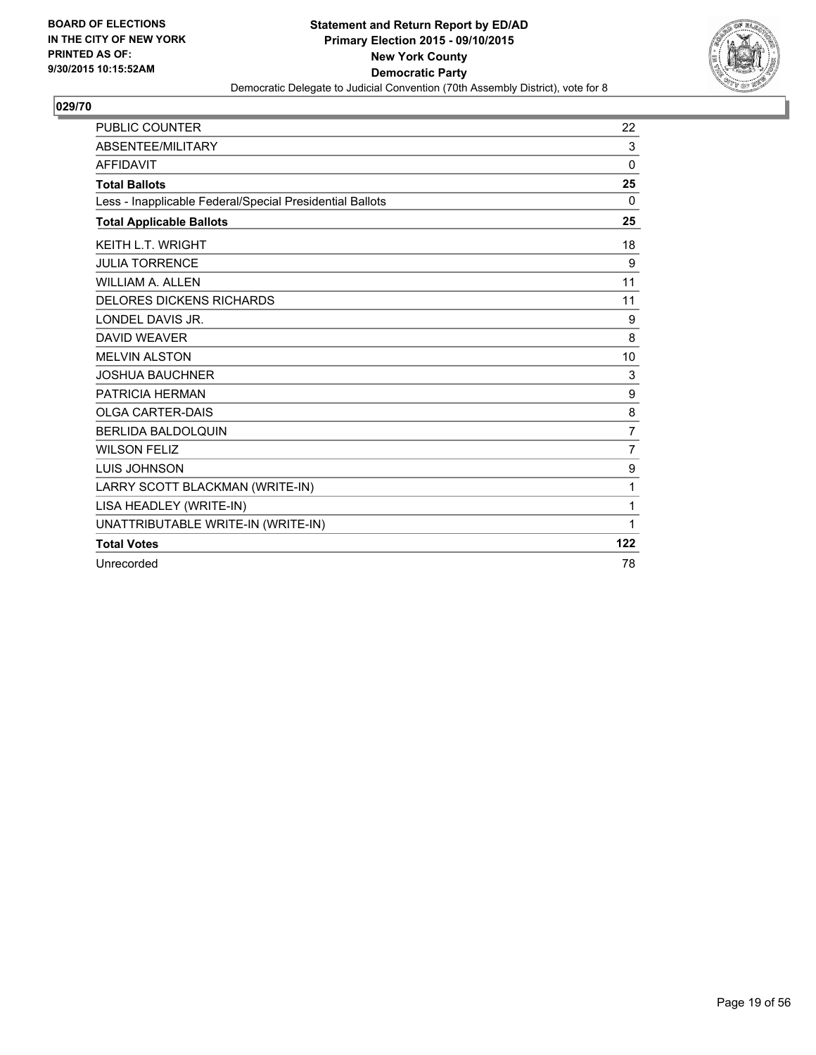**BOARD OF ELECTIONS IN THE CITY OF NEW YORK PRINTED AS OF: 9/30/2015 10:15:52AM**

**Statement and Return Report by ED/AD Primary Election 2015 - 09/10/2015 New York County Democratic Party**

Democratic Delegate to Judicial Convention (70th Assembly District), vote for 8

## 029/70

| | |
|---|---|
| PUBLIC COUNTER | 22 |
| ABSENTEE/MILITARY | 3 |
| AFFIDAVIT | 0 |
| **Total Ballots** | **25** |
| Less - Inapplicable Federal/Special Presidential Ballots | 0 |
| **Total Applicable Ballots** | **25** |
| KEITH L.T. WRIGHT | 18 |
| JULIA TORRENCE | 9 |
| WILLIAM A. ALLEN | 11 |
| DELORES DICKENS RICHARDS | 11 |
| LONDEL DAVIS JR. | 9 |
| DAVID WEAVER | 8 |
| MELVIN ALSTON | 10 |
| JOSHUA BAUCHNER | 3 |
| PATRICIA HERMAN | 9 |
| OLGA CARTER-DAIS | 8 |
| BERLIDA BALDOLQUIN | 7 |
| WILSON FELIZ | 7 |
| LUIS JOHNSON | 9 |
| LARRY SCOTT BLACKMAN (WRITE-IN) | 1 |
| LISA HEADLEY (WRITE-IN) | 1 |
| UNATTRIBUTABLE WRITE-IN (WRITE-IN) | 1 |
| **Total Votes** | **122** |
| Unrecorded | 78 |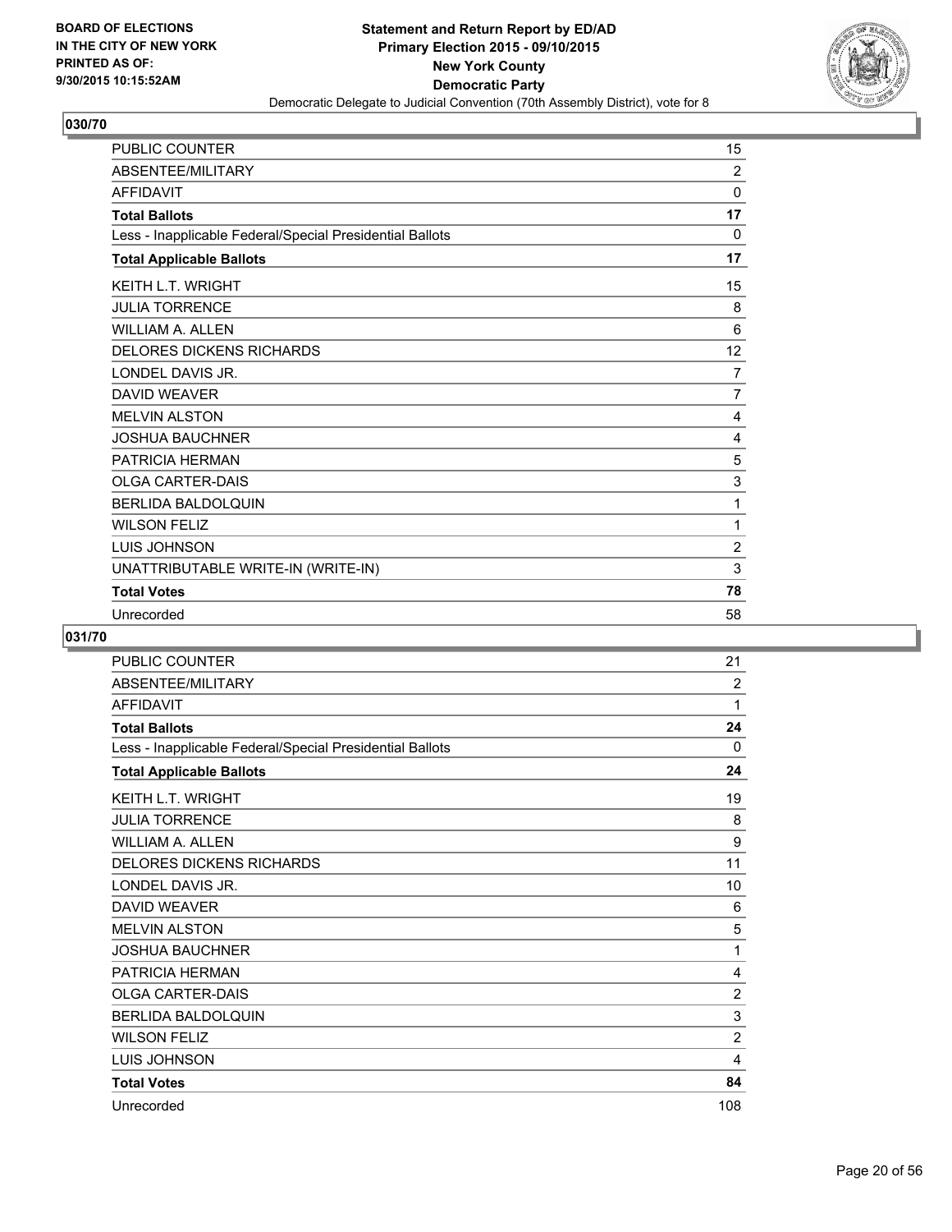## 030/70

| | |
|---|---|
| PUBLIC COUNTER | 15 |
| ABSENTEE/MILITARY | 2 |
| AFFIDAVIT | 0 |
| **Total Ballots** | **17** |
| Less - Inapplicable Federal/Special Presidential Ballots | 0 |
| **Total Applicable Ballots** | **17** |
| KEITH L.T. WRIGHT | 15 |
| JULIA TORRENCE | 8 |
| WILLIAM A. ALLEN | 6 |
| DELORES DICKENS RICHARDS | 12 |
| LONDEL DAVIS JR. | 7 |
| DAVID WEAVER | 7 |
| MELVIN ALSTON | 4 |
| JOSHUA BAUCHNER | 4 |
| PATRICIA HERMAN | 5 |
| OLGA CARTER-DAIS | 3 |
| BERLIDA BALDOLQUIN | 1 |
| WILSON FELIZ | 1 |
| LUIS JOHNSON | 2 |
| UNATTRIBUTABLE WRITE-IN (WRITE-IN) | 3 |
| **Total Votes** | **78** |
| Unrecorded | 58 |

## 031/70

| | |
|---|---|
| PUBLIC COUNTER | 21 |
| ABSENTEE/MILITARY | 2 |
| AFFIDAVIT | 1 |
| **Total Ballots** | **24** |
| Less - Inapplicable Federal/Special Presidential Ballots | 0 |
| **Total Applicable Ballots** | **24** |
| KEITH L.T. WRIGHT | 19 |
| JULIA TORRENCE | 8 |
| WILLIAM A. ALLEN | 9 |
| DELORES DICKENS RICHARDS | 11 |
| LONDEL DAVIS JR. | 10 |
| DAVID WEAVER | 6 |
| MELVIN ALSTON | 5 |
| JOSHUA BAUCHNER | 1 |
| PATRICIA HERMAN | 4 |
| OLGA CARTER-DAIS | 2 |
| BERLIDA BALDOLQUIN | 3 |
| WILSON FELIZ | 2 |
| LUIS JOHNSON | 4 |
| **Total Votes** | **84** |
| Unrecorded | 108 |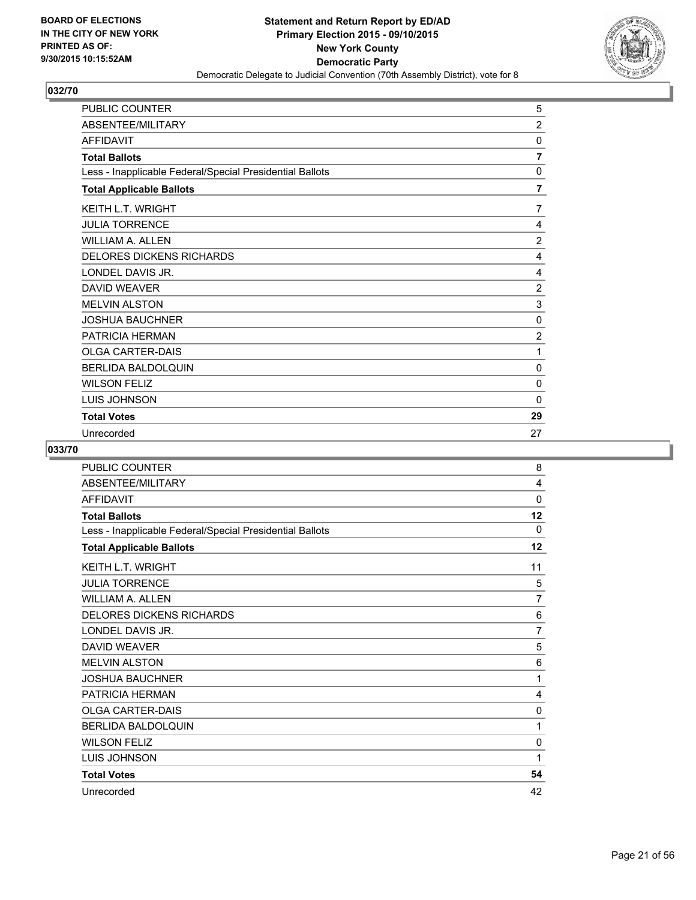**Statement and Return Report by ED/AD**
**Primary Election 2015 - 09/10/2015**
**New York County**
**Democratic Party**
Democratic Delegate to Judicial Convention (70th Assembly District), vote for 8

BOARD OF ELECTIONS
IN THE CITY OF NEW YORK
PRINTED AS OF:
9/30/2015 10:15:52AM

## 032/70

| | |
|---|---|
| PUBLIC COUNTER | 5 |
| ABSENTEE/MILITARY | 2 |
| AFFIDAVIT | 0 |
| **Total Ballots** | **7** |
| Less - Inapplicable Federal/Special Presidential Ballots | 0 |
| **Total Applicable Ballots** | **7** |
| KEITH L.T. WRIGHT | 7 |
| JULIA TORRENCE | 4 |
| WILLIAM A. ALLEN | 2 |
| DELORES DICKENS RICHARDS | 4 |
| LONDEL DAVIS JR. | 4 |
| DAVID WEAVER | 2 |
| MELVIN ALSTON | 3 |
| JOSHUA BAUCHNER | 0 |
| PATRICIA HERMAN | 2 |
| OLGA CARTER-DAIS | 1 |
| BERLIDA BALDOLQUIN | 0 |
| WILSON FELIZ | 0 |
| LUIS JOHNSON | 0 |
| **Total Votes** | **29** |
| Unrecorded | 27 |

## 033/70

| | |
|---|---|
| PUBLIC COUNTER | 8 |
| ABSENTEE/MILITARY | 4 |
| AFFIDAVIT | 0 |
| **Total Ballots** | **12** |
| Less - Inapplicable Federal/Special Presidential Ballots | 0 |
| **Total Applicable Ballots** | **12** |
| KEITH L.T. WRIGHT | 11 |
| JULIA TORRENCE | 5 |
| WILLIAM A. ALLEN | 7 |
| DELORES DICKENS RICHARDS | 6 |
| LONDEL DAVIS JR. | 7 |
| DAVID WEAVER | 5 |
| MELVIN ALSTON | 6 |
| JOSHUA BAUCHNER | 1 |
| PATRICIA HERMAN | 4 |
| OLGA CARTER-DAIS | 0 |
| BERLIDA BALDOLQUIN | 1 |
| WILSON FELIZ | 0 |
| LUIS JOHNSON | 1 |
| **Total Votes** | **54** |
| Unrecorded | 42 |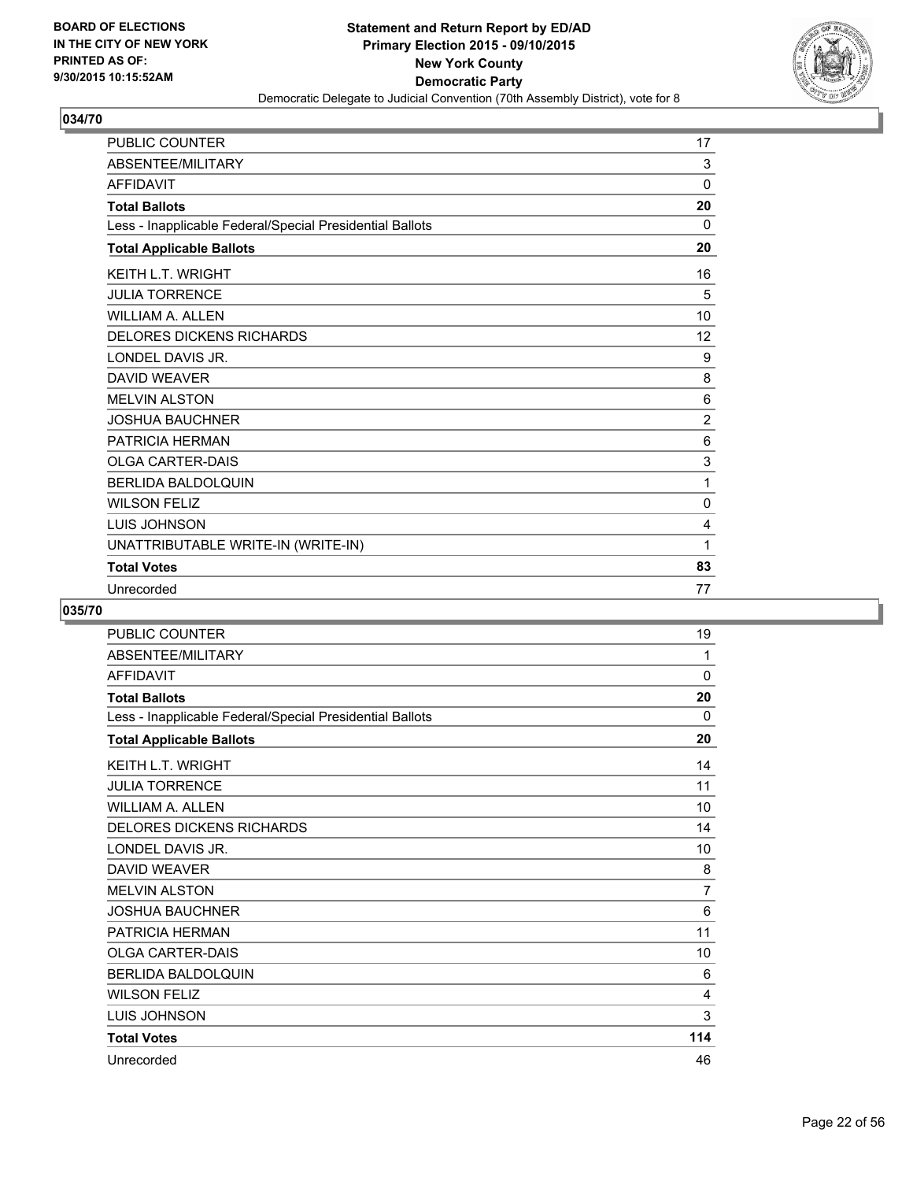Statement and Return Report by ED/AD
Primary Election 2015 - 09/10/2015
New York County
Democratic Party
Democratic Delegate to Judicial Convention (70th Assembly District), vote for 8

BOARD OF ELECTIONS
IN THE CITY OF NEW YORK
PRINTED AS OF:
9/30/2015 10:15:52AM

## 034/70

| | |
|---|---|
| PUBLIC COUNTER | 17 |
| ABSENTEE/MILITARY | 3 |
| AFFIDAVIT | 0 |
| **Total Ballots** | **20** |
| Less - Inapplicable Federal/Special Presidential Ballots | 0 |
| **Total Applicable Ballots** | **20** |
| KEITH L.T. WRIGHT | 16 |
| JULIA TORRENCE | 5 |
| WILLIAM A. ALLEN | 10 |
| DELORES DICKENS RICHARDS | 12 |
| LONDEL DAVIS JR. | 9 |
| DAVID WEAVER | 8 |
| MELVIN ALSTON | 6 |
| JOSHUA BAUCHNER | 2 |
| PATRICIA HERMAN | 6 |
| OLGA CARTER-DAIS | 3 |
| BERLIDA BALDOLQUIN | 1 |
| WILSON FELIZ | 0 |
| LUIS JOHNSON | 4 |
| UNATTRIBUTABLE WRITE-IN (WRITE-IN) | 1 |
| **Total Votes** | **83** |
| Unrecorded | 77 |

## 035/70

| | |
|---|---|
| PUBLIC COUNTER | 19 |
| ABSENTEE/MILITARY | 1 |
| AFFIDAVIT | 0 |
| **Total Ballots** | **20** |
| Less - Inapplicable Federal/Special Presidential Ballots | 0 |
| **Total Applicable Ballots** | **20** |
| KEITH L.T. WRIGHT | 14 |
| JULIA TORRENCE | 11 |
| WILLIAM A. ALLEN | 10 |
| DELORES DICKENS RICHARDS | 14 |
| LONDEL DAVIS JR. | 10 |
| DAVID WEAVER | 8 |
| MELVIN ALSTON | 7 |
| JOSHUA BAUCHNER | 6 |
| PATRICIA HERMAN | 11 |
| OLGA CARTER-DAIS | 10 |
| BERLIDA BALDOLQUIN | 6 |
| WILSON FELIZ | 4 |
| LUIS JOHNSON | 3 |
| **Total Votes** | **114** |
| Unrecorded | 46 |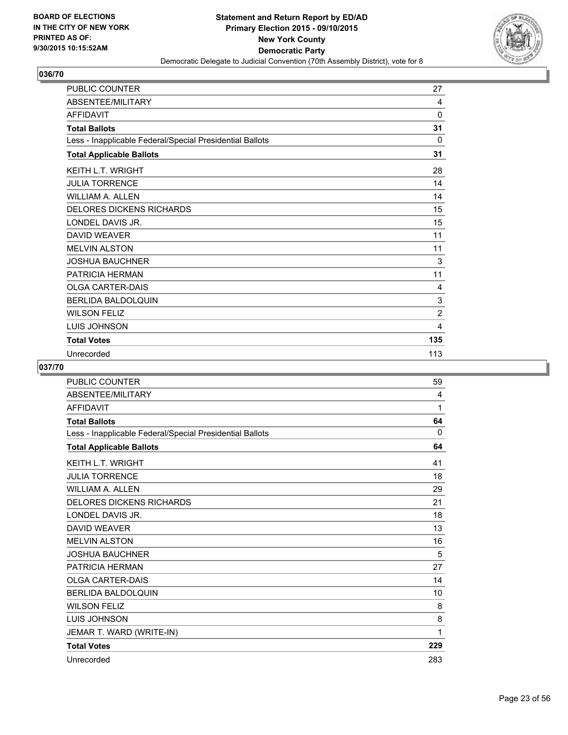**Statement and Return Report by ED/AD**
**Primary Election 2015 - 09/10/2015**
**New York County**
**Democratic Party**
Democratic Delegate to Judicial Convention (70th Assembly District), vote for 8

BOARD OF ELECTIONS
IN THE CITY OF NEW YORK
PRINTED AS OF:
9/30/2015 10:15:52AM

### 036/70

| | |
|---|---|
| PUBLIC COUNTER | 27 |
| ABSENTEE/MILITARY | 4 |
| AFFIDAVIT | 0 |
| **Total Ballots** | **31** |
| Less - Inapplicable Federal/Special Presidential Ballots | 0 |
| **Total Applicable Ballots** | **31** |
| KEITH L.T. WRIGHT | 28 |
| JULIA TORRENCE | 14 |
| WILLIAM A. ALLEN | 14 |
| DELORES DICKENS RICHARDS | 15 |
| LONDEL DAVIS JR. | 15 |
| DAVID WEAVER | 11 |
| MELVIN ALSTON | 11 |
| JOSHUA BAUCHNER | 3 |
| PATRICIA HERMAN | 11 |
| OLGA CARTER-DAIS | 4 |
| BERLIDA BALDOLQUIN | 3 |
| WILSON FELIZ | 2 |
| LUIS JOHNSON | 4 |
| **Total Votes** | **135** |
| Unrecorded | 113 |

### 037/70

| | |
|---|---|
| PUBLIC COUNTER | 59 |
| ABSENTEE/MILITARY | 4 |
| AFFIDAVIT | 1 |
| **Total Ballots** | **64** |
| Less - Inapplicable Federal/Special Presidential Ballots | 0 |
| **Total Applicable Ballots** | **64** |
| KEITH L.T. WRIGHT | 41 |
| JULIA TORRENCE | 18 |
| WILLIAM A. ALLEN | 29 |
| DELORES DICKENS RICHARDS | 21 |
| LONDEL DAVIS JR. | 18 |
| DAVID WEAVER | 13 |
| MELVIN ALSTON | 16 |
| JOSHUA BAUCHNER | 5 |
| PATRICIA HERMAN | 27 |
| OLGA CARTER-DAIS | 14 |
| BERLIDA BALDOLQUIN | 10 |
| WILSON FELIZ | 8 |
| LUIS JOHNSON | 8 |
| JEMAR T. WARD (WRITE-IN) | 1 |
| **Total Votes** | **229** |
| Unrecorded | 283 |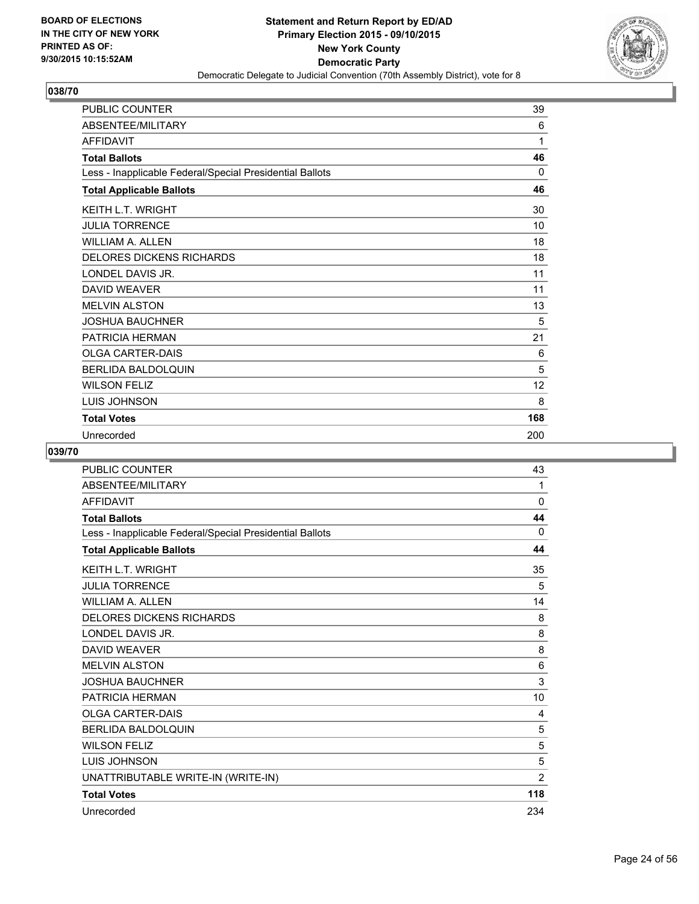**Statement and Return Report by ED/AD**
**Primary Election 2015 - 09/10/2015**
**New York County**
**Democratic Party**
Democratic Delegate to Judicial Convention (70th Assembly District), vote for 8

BOARD OF ELECTIONS
IN THE CITY OF NEW YORK
PRINTED AS OF:
9/30/2015 10:15:52AM

## 038/70

| | |
|---|---|
| PUBLIC COUNTER | 39 |
| ABSENTEE/MILITARY | 6 |
| AFFIDAVIT | 1 |
| **Total Ballots** | **46** |
| Less - Inapplicable Federal/Special Presidential Ballots | 0 |
| **Total Applicable Ballots** | **46** |
| KEITH L.T. WRIGHT | 30 |
| JULIA TORRENCE | 10 |
| WILLIAM A. ALLEN | 18 |
| DELORES DICKENS RICHARDS | 18 |
| LONDEL DAVIS JR. | 11 |
| DAVID WEAVER | 11 |
| MELVIN ALSTON | 13 |
| JOSHUA BAUCHNER | 5 |
| PATRICIA HERMAN | 21 |
| OLGA CARTER-DAIS | 6 |
| BERLIDA BALDOLQUIN | 5 |
| WILSON FELIZ | 12 |
| LUIS JOHNSON | 8 |
| **Total Votes** | **168** |
| Unrecorded | 200 |

## 039/70

| | |
|---|---|
| PUBLIC COUNTER | 43 |
| ABSENTEE/MILITARY | 1 |
| AFFIDAVIT | 0 |
| **Total Ballots** | **44** |
| Less - Inapplicable Federal/Special Presidential Ballots | 0 |
| **Total Applicable Ballots** | **44** |
| KEITH L.T. WRIGHT | 35 |
| JULIA TORRENCE | 5 |
| WILLIAM A. ALLEN | 14 |
| DELORES DICKENS RICHARDS | 8 |
| LONDEL DAVIS JR. | 8 |
| DAVID WEAVER | 8 |
| MELVIN ALSTON | 6 |
| JOSHUA BAUCHNER | 3 |
| PATRICIA HERMAN | 10 |
| OLGA CARTER-DAIS | 4 |
| BERLIDA BALDOLQUIN | 5 |
| WILSON FELIZ | 5 |
| LUIS JOHNSON | 5 |
| UNATTRIBUTABLE WRITE-IN (WRITE-IN) | 2 |
| **Total Votes** | **118** |
| Unrecorded | 234 |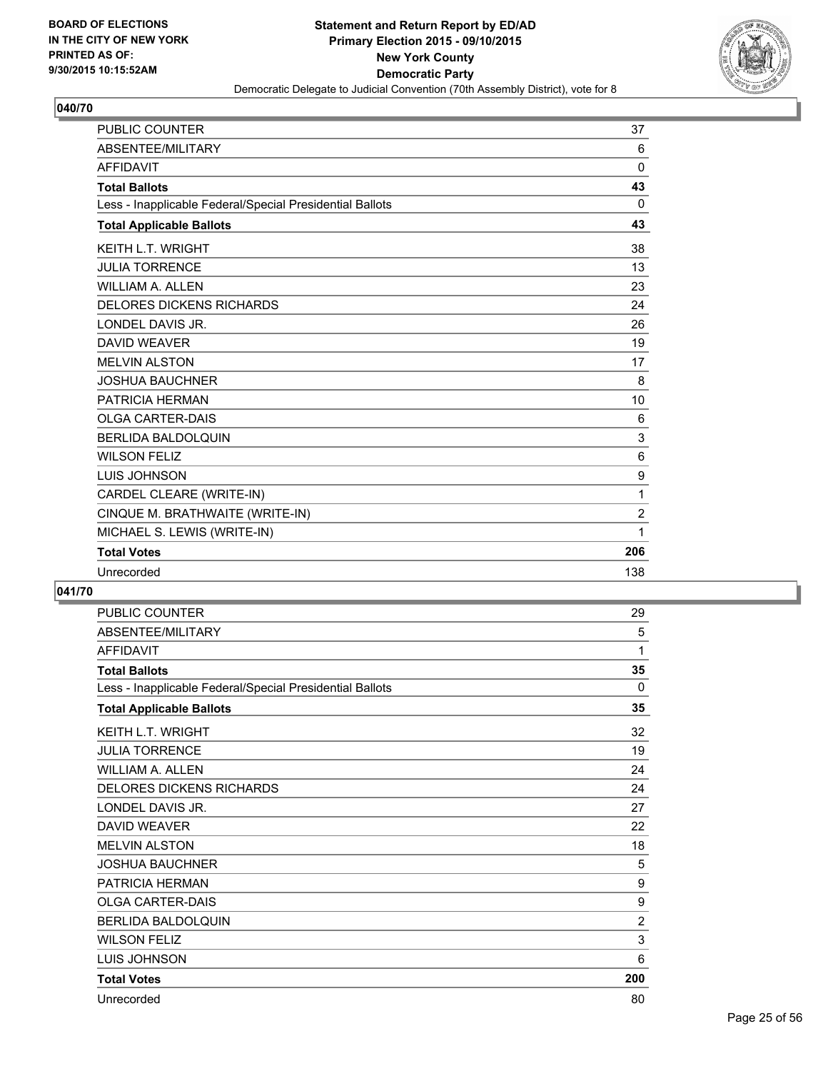**BOARD OF ELECTIONS IN THE CITY OF NEW YORK PRINTED AS OF: 9/30/2015 10:15:52AM**

**Statement and Return Report by ED/AD Primary Election 2015 - 09/10/2015 New York County Democratic Party**

Democratic Delegate to Judicial Convention (70th Assembly District), vote for 8

## 040/70

| | |
|---|---|
| PUBLIC COUNTER | 37 |
| ABSENTEE/MILITARY | 6 |
| AFFIDAVIT | 0 |
| **Total Ballots** | **43** |
| Less - Inapplicable Federal/Special Presidential Ballots | 0 |
| **Total Applicable Ballots** | **43** |
| KEITH L.T. WRIGHT | 38 |
| JULIA TORRENCE | 13 |
| WILLIAM A. ALLEN | 23 |
| DELORES DICKENS RICHARDS | 24 |
| LONDEL DAVIS JR. | 26 |
| DAVID WEAVER | 19 |
| MELVIN ALSTON | 17 |
| JOSHUA BAUCHNER | 8 |
| PATRICIA HERMAN | 10 |
| OLGA CARTER-DAIS | 6 |
| BERLIDA BALDOLQUIN | 3 |
| WILSON FELIZ | 6 |
| LUIS JOHNSON | 9 |
| CARDEL CLEARE (WRITE-IN) | 1 |
| CINQUE M. BRATHWAITE (WRITE-IN) | 2 |
| MICHAEL S. LEWIS (WRITE-IN) | 1 |
| **Total Votes** | **206** |
| Unrecorded | 138 |

## 041/70

| | |
|---|---|
| PUBLIC COUNTER | 29 |
| ABSENTEE/MILITARY | 5 |
| AFFIDAVIT | 1 |
| **Total Ballots** | **35** |
| Less - Inapplicable Federal/Special Presidential Ballots | 0 |
| **Total Applicable Ballots** | **35** |
| KEITH L.T. WRIGHT | 32 |
| JULIA TORRENCE | 19 |
| WILLIAM A. ALLEN | 24 |
| DELORES DICKENS RICHARDS | 24 |
| LONDEL DAVIS JR. | 27 |
| DAVID WEAVER | 22 |
| MELVIN ALSTON | 18 |
| JOSHUA BAUCHNER | 5 |
| PATRICIA HERMAN | 9 |
| OLGA CARTER-DAIS | 9 |
| BERLIDA BALDOLQUIN | 2 |
| WILSON FELIZ | 3 |
| LUIS JOHNSON | 6 |
| **Total Votes** | **200** |
| Unrecorded | 80 |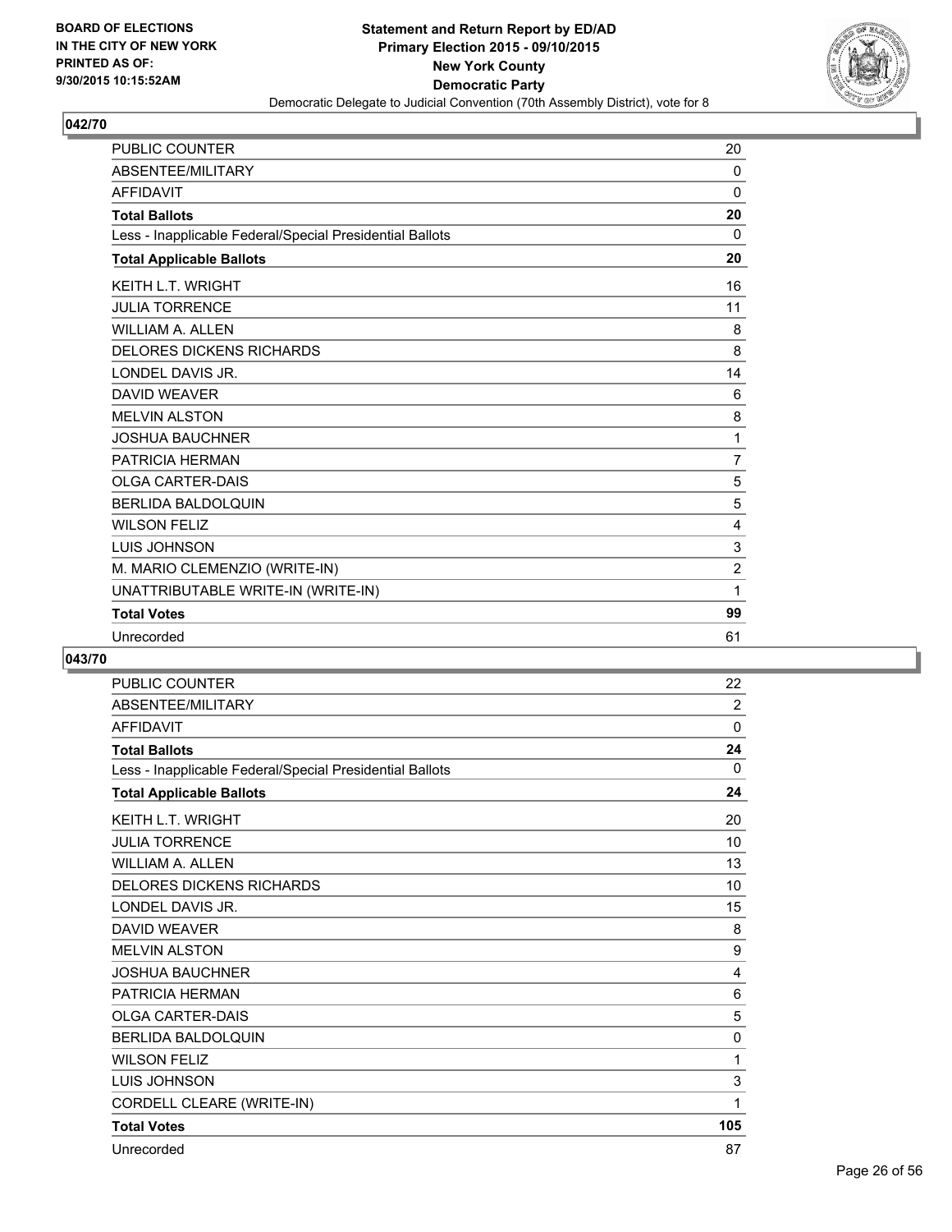**BOARD OF ELECTIONS IN THE CITY OF NEW YORK PRINTED AS OF: 9/30/2015 10:15:52AM**

**Statement and Return Report by ED/AD**
**Primary Election 2015 - 09/10/2015**
**New York County**
**Democratic Party**
Democratic Delegate to Judicial Convention (70th Assembly District), vote for 8

### 042/70

| | |
|---|---|
| PUBLIC COUNTER | 20 |
| ABSENTEE/MILITARY | 0 |
| AFFIDAVIT | 0 |
| **Total Ballots** | **20** |
| Less - Inapplicable Federal/Special Presidential Ballots | 0 |
| **Total Applicable Ballots** | **20** |
| KEITH L.T. WRIGHT | 16 |
| JULIA TORRENCE | 11 |
| WILLIAM A. ALLEN | 8 |
| DELORES DICKENS RICHARDS | 8 |
| LONDEL DAVIS JR. | 14 |
| DAVID WEAVER | 6 |
| MELVIN ALSTON | 8 |
| JOSHUA BAUCHNER | 1 |
| PATRICIA HERMAN | 7 |
| OLGA CARTER-DAIS | 5 |
| BERLIDA BALDOLQUIN | 5 |
| WILSON FELIZ | 4 |
| LUIS JOHNSON | 3 |
| M. MARIO CLEMENZIO (WRITE-IN) | 2 |
| UNATTRIBUTABLE WRITE-IN (WRITE-IN) | 1 |
| **Total Votes** | **99** |
| Unrecorded | 61 |

### 043/70

| | |
|---|---|
| PUBLIC COUNTER | 22 |
| ABSENTEE/MILITARY | 2 |
| AFFIDAVIT | 0 |
| **Total Ballots** | **24** |
| Less - Inapplicable Federal/Special Presidential Ballots | 0 |
| **Total Applicable Ballots** | **24** |
| KEITH L.T. WRIGHT | 20 |
| JULIA TORRENCE | 10 |
| WILLIAM A. ALLEN | 13 |
| DELORES DICKENS RICHARDS | 10 |
| LONDEL DAVIS JR. | 15 |
| DAVID WEAVER | 8 |
| MELVIN ALSTON | 9 |
| JOSHUA BAUCHNER | 4 |
| PATRICIA HERMAN | 6 |
| OLGA CARTER-DAIS | 5 |
| BERLIDA BALDOLQUIN | 0 |
| WILSON FELIZ | 1 |
| LUIS JOHNSON | 3 |
| CORDELL CLEARE (WRITE-IN) | 1 |
| **Total Votes** | **105** |
| Unrecorded | 87 |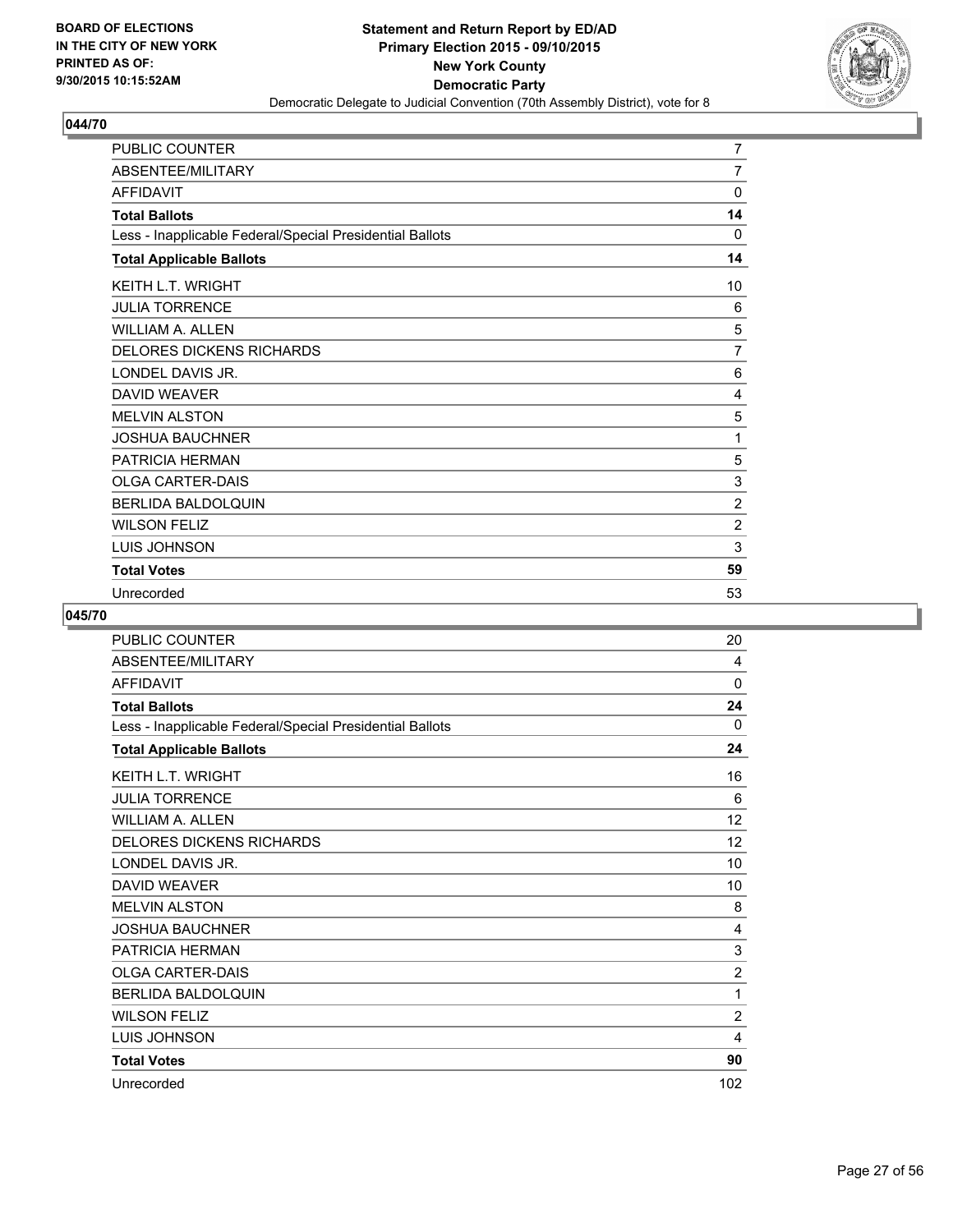**BOARD OF ELECTIONS IN THE CITY OF NEW YORK PRINTED AS OF: 9/30/2015 10:15:52AM**

**Statement and Return Report by ED/AD Primary Election 2015 - 09/10/2015 New York County Democratic Party**

Democratic Delegate to Judicial Convention (70th Assembly District), vote for 8

## 044/70

| | |
|---|---|
| PUBLIC COUNTER | 7 |
| ABSENTEE/MILITARY | 7 |
| AFFIDAVIT | 0 |
| **Total Ballots** | **14** |
| Less - Inapplicable Federal/Special Presidential Ballots | 0 |
| **Total Applicable Ballots** | **14** |
| KEITH L.T. WRIGHT | 10 |
| JULIA TORRENCE | 6 |
| WILLIAM A. ALLEN | 5 |
| DELORES DICKENS RICHARDS | 7 |
| LONDEL DAVIS JR. | 6 |
| DAVID WEAVER | 4 |
| MELVIN ALSTON | 5 |
| JOSHUA BAUCHNER | 1 |
| PATRICIA HERMAN | 5 |
| OLGA CARTER-DAIS | 3 |
| BERLIDA BALDOLQUIN | 2 |
| WILSON FELIZ | 2 |
| LUIS JOHNSON | 3 |
| **Total Votes** | **59** |
| Unrecorded | 53 |

## 045/70

| | |
|---|---|
| PUBLIC COUNTER | 20 |
| ABSENTEE/MILITARY | 4 |
| AFFIDAVIT | 0 |
| **Total Ballots** | **24** |
| Less - Inapplicable Federal/Special Presidential Ballots | 0 |
| **Total Applicable Ballots** | **24** |
| KEITH L.T. WRIGHT | 16 |
| JULIA TORRENCE | 6 |
| WILLIAM A. ALLEN | 12 |
| DELORES DICKENS RICHARDS | 12 |
| LONDEL DAVIS JR. | 10 |
| DAVID WEAVER | 10 |
| MELVIN ALSTON | 8 |
| JOSHUA BAUCHNER | 4 |
| PATRICIA HERMAN | 3 |
| OLGA CARTER-DAIS | 2 |
| BERLIDA BALDOLQUIN | 1 |
| WILSON FELIZ | 2 |
| LUIS JOHNSON | 4 |
| **Total Votes** | **90** |
| Unrecorded | 102 |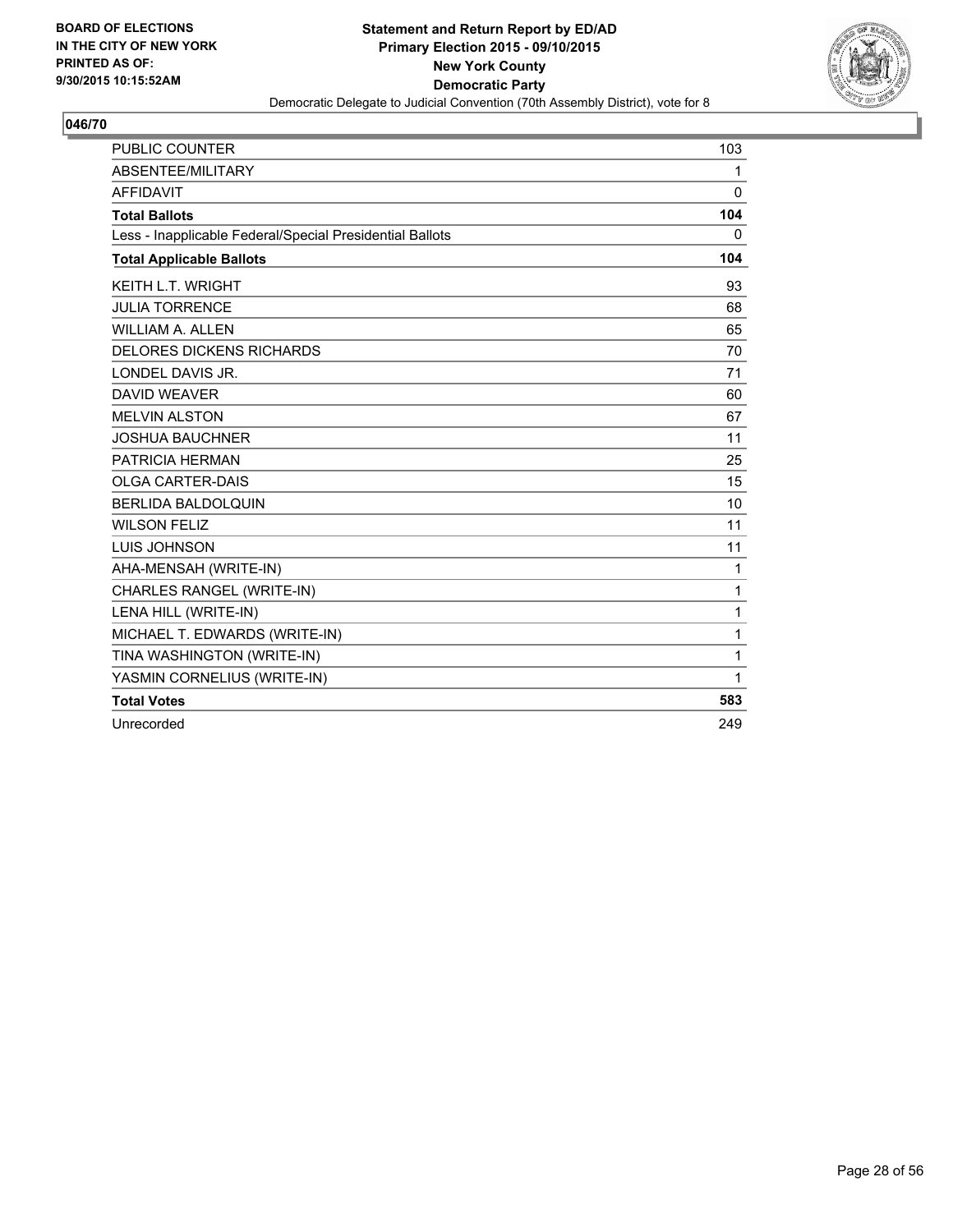BOARD OF ELECTIONS
IN THE CITY OF NEW YORK
PRINTED AS OF:
9/30/2015 10:15:52AM

**Statement and Return Report by ED/AD**
**Primary Election 2015 - 09/10/2015**
**New York County**
**Democratic Party**
Democratic Delegate to Judicial Convention (70th Assembly District), vote for 8

## 046/70

| | |
|---|---|
| PUBLIC COUNTER | 103 |
| ABSENTEE/MILITARY | 1 |
| AFFIDAVIT | 0 |
| **Total Ballots** | **104** |
| Less - Inapplicable Federal/Special Presidential Ballots | 0 |
| **Total Applicable Ballots** | **104** |
| KEITH L.T. WRIGHT | 93 |
| JULIA TORRENCE | 68 |
| WILLIAM A. ALLEN | 65 |
| DELORES DICKENS RICHARDS | 70 |
| LONDEL DAVIS JR. | 71 |
| DAVID WEAVER | 60 |
| MELVIN ALSTON | 67 |
| JOSHUA BAUCHNER | 11 |
| PATRICIA HERMAN | 25 |
| OLGA CARTER-DAIS | 15 |
| BERLIDA BALDOLQUIN | 10 |
| WILSON FELIZ | 11 |
| LUIS JOHNSON | 11 |
| AHA-MENSAH (WRITE-IN) | 1 |
| CHARLES RANGEL (WRITE-IN) | 1 |
| LENA HILL (WRITE-IN) | 1 |
| MICHAEL T. EDWARDS (WRITE-IN) | 1 |
| TINA WASHINGTON (WRITE-IN) | 1 |
| YASMIN CORNELIUS (WRITE-IN) | 1 |
| **Total Votes** | **583** |
| Unrecorded | 249 |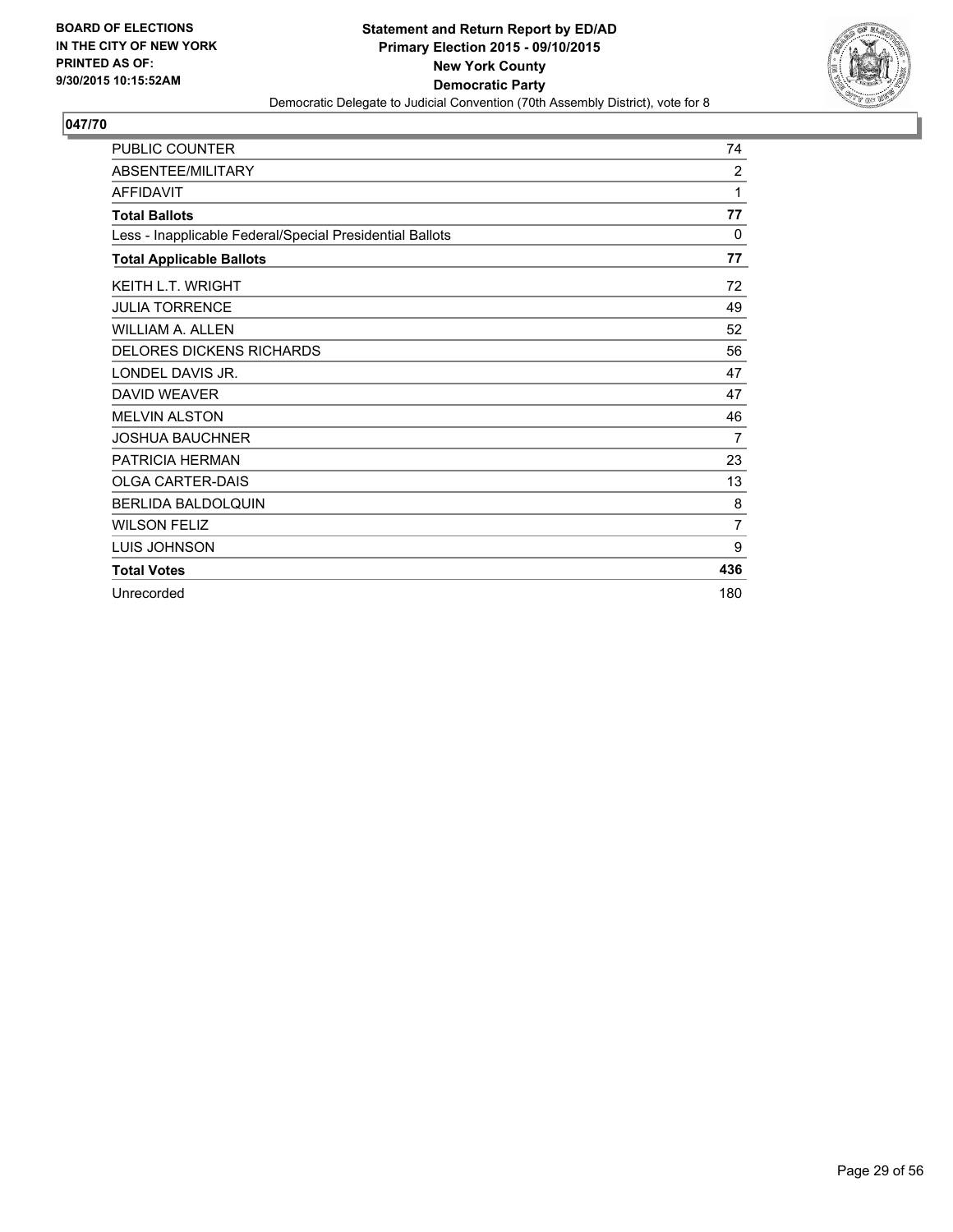BOARD OF ELECTIONS
IN THE CITY OF NEW YORK
PRINTED AS OF:
9/30/2015 10:15:52AM

**Statement and Return Report by ED/AD**
**Primary Election 2015 - 09/10/2015**
**New York County**
**Democratic Party**
Democratic Delegate to Judicial Convention (70th Assembly District), vote for 8

## 047/70

| | |
|---|---|
| PUBLIC COUNTER | 74 |
| ABSENTEE/MILITARY | 2 |
| AFFIDAVIT | 1 |
| **Total Ballots** | **77** |
| Less - Inapplicable Federal/Special Presidential Ballots | 0 |
| **Total Applicable Ballots** | **77** |
| KEITH L.T. WRIGHT | 72 |
| JULIA TORRENCE | 49 |
| WILLIAM A. ALLEN | 52 |
| DELORES DICKENS RICHARDS | 56 |
| LONDEL DAVIS JR. | 47 |
| DAVID WEAVER | 47 |
| MELVIN ALSTON | 46 |
| JOSHUA BAUCHNER | 7 |
| PATRICIA HERMAN | 23 |
| OLGA CARTER-DAIS | 13 |
| BERLIDA BALDOLQUIN | 8 |
| WILSON FELIZ | 7 |
| LUIS JOHNSON | 9 |
| **Total Votes** | **436** |
| Unrecorded | 180 |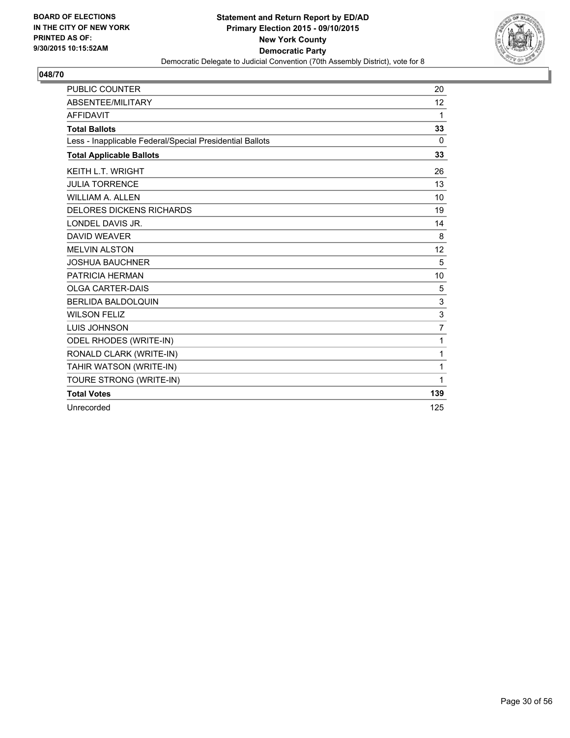**BOARD OF ELECTIONS IN THE CITY OF NEW YORK PRINTED AS OF: 9/30/2015 10:15:52AM**

**Statement and Return Report by ED/AD**
**Primary Election 2015 - 09/10/2015**
**New York County**
**Democratic Party**
Democratic Delegate to Judicial Convention (70th Assembly District), vote for 8

**048/70**

| | |
|---|---|
| PUBLIC COUNTER | 20 |
| ABSENTEE/MILITARY | 12 |
| AFFIDAVIT | 1 |
| **Total Ballots** | **33** |
| Less - Inapplicable Federal/Special Presidential Ballots | 0 |
| **Total Applicable Ballots** | **33** |
| KEITH L.T. WRIGHT | 26 |
| JULIA TORRENCE | 13 |
| WILLIAM A. ALLEN | 10 |
| DELORES DICKENS RICHARDS | 19 |
| LONDEL DAVIS JR. | 14 |
| DAVID WEAVER | 8 |
| MELVIN ALSTON | 12 |
| JOSHUA BAUCHNER | 5 |
| PATRICIA HERMAN | 10 |
| OLGA CARTER-DAIS | 5 |
| BERLIDA BALDOLQUIN | 3 |
| WILSON FELIZ | 3 |
| LUIS JOHNSON | 7 |
| ODEL RHODES (WRITE-IN) | 1 |
| RONALD CLARK (WRITE-IN) | 1 |
| TAHIR WATSON (WRITE-IN) | 1 |
| TOURE STRONG (WRITE-IN) | 1 |
| **Total Votes** | **139** |
| Unrecorded | 125 |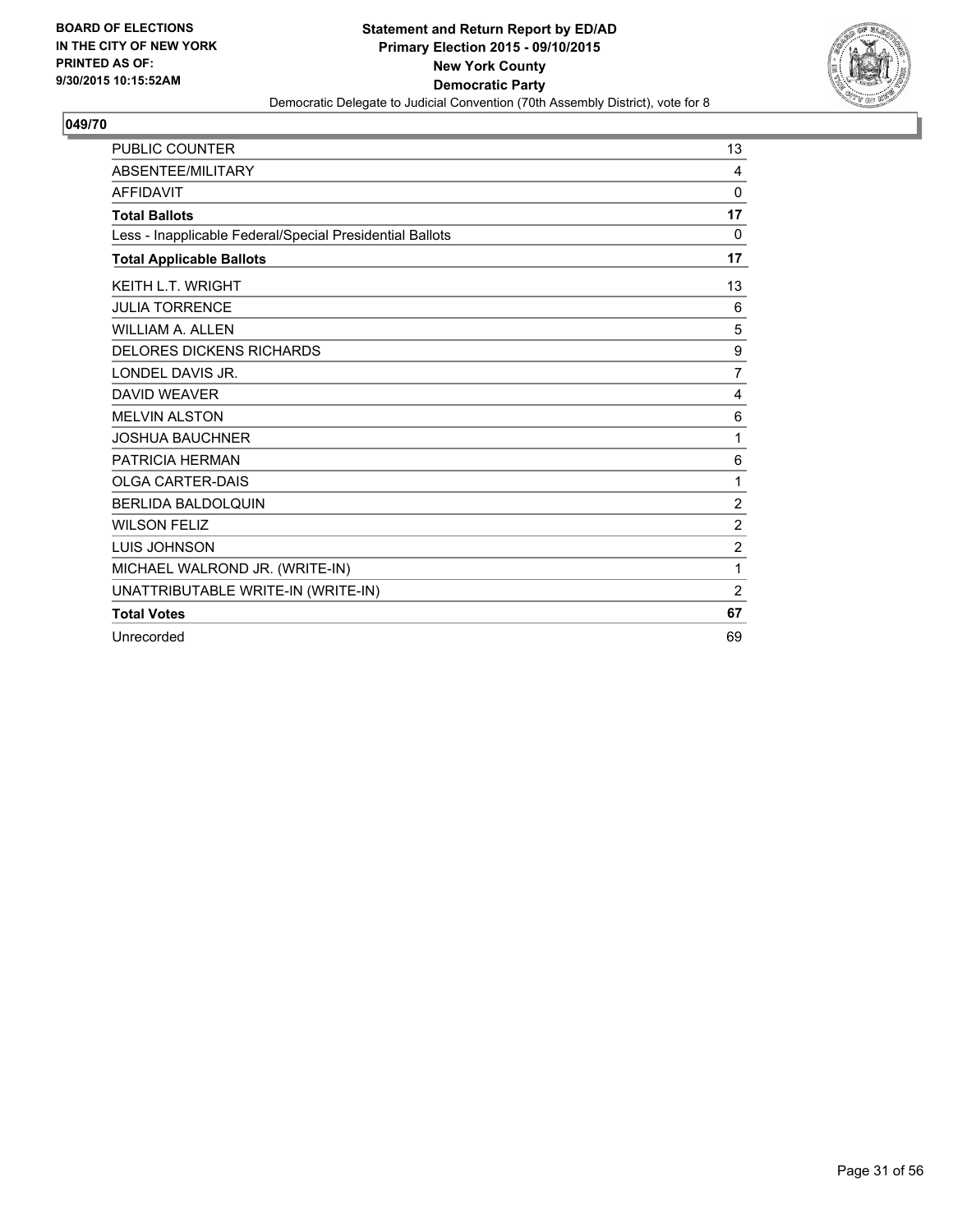**BOARD OF ELECTIONS IN THE CITY OF NEW YORK PRINTED AS OF: 9/30/2015 10:15:52AM**

**Statement and Return Report by ED/AD**
**Primary Election 2015 - 09/10/2015**
**New York County**
**Democratic Party**
Democratic Delegate to Judicial Convention (70th Assembly District), vote for 8

## 049/70

| | |
|---|---|
| PUBLIC COUNTER | 13 |
| ABSENTEE/MILITARY | 4 |
| AFFIDAVIT | 0 |
| **Total Ballots** | **17** |
| Less - Inapplicable Federal/Special Presidential Ballots | 0 |
| **Total Applicable Ballots** | **17** |
| KEITH L.T. WRIGHT | 13 |
| JULIA TORRENCE | 6 |
| WILLIAM A. ALLEN | 5 |
| DELORES DICKENS RICHARDS | 9 |
| LONDEL DAVIS JR. | 7 |
| DAVID WEAVER | 4 |
| MELVIN ALSTON | 6 |
| JOSHUA BAUCHNER | 1 |
| PATRICIA HERMAN | 6 |
| OLGA CARTER-DAIS | 1 |
| BERLIDA BALDOLQUIN | 2 |
| WILSON FELIZ | 2 |
| LUIS JOHNSON | 2 |
| MICHAEL WALROND JR. (WRITE-IN) | 1 |
| UNATTRIBUTABLE WRITE-IN (WRITE-IN) | 2 |
| **Total Votes** | **67** |
| Unrecorded | 69 |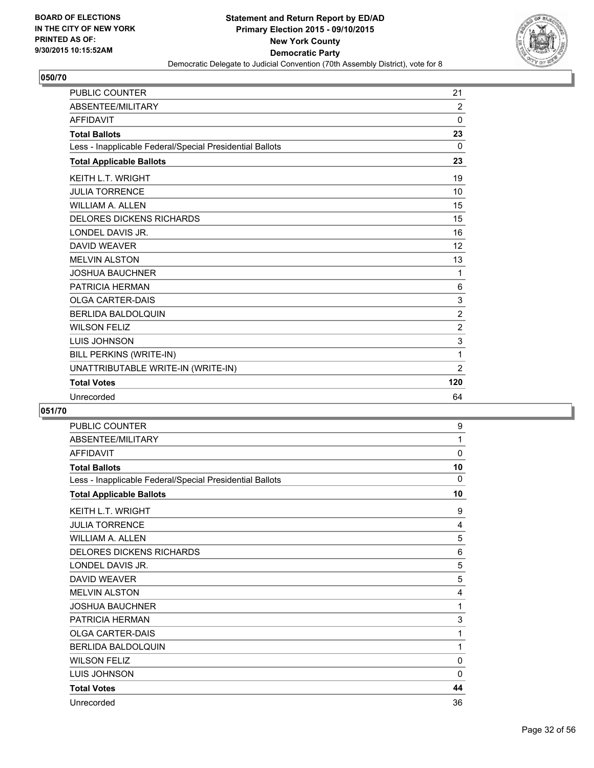BOARD OF ELECTIONS
IN THE CITY OF NEW YORK
PRINTED AS OF:
9/30/2015 10:15:52AM

**Statement and Return Report by ED/AD**
**Primary Election 2015 - 09/10/2015**
**New York County**
**Democratic Party**
Democratic Delegate to Judicial Convention (70th Assembly District), vote for 8

## 050/70

| | |
|---|---|
| PUBLIC COUNTER | 21 |
| ABSENTEE/MILITARY | 2 |
| AFFIDAVIT | 0 |
| **Total Ballots** | **23** |
| Less - Inapplicable Federal/Special Presidential Ballots | 0 |
| **Total Applicable Ballots** | **23** |
| KEITH L.T. WRIGHT | 19 |
| JULIA TORRENCE | 10 |
| WILLIAM A. ALLEN | 15 |
| DELORES DICKENS RICHARDS | 15 |
| LONDEL DAVIS JR. | 16 |
| DAVID WEAVER | 12 |
| MELVIN ALSTON | 13 |
| JOSHUA BAUCHNER | 1 |
| PATRICIA HERMAN | 6 |
| OLGA CARTER-DAIS | 3 |
| BERLIDA BALDOLQUIN | 2 |
| WILSON FELIZ | 2 |
| LUIS JOHNSON | 3 |
| BILL PERKINS (WRITE-IN) | 1 |
| UNATTRIBUTABLE WRITE-IN (WRITE-IN) | 2 |
| **Total Votes** | **120** |
| Unrecorded | 64 |

## 051/70

| | |
|---|---|
| PUBLIC COUNTER | 9 |
| ABSENTEE/MILITARY | 1 |
| AFFIDAVIT | 0 |
| **Total Ballots** | **10** |
| Less - Inapplicable Federal/Special Presidential Ballots | 0 |
| **Total Applicable Ballots** | **10** |
| KEITH L.T. WRIGHT | 9 |
| JULIA TORRENCE | 4 |
| WILLIAM A. ALLEN | 5 |
| DELORES DICKENS RICHARDS | 6 |
| LONDEL DAVIS JR. | 5 |
| DAVID WEAVER | 5 |
| MELVIN ALSTON | 4 |
| JOSHUA BAUCHNER | 1 |
| PATRICIA HERMAN | 3 |
| OLGA CARTER-DAIS | 1 |
| BERLIDA BALDOLQUIN | 1 |
| WILSON FELIZ | 0 |
| LUIS JOHNSON | 0 |
| **Total Votes** | **44** |
| Unrecorded | 36 |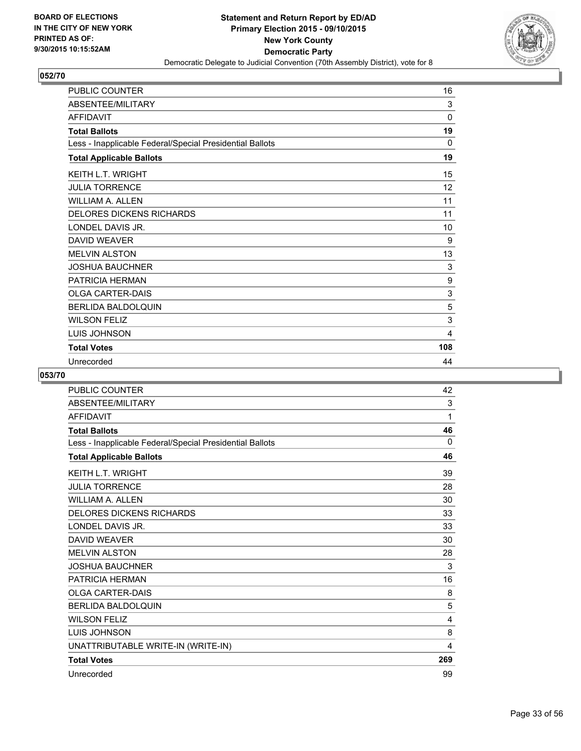## 052/70

| | |
|---|---|
| PUBLIC COUNTER | 16 |
| ABSENTEE/MILITARY | 3 |
| AFFIDAVIT | 0 |
| **Total Ballots** | **19** |
| Less - Inapplicable Federal/Special Presidential Ballots | 0 |
| **Total Applicable Ballots** | **19** |
| KEITH L.T. WRIGHT | 15 |
| JULIA TORRENCE | 12 |
| WILLIAM A. ALLEN | 11 |
| DELORES DICKENS RICHARDS | 11 |
| LONDEL DAVIS JR. | 10 |
| DAVID WEAVER | 9 |
| MELVIN ALSTON | 13 |
| JOSHUA BAUCHNER | 3 |
| PATRICIA HERMAN | 9 |
| OLGA CARTER-DAIS | 3 |
| BERLIDA BALDOLQUIN | 5 |
| WILSON FELIZ | 3 |
| LUIS JOHNSON | 4 |
| **Total Votes** | **108** |
| Unrecorded | 44 |

## 053/70

| | |
|---|---|
| PUBLIC COUNTER | 42 |
| ABSENTEE/MILITARY | 3 |
| AFFIDAVIT | 1 |
| **Total Ballots** | **46** |
| Less - Inapplicable Federal/Special Presidential Ballots | 0 |
| **Total Applicable Ballots** | **46** |
| KEITH L.T. WRIGHT | 39 |
| JULIA TORRENCE | 28 |
| WILLIAM A. ALLEN | 30 |
| DELORES DICKENS RICHARDS | 33 |
| LONDEL DAVIS JR. | 33 |
| DAVID WEAVER | 30 |
| MELVIN ALSTON | 28 |
| JOSHUA BAUCHNER | 3 |
| PATRICIA HERMAN | 16 |
| OLGA CARTER-DAIS | 8 |
| BERLIDA BALDOLQUIN | 5 |
| WILSON FELIZ | 4 |
| LUIS JOHNSON | 8 |
| UNATTRIBUTABLE WRITE-IN (WRITE-IN) | 4 |
| **Total Votes** | **269** |
| Unrecorded | 99 |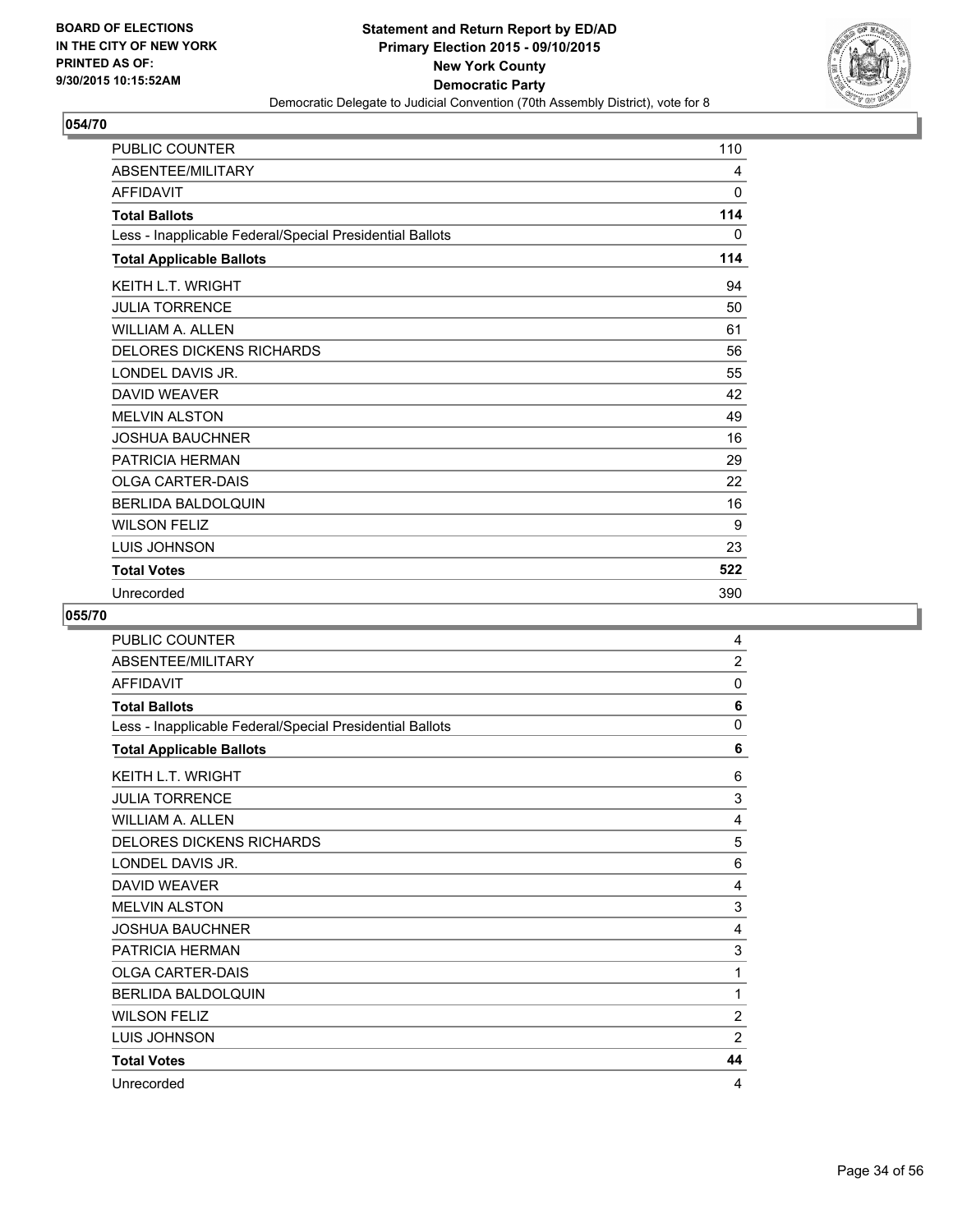**Statement and Return Report by ED/AD**
**Primary Election 2015 - 09/10/2015**
**New York County**
**Democratic Party**
Democratic Delegate to Judicial Convention (70th Assembly District), vote for 8

BOARD OF ELECTIONS
IN THE CITY OF NEW YORK
PRINTED AS OF:
9/30/2015 10:15:52AM

## 054/70

| | |
|---|---|
| PUBLIC COUNTER | 110 |
| ABSENTEE/MILITARY | 4 |
| AFFIDAVIT | 0 |
| **Total Ballots** | **114** |
| Less - Inapplicable Federal/Special Presidential Ballots | 0 |
| **Total Applicable Ballots** | **114** |
| KEITH L.T. WRIGHT | 94 |
| JULIA TORRENCE | 50 |
| WILLIAM A. ALLEN | 61 |
| DELORES DICKENS RICHARDS | 56 |
| LONDEL DAVIS JR. | 55 |
| DAVID WEAVER | 42 |
| MELVIN ALSTON | 49 |
| JOSHUA BAUCHNER | 16 |
| PATRICIA HERMAN | 29 |
| OLGA CARTER-DAIS | 22 |
| BERLIDA BALDOLQUIN | 16 |
| WILSON FELIZ | 9 |
| LUIS JOHNSON | 23 |
| **Total Votes** | **522** |
| Unrecorded | 390 |

## 055/70

| | |
|---|---|
| PUBLIC COUNTER | 4 |
| ABSENTEE/MILITARY | 2 |
| AFFIDAVIT | 0 |
| **Total Ballots** | **6** |
| Less - Inapplicable Federal/Special Presidential Ballots | 0 |
| **Total Applicable Ballots** | **6** |
| KEITH L.T. WRIGHT | 6 |
| JULIA TORRENCE | 3 |
| WILLIAM A. ALLEN | 4 |
| DELORES DICKENS RICHARDS | 5 |
| LONDEL DAVIS JR. | 6 |
| DAVID WEAVER | 4 |
| MELVIN ALSTON | 3 |
| JOSHUA BAUCHNER | 4 |
| PATRICIA HERMAN | 3 |
| OLGA CARTER-DAIS | 1 |
| BERLIDA BALDOLQUIN | 1 |
| WILSON FELIZ | 2 |
| LUIS JOHNSON | 2 |
| **Total Votes** | **44** |
| Unrecorded | 4 |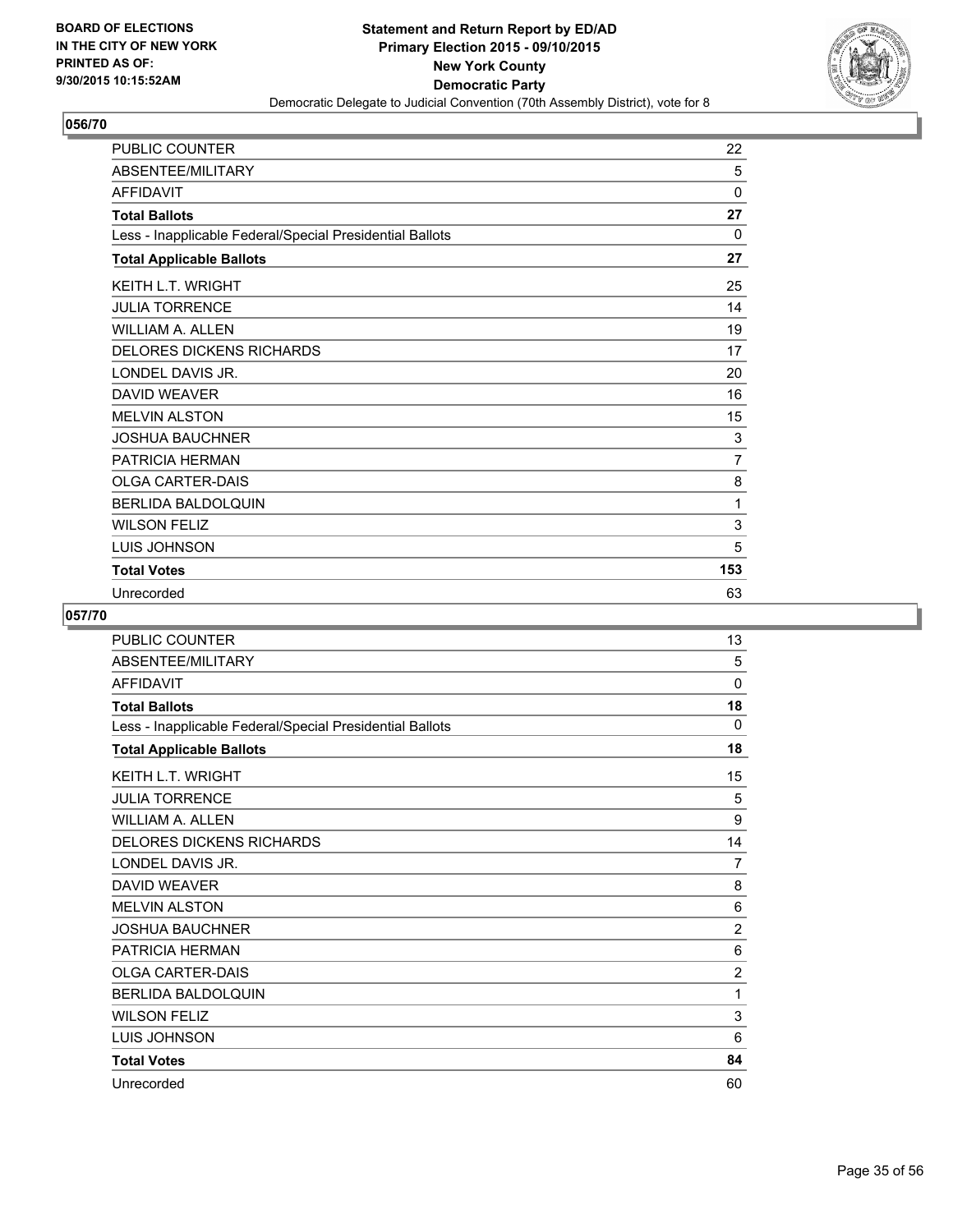**BOARD OF ELECTIONS IN THE CITY OF NEW YORK PRINTED AS OF: 9/30/2015 10:15:52AM**

**Statement and Return Report by ED/AD Primary Election 2015 - 09/10/2015 New York County Democratic Party**

Democratic Delegate to Judicial Convention (70th Assembly District), vote for 8

## 056/70

| | |
|---|---|
| PUBLIC COUNTER | 22 |
| ABSENTEE/MILITARY | 5 |
| AFFIDAVIT | 0 |
| **Total Ballots** | **27** |
| Less - Inapplicable Federal/Special Presidential Ballots | 0 |
| **Total Applicable Ballots** | **27** |
| KEITH L.T. WRIGHT | 25 |
| JULIA TORRENCE | 14 |
| WILLIAM A. ALLEN | 19 |
| DELORES DICKENS RICHARDS | 17 |
| LONDEL DAVIS JR. | 20 |
| DAVID WEAVER | 16 |
| MELVIN ALSTON | 15 |
| JOSHUA BAUCHNER | 3 |
| PATRICIA HERMAN | 7 |
| OLGA CARTER-DAIS | 8 |
| BERLIDA BALDOLQUIN | 1 |
| WILSON FELIZ | 3 |
| LUIS JOHNSON | 5 |
| **Total Votes** | **153** |
| Unrecorded | 63 |

## 057/70

| | |
|---|---|
| PUBLIC COUNTER | 13 |
| ABSENTEE/MILITARY | 5 |
| AFFIDAVIT | 0 |
| **Total Ballots** | **18** |
| Less - Inapplicable Federal/Special Presidential Ballots | 0 |
| **Total Applicable Ballots** | **18** |
| KEITH L.T. WRIGHT | 15 |
| JULIA TORRENCE | 5 |
| WILLIAM A. ALLEN | 9 |
| DELORES DICKENS RICHARDS | 14 |
| LONDEL DAVIS JR. | 7 |
| DAVID WEAVER | 8 |
| MELVIN ALSTON | 6 |
| JOSHUA BAUCHNER | 2 |
| PATRICIA HERMAN | 6 |
| OLGA CARTER-DAIS | 2 |
| BERLIDA BALDOLQUIN | 1 |
| WILSON FELIZ | 3 |
| LUIS JOHNSON | 6 |
| **Total Votes** | **84** |
| Unrecorded | 60 |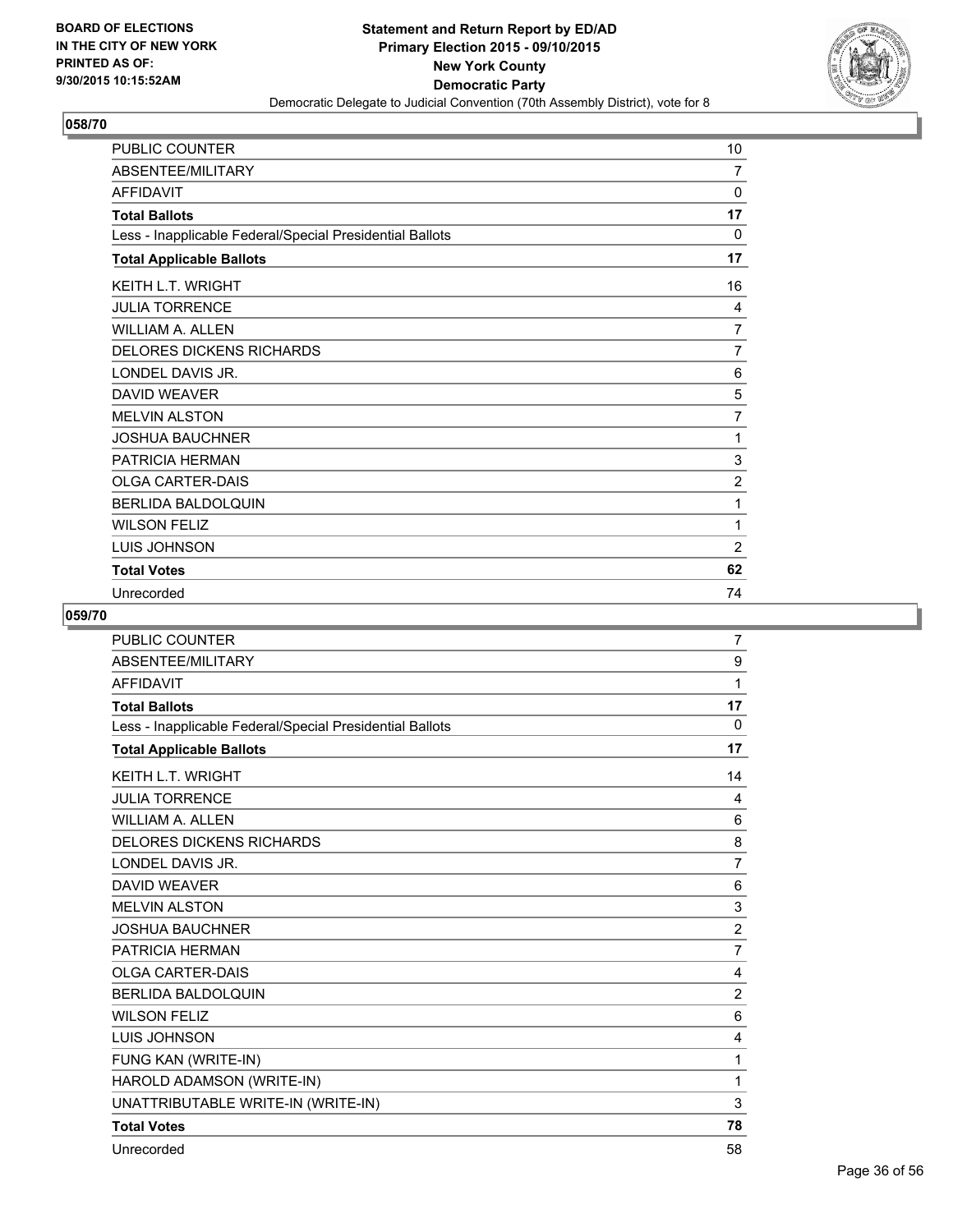**Statement and Return Report by ED/AD**
**Primary Election 2015 - 09/10/2015**
**New York County**
**Democratic Party**
Democratic Delegate to Judicial Convention (70th Assembly District), vote for 8

BOARD OF ELECTIONS
IN THE CITY OF NEW YORK
PRINTED AS OF:
9/30/2015 10:15:52AM

**058/70**

| | |
|---|---|
| PUBLIC COUNTER | 10 |
| ABSENTEE/MILITARY | 7 |
| AFFIDAVIT | 0 |
| **Total Ballots** | **17** |
| Less - Inapplicable Federal/Special Presidential Ballots | 0 |
| **Total Applicable Ballots** | **17** |
| KEITH L.T. WRIGHT | 16 |
| JULIA TORRENCE | 4 |
| WILLIAM A. ALLEN | 7 |
| DELORES DICKENS RICHARDS | 7 |
| LONDEL DAVIS JR. | 6 |
| DAVID WEAVER | 5 |
| MELVIN ALSTON | 7 |
| JOSHUA BAUCHNER | 1 |
| PATRICIA HERMAN | 3 |
| OLGA CARTER-DAIS | 2 |
| BERLIDA BALDOLQUIN | 1 |
| WILSON FELIZ | 1 |
| LUIS JOHNSON | 2 |
| **Total Votes** | **62** |
| Unrecorded | 74 |

**059/70**

| | |
|---|---|
| PUBLIC COUNTER | 7 |
| ABSENTEE/MILITARY | 9 |
| AFFIDAVIT | 1 |
| **Total Ballots** | **17** |
| Less - Inapplicable Federal/Special Presidential Ballots | 0 |
| **Total Applicable Ballots** | **17** |
| KEITH L.T. WRIGHT | 14 |
| JULIA TORRENCE | 4 |
| WILLIAM A. ALLEN | 6 |
| DELORES DICKENS RICHARDS | 8 |
| LONDEL DAVIS JR. | 7 |
| DAVID WEAVER | 6 |
| MELVIN ALSTON | 3 |
| JOSHUA BAUCHNER | 2 |
| PATRICIA HERMAN | 7 |
| OLGA CARTER-DAIS | 4 |
| BERLIDA BALDOLQUIN | 2 |
| WILSON FELIZ | 6 |
| LUIS JOHNSON | 4 |
| FUNG KAN (WRITE-IN) | 1 |
| HAROLD ADAMSON (WRITE-IN) | 1 |
| UNATTRIBUTABLE WRITE-IN (WRITE-IN) | 3 |
| **Total Votes** | **78** |
| Unrecorded | 58 |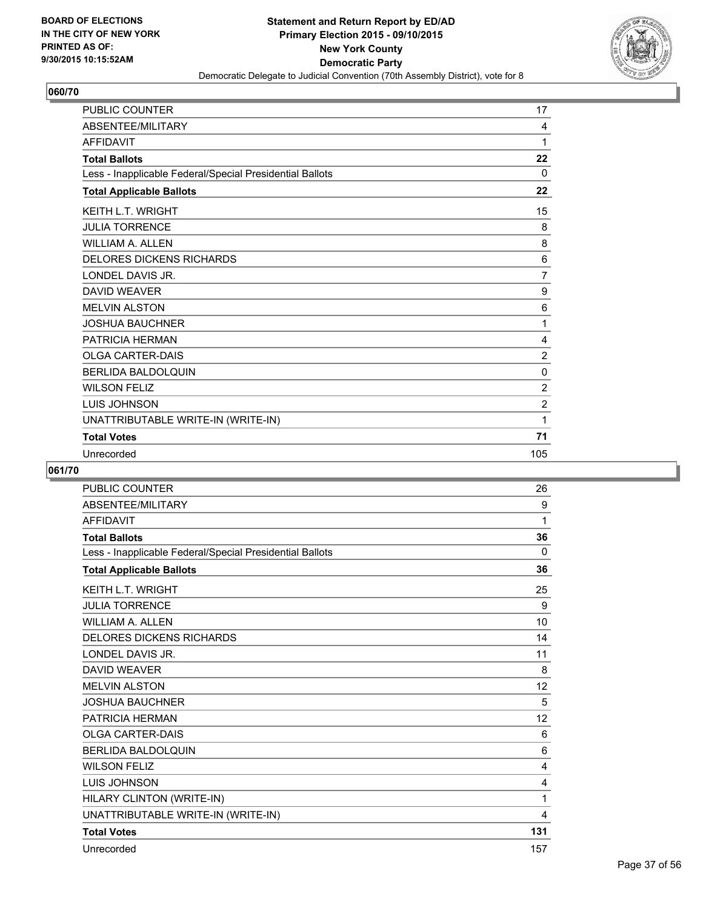**BOARD OF ELECTIONS IN THE CITY OF NEW YORK PRINTED AS OF: 9/30/2015 10:15:52AM**

**Statement and Return Report by ED/AD**
**Primary Election 2015 - 09/10/2015**
**New York County**
**Democratic Party**
Democratic Delegate to Judicial Convention (70th Assembly District), vote for 8

## 060/70

| | |
|---|---|
| PUBLIC COUNTER | 17 |
| ABSENTEE/MILITARY | 4 |
| AFFIDAVIT | 1 |
| **Total Ballots** | **22** |
| Less - Inapplicable Federal/Special Presidential Ballots | 0 |
| **Total Applicable Ballots** | **22** |
| KEITH L.T. WRIGHT | 15 |
| JULIA TORRENCE | 8 |
| WILLIAM A. ALLEN | 8 |
| DELORES DICKENS RICHARDS | 6 |
| LONDEL DAVIS JR. | 7 |
| DAVID WEAVER | 9 |
| MELVIN ALSTON | 6 |
| JOSHUA BAUCHNER | 1 |
| PATRICIA HERMAN | 4 |
| OLGA CARTER-DAIS | 2 |
| BERLIDA BALDOLQUIN | 0 |
| WILSON FELIZ | 2 |
| LUIS JOHNSON | 2 |
| UNATTRIBUTABLE WRITE-IN (WRITE-IN) | 1 |
| **Total Votes** | **71** |
| Unrecorded | 105 |

## 061/70

| | |
|---|---|
| PUBLIC COUNTER | 26 |
| ABSENTEE/MILITARY | 9 |
| AFFIDAVIT | 1 |
| **Total Ballots** | **36** |
| Less - Inapplicable Federal/Special Presidential Ballots | 0 |
| **Total Applicable Ballots** | **36** |
| KEITH L.T. WRIGHT | 25 |
| JULIA TORRENCE | 9 |
| WILLIAM A. ALLEN | 10 |
| DELORES DICKENS RICHARDS | 14 |
| LONDEL DAVIS JR. | 11 |
| DAVID WEAVER | 8 |
| MELVIN ALSTON | 12 |
| JOSHUA BAUCHNER | 5 |
| PATRICIA HERMAN | 12 |
| OLGA CARTER-DAIS | 6 |
| BERLIDA BALDOLQUIN | 6 |
| WILSON FELIZ | 4 |
| LUIS JOHNSON | 4 |
| HILARY CLINTON (WRITE-IN) | 1 |
| UNATTRIBUTABLE WRITE-IN (WRITE-IN) | 4 |
| **Total Votes** | **131** |
| Unrecorded | 157 |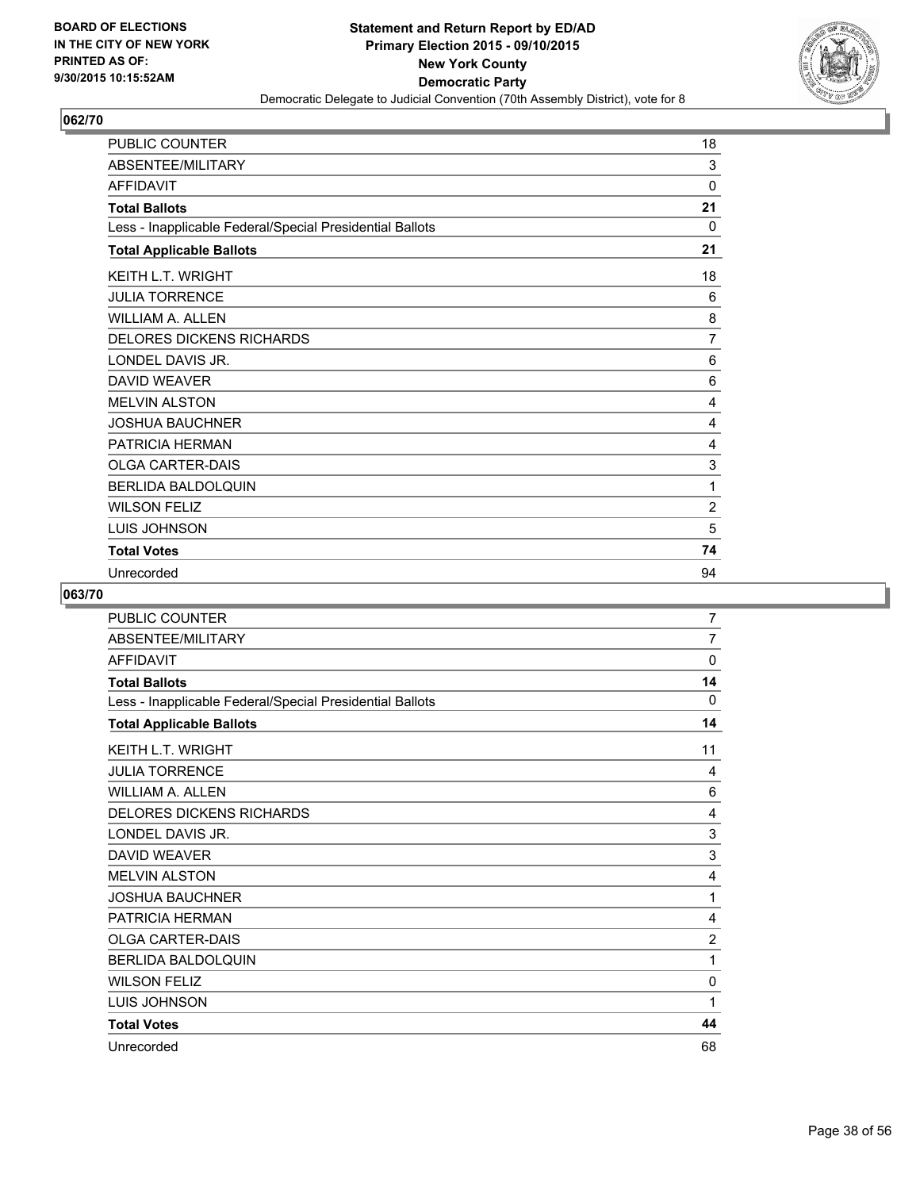BOARD OF ELECTIONS
IN THE CITY OF NEW YORK
PRINTED AS OF:
9/30/2015 10:15:52AM

**Statement and Return Report by ED/AD**
**Primary Election 2015 - 09/10/2015**
**New York County**
**Democratic Party**
Democratic Delegate to Judicial Convention (70th Assembly District), vote for 8

## 062/70

| | |
|---|---|
| PUBLIC COUNTER | 18 |
| ABSENTEE/MILITARY | 3 |
| AFFIDAVIT | 0 |
| **Total Ballots** | **21** |
| Less - Inapplicable Federal/Special Presidential Ballots | 0 |
| **Total Applicable Ballots** | **21** |
| KEITH L.T. WRIGHT | 18 |
| JULIA TORRENCE | 6 |
| WILLIAM A. ALLEN | 8 |
| DELORES DICKENS RICHARDS | 7 |
| LONDEL DAVIS JR. | 6 |
| DAVID WEAVER | 6 |
| MELVIN ALSTON | 4 |
| JOSHUA BAUCHNER | 4 |
| PATRICIA HERMAN | 4 |
| OLGA CARTER-DAIS | 3 |
| BERLIDA BALDOLQUIN | 1 |
| WILSON FELIZ | 2 |
| LUIS JOHNSON | 5 |
| **Total Votes** | **74** |
| Unrecorded | 94 |

## 063/70

| | |
|---|---|
| PUBLIC COUNTER | 7 |
| ABSENTEE/MILITARY | 7 |
| AFFIDAVIT | 0 |
| **Total Ballots** | **14** |
| Less - Inapplicable Federal/Special Presidential Ballots | 0 |
| **Total Applicable Ballots** | **14** |
| KEITH L.T. WRIGHT | 11 |
| JULIA TORRENCE | 4 |
| WILLIAM A. ALLEN | 6 |
| DELORES DICKENS RICHARDS | 4 |
| LONDEL DAVIS JR. | 3 |
| DAVID WEAVER | 3 |
| MELVIN ALSTON | 4 |
| JOSHUA BAUCHNER | 1 |
| PATRICIA HERMAN | 4 |
| OLGA CARTER-DAIS | 2 |
| BERLIDA BALDOLQUIN | 1 |
| WILSON FELIZ | 0 |
| LUIS JOHNSON | 1 |
| **Total Votes** | **44** |
| Unrecorded | 68 |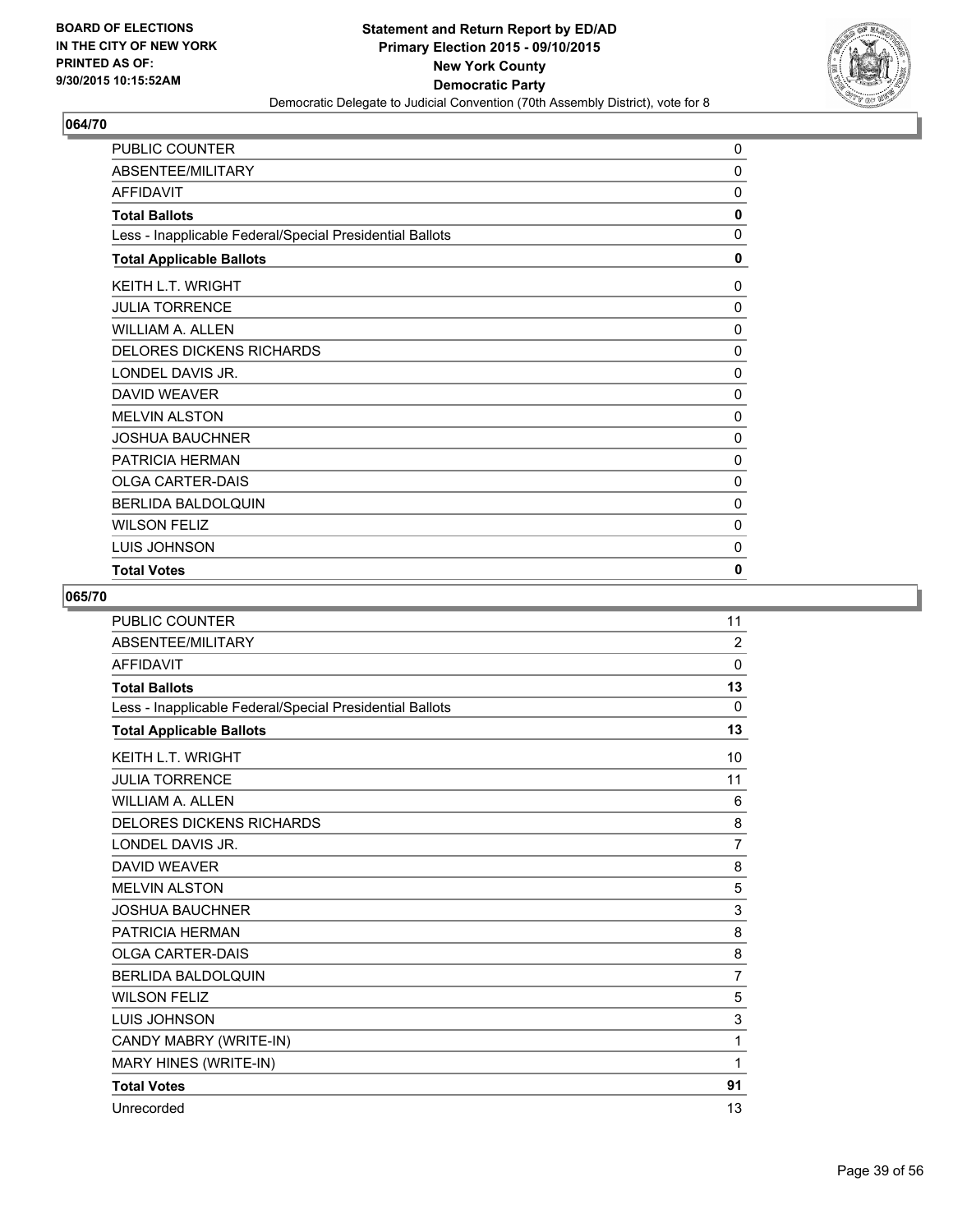**Statement and Return Report by ED/AD**
**Primary Election 2015 - 09/10/2015**
**New York County**
**Democratic Party**
Democratic Delegate to Judicial Convention (70th Assembly District), vote for 8

BOARD OF ELECTIONS IN THE CITY OF NEW YORK PRINTED AS OF: 9/30/2015 10:15:52AM

## 064/70

| | |
|---|---|
| PUBLIC COUNTER | 0 |
| ABSENTEE/MILITARY | 0 |
| AFFIDAVIT | 0 |
| **Total Ballots** | **0** |
| Less - Inapplicable Federal/Special Presidential Ballots | 0 |
| **Total Applicable Ballots** | **0** |
| KEITH L.T. WRIGHT | 0 |
| JULIA TORRENCE | 0 |
| WILLIAM A. ALLEN | 0 |
| DELORES DICKENS RICHARDS | 0 |
| LONDEL DAVIS JR. | 0 |
| DAVID WEAVER | 0 |
| MELVIN ALSTON | 0 |
| JOSHUA BAUCHNER | 0 |
| PATRICIA HERMAN | 0 |
| OLGA CARTER-DAIS | 0 |
| BERLIDA BALDOLQUIN | 0 |
| WILSON FELIZ | 0 |
| LUIS JOHNSON | 0 |
| **Total Votes** | **0** |

## 065/70

| | |
|---|---|
| PUBLIC COUNTER | 11 |
| ABSENTEE/MILITARY | 2 |
| AFFIDAVIT | 0 |
| **Total Ballots** | **13** |
| Less - Inapplicable Federal/Special Presidential Ballots | 0 |
| **Total Applicable Ballots** | **13** |
| KEITH L.T. WRIGHT | 10 |
| JULIA TORRENCE | 11 |
| WILLIAM A. ALLEN | 6 |
| DELORES DICKENS RICHARDS | 8 |
| LONDEL DAVIS JR. | 7 |
| DAVID WEAVER | 8 |
| MELVIN ALSTON | 5 |
| JOSHUA BAUCHNER | 3 |
| PATRICIA HERMAN | 8 |
| OLGA CARTER-DAIS | 8 |
| BERLIDA BALDOLQUIN | 7 |
| WILSON FELIZ | 5 |
| LUIS JOHNSON | 3 |
| CANDY MABRY (WRITE-IN) | 1 |
| MARY HINES (WRITE-IN) | 1 |
| **Total Votes** | **91** |
| Unrecorded | 13 |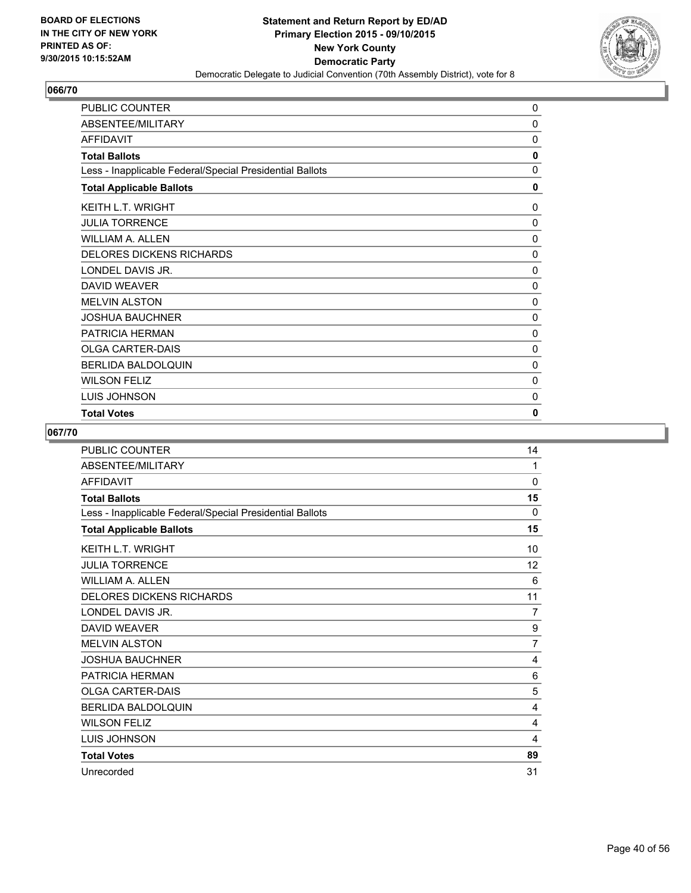**BOARD OF ELECTIONS IN THE CITY OF NEW YORK PRINTED AS OF: 9/30/2015 10:15:52AM**

# Statement and Return Report by ED/AD
## Primary Election 2015 - 09/10/2015
## New York County
## Democratic Party
### Democratic Delegate to Judicial Convention (70th Assembly District), vote for 8

### 066/70

| | |
|---|---|
| PUBLIC COUNTER | 0 |
| ABSENTEE/MILITARY | 0 |
| AFFIDAVIT | 0 |
| **Total Ballots** | **0** |
| Less - Inapplicable Federal/Special Presidential Ballots | 0 |
| **Total Applicable Ballots** | **0** |
| KEITH L.T. WRIGHT | 0 |
| JULIA TORRENCE | 0 |
| WILLIAM A. ALLEN | 0 |
| DELORES DICKENS RICHARDS | 0 |
| LONDEL DAVIS JR. | 0 |
| DAVID WEAVER | 0 |
| MELVIN ALSTON | 0 |
| JOSHUA BAUCHNER | 0 |
| PATRICIA HERMAN | 0 |
| OLGA CARTER-DAIS | 0 |
| BERLIDA BALDOLQUIN | 0 |
| WILSON FELIZ | 0 |
| LUIS JOHNSON | 0 |
| **Total Votes** | **0** |

### 067/70

| | |
|---|---|
| PUBLIC COUNTER | 14 |
| ABSENTEE/MILITARY | 1 |
| AFFIDAVIT | 0 |
| **Total Ballots** | **15** |
| Less - Inapplicable Federal/Special Presidential Ballots | 0 |
| **Total Applicable Ballots** | **15** |
| KEITH L.T. WRIGHT | 10 |
| JULIA TORRENCE | 12 |
| WILLIAM A. ALLEN | 6 |
| DELORES DICKENS RICHARDS | 11 |
| LONDEL DAVIS JR. | 7 |
| DAVID WEAVER | 9 |
| MELVIN ALSTON | 7 |
| JOSHUA BAUCHNER | 4 |
| PATRICIA HERMAN | 6 |
| OLGA CARTER-DAIS | 5 |
| BERLIDA BALDOLQUIN | 4 |
| WILSON FELIZ | 4 |
| LUIS JOHNSON | 4 |
| **Total Votes** | **89** |
| Unrecorded | 31 |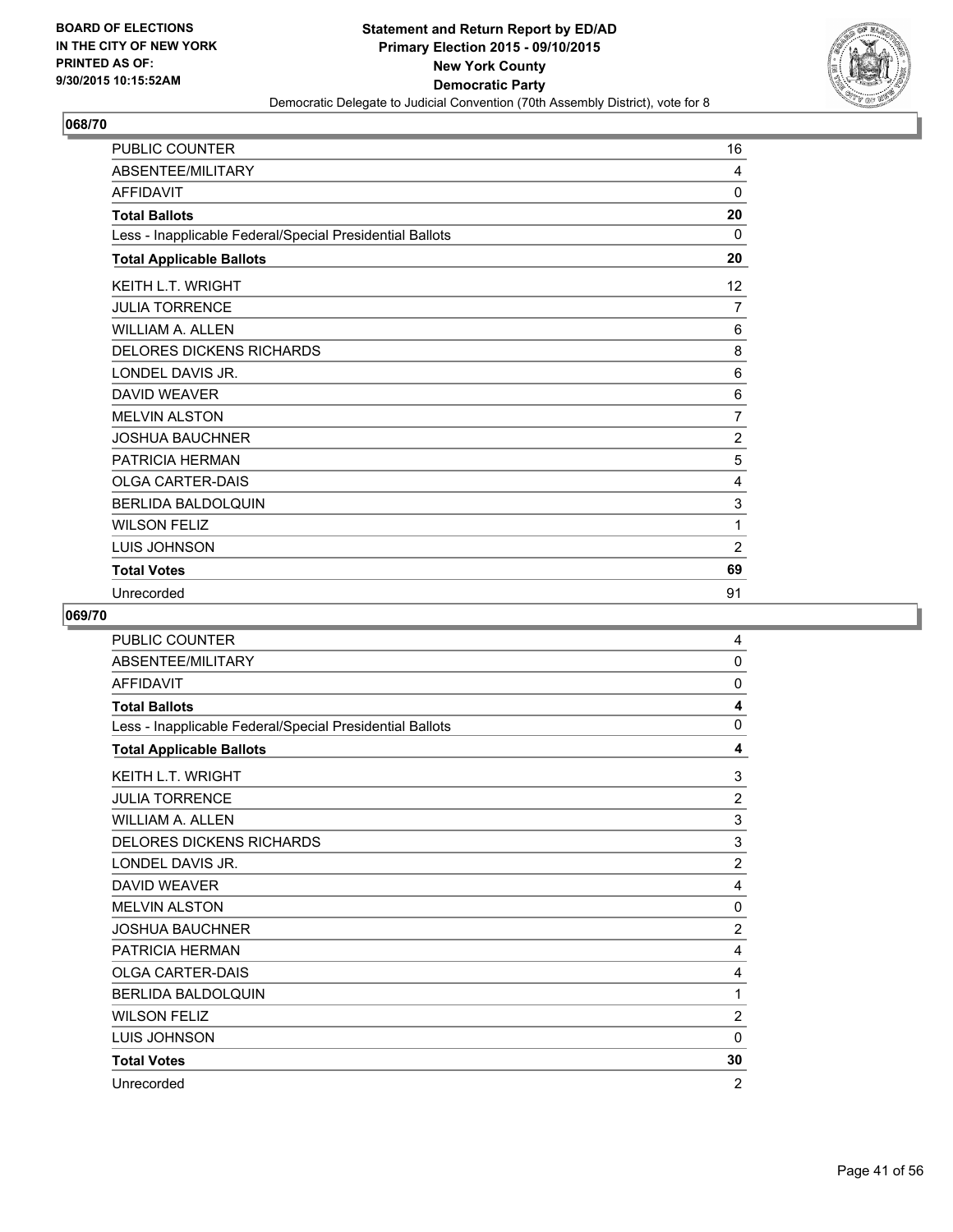BOARD OF ELECTIONS
IN THE CITY OF NEW YORK
PRINTED AS OF:
9/30/2015 10:15:52AM

**Statement and Return Report by ED/AD**
**Primary Election 2015 - 09/10/2015**
**New York County**
**Democratic Party**
Democratic Delegate to Judicial Convention (70th Assembly District), vote for 8

### 068/70

| | |
|---|---|
| PUBLIC COUNTER | 16 |
| ABSENTEE/MILITARY | 4 |
| AFFIDAVIT | 0 |
| **Total Ballots** | **20** |
| Less - Inapplicable Federal/Special Presidential Ballots | 0 |
| **Total Applicable Ballots** | **20** |
| KEITH L.T. WRIGHT | 12 |
| JULIA TORRENCE | 7 |
| WILLIAM A. ALLEN | 6 |
| DELORES DICKENS RICHARDS | 8 |
| LONDEL DAVIS JR. | 6 |
| DAVID WEAVER | 6 |
| MELVIN ALSTON | 7 |
| JOSHUA BAUCHNER | 2 |
| PATRICIA HERMAN | 5 |
| OLGA CARTER-DAIS | 4 |
| BERLIDA BALDOLQUIN | 3 |
| WILSON FELIZ | 1 |
| LUIS JOHNSON | 2 |
| **Total Votes** | **69** |
| Unrecorded | 91 |

### 069/70

| | |
|---|---|
| PUBLIC COUNTER | 4 |
| ABSENTEE/MILITARY | 0 |
| AFFIDAVIT | 0 |
| **Total Ballots** | **4** |
| Less - Inapplicable Federal/Special Presidential Ballots | 0 |
| **Total Applicable Ballots** | **4** |
| KEITH L.T. WRIGHT | 3 |
| JULIA TORRENCE | 2 |
| WILLIAM A. ALLEN | 3 |
| DELORES DICKENS RICHARDS | 3 |
| LONDEL DAVIS JR. | 2 |
| DAVID WEAVER | 4 |
| MELVIN ALSTON | 0 |
| JOSHUA BAUCHNER | 2 |
| PATRICIA HERMAN | 4 |
| OLGA CARTER-DAIS | 4 |
| BERLIDA BALDOLQUIN | 1 |
| WILSON FELIZ | 2 |
| LUIS JOHNSON | 0 |
| **Total Votes** | **30** |
| Unrecorded | 2 |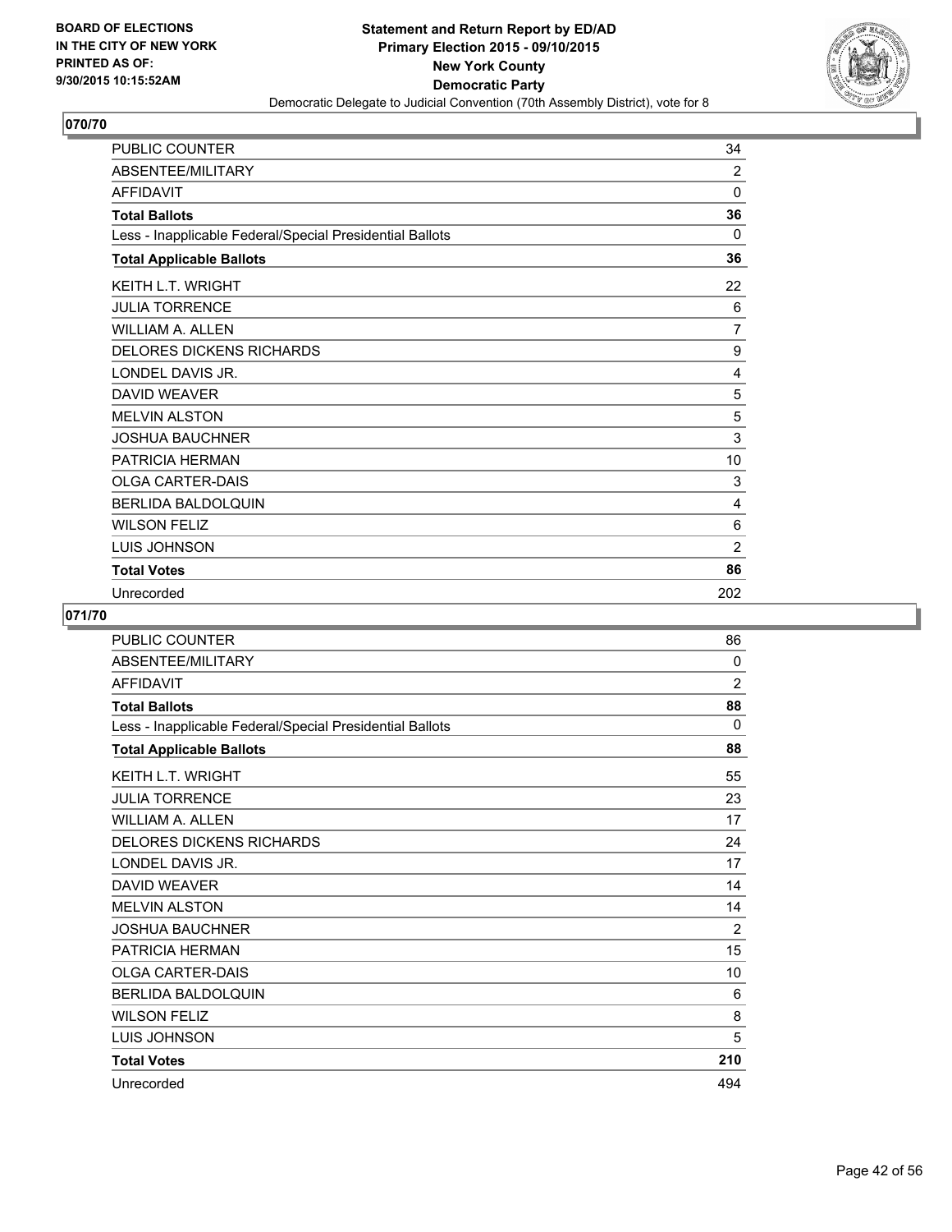BOARD OF ELECTIONS
IN THE CITY OF NEW YORK
PRINTED AS OF:
9/30/2015 10:15:52AM

**Statement and Return Report by ED/AD**
**Primary Election 2015 - 09/10/2015**
**New York County**
**Democratic Party**
Democratic Delegate to Judicial Convention (70th Assembly District), vote for 8

## 070/70

| | |
|---|---|
| PUBLIC COUNTER | 34 |
| ABSENTEE/MILITARY | 2 |
| AFFIDAVIT | 0 |
| **Total Ballots** | **36** |
| Less - Inapplicable Federal/Special Presidential Ballots | 0 |
| **Total Applicable Ballots** | **36** |
| KEITH L.T. WRIGHT | 22 |
| JULIA TORRENCE | 6 |
| WILLIAM A. ALLEN | 7 |
| DELORES DICKENS RICHARDS | 9 |
| LONDEL DAVIS JR. | 4 |
| DAVID WEAVER | 5 |
| MELVIN ALSTON | 5 |
| JOSHUA BAUCHNER | 3 |
| PATRICIA HERMAN | 10 |
| OLGA CARTER-DAIS | 3 |
| BERLIDA BALDOLQUIN | 4 |
| WILSON FELIZ | 6 |
| LUIS JOHNSON | 2 |
| **Total Votes** | **86** |
| Unrecorded | 202 |

## 071/70

| | |
|---|---|
| PUBLIC COUNTER | 86 |
| ABSENTEE/MILITARY | 0 |
| AFFIDAVIT | 2 |
| **Total Ballots** | **88** |
| Less - Inapplicable Federal/Special Presidential Ballots | 0 |
| **Total Applicable Ballots** | **88** |
| KEITH L.T. WRIGHT | 55 |
| JULIA TORRENCE | 23 |
| WILLIAM A. ALLEN | 17 |
| DELORES DICKENS RICHARDS | 24 |
| LONDEL DAVIS JR. | 17 |
| DAVID WEAVER | 14 |
| MELVIN ALSTON | 14 |
| JOSHUA BAUCHNER | 2 |
| PATRICIA HERMAN | 15 |
| OLGA CARTER-DAIS | 10 |
| BERLIDA BALDOLQUIN | 6 |
| WILSON FELIZ | 8 |
| LUIS JOHNSON | 5 |
| **Total Votes** | **210** |
| Unrecorded | 494 |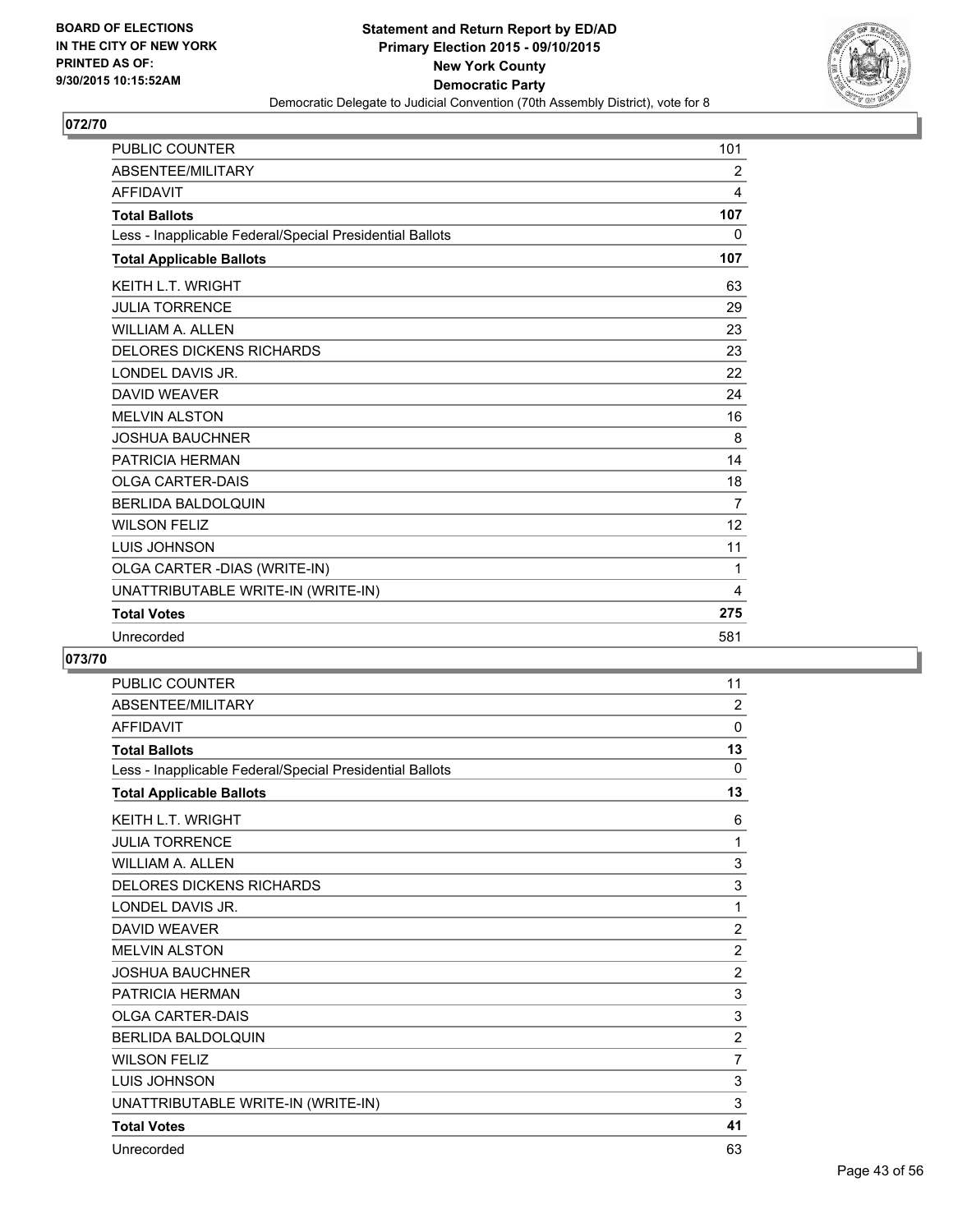**BOARD OF ELECTIONS IN THE CITY OF NEW YORK PRINTED AS OF: 9/30/2015 10:15:52AM**

**Statement and Return Report by ED/AD**
**Primary Election 2015 - 09/10/2015**
**New York County**
**Democratic Party**
Democratic Delegate to Judicial Convention (70th Assembly District), vote for 8

## 072/70

| | |
|---|---|
| PUBLIC COUNTER | 101 |
| ABSENTEE/MILITARY | 2 |
| AFFIDAVIT | 4 |
| **Total Ballots** | **107** |
| Less - Inapplicable Federal/Special Presidential Ballots | 0 |
| **Total Applicable Ballots** | **107** |
| KEITH L.T. WRIGHT | 63 |
| JULIA TORRENCE | 29 |
| WILLIAM A. ALLEN | 23 |
| DELORES DICKENS RICHARDS | 23 |
| LONDEL DAVIS JR. | 22 |
| DAVID WEAVER | 24 |
| MELVIN ALSTON | 16 |
| JOSHUA BAUCHNER | 8 |
| PATRICIA HERMAN | 14 |
| OLGA CARTER-DAIS | 18 |
| BERLIDA BALDOLQUIN | 7 |
| WILSON FELIZ | 12 |
| LUIS JOHNSON | 11 |
| OLGA CARTER -DIAS (WRITE-IN) | 1 |
| UNATTRIBUTABLE WRITE-IN (WRITE-IN) | 4 |
| **Total Votes** | **275** |
| Unrecorded | 581 |

## 073/70

| | |
|---|---|
| PUBLIC COUNTER | 11 |
| ABSENTEE/MILITARY | 2 |
| AFFIDAVIT | 0 |
| **Total Ballots** | **13** |
| Less - Inapplicable Federal/Special Presidential Ballots | 0 |
| **Total Applicable Ballots** | **13** |
| KEITH L.T. WRIGHT | 6 |
| JULIA TORRENCE | 1 |
| WILLIAM A. ALLEN | 3 |
| DELORES DICKENS RICHARDS | 3 |
| LONDEL DAVIS JR. | 1 |
| DAVID WEAVER | 2 |
| MELVIN ALSTON | 2 |
| JOSHUA BAUCHNER | 2 |
| PATRICIA HERMAN | 3 |
| OLGA CARTER-DAIS | 3 |
| BERLIDA BALDOLQUIN | 2 |
| WILSON FELIZ | 7 |
| LUIS JOHNSON | 3 |
| UNATTRIBUTABLE WRITE-IN (WRITE-IN) | 3 |
| **Total Votes** | **41** |
| Unrecorded | 63 |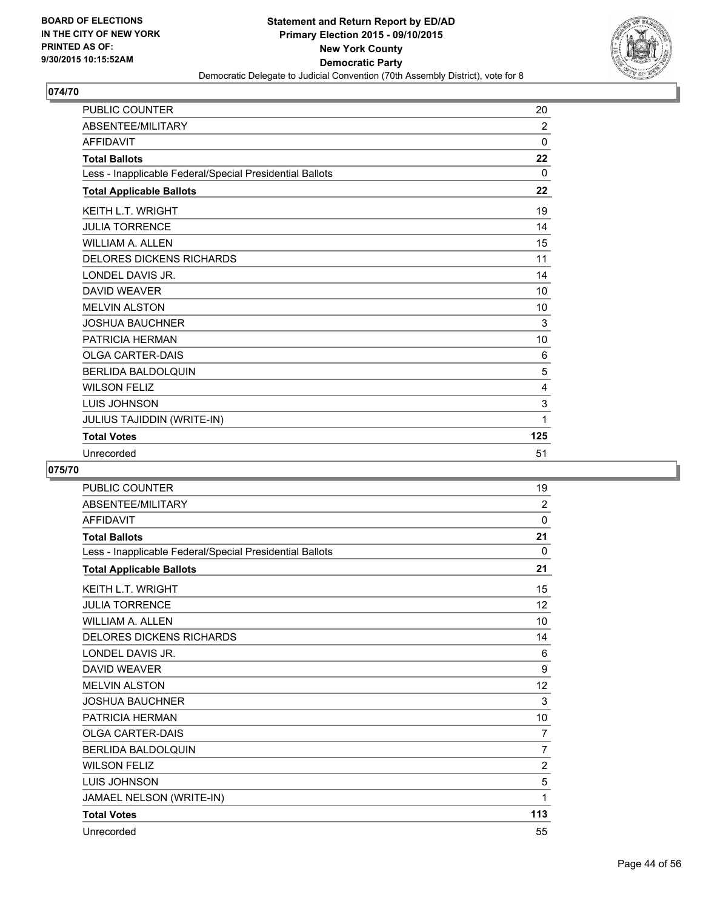**BOARD OF ELECTIONS IN THE CITY OF NEW YORK PRINTED AS OF: 9/30/2015 10:15:52AM**

**Statement and Return Report by ED/AD**
**Primary Election 2015 - 09/10/2015**
**New York County**
**Democratic Party**
Democratic Delegate to Judicial Convention (70th Assembly District), vote for 8

## 074/70

| | |
|---|---|
| PUBLIC COUNTER | 20 |
| ABSENTEE/MILITARY | 2 |
| AFFIDAVIT | 0 |
| **Total Ballots** | **22** |
| Less - Inapplicable Federal/Special Presidential Ballots | 0 |
| **Total Applicable Ballots** | **22** |
| KEITH L.T. WRIGHT | 19 |
| JULIA TORRENCE | 14 |
| WILLIAM A. ALLEN | 15 |
| DELORES DICKENS RICHARDS | 11 |
| LONDEL DAVIS JR. | 14 |
| DAVID WEAVER | 10 |
| MELVIN ALSTON | 10 |
| JOSHUA BAUCHNER | 3 |
| PATRICIA HERMAN | 10 |
| OLGA CARTER-DAIS | 6 |
| BERLIDA BALDOLQUIN | 5 |
| WILSON FELIZ | 4 |
| LUIS JOHNSON | 3 |
| JULIUS TAJIDDIN (WRITE-IN) | 1 |
| **Total Votes** | **125** |
| Unrecorded | 51 |

## 075/70

| | |
|---|---|
| PUBLIC COUNTER | 19 |
| ABSENTEE/MILITARY | 2 |
| AFFIDAVIT | 0 |
| **Total Ballots** | **21** |
| Less - Inapplicable Federal/Special Presidential Ballots | 0 |
| **Total Applicable Ballots** | **21** |
| KEITH L.T. WRIGHT | 15 |
| JULIA TORRENCE | 12 |
| WILLIAM A. ALLEN | 10 |
| DELORES DICKENS RICHARDS | 14 |
| LONDEL DAVIS JR. | 6 |
| DAVID WEAVER | 9 |
| MELVIN ALSTON | 12 |
| JOSHUA BAUCHNER | 3 |
| PATRICIA HERMAN | 10 |
| OLGA CARTER-DAIS | 7 |
| BERLIDA BALDOLQUIN | 7 |
| WILSON FELIZ | 2 |
| LUIS JOHNSON | 5 |
| JAMAEL NELSON (WRITE-IN) | 1 |
| **Total Votes** | **113** |
| Unrecorded | 55 |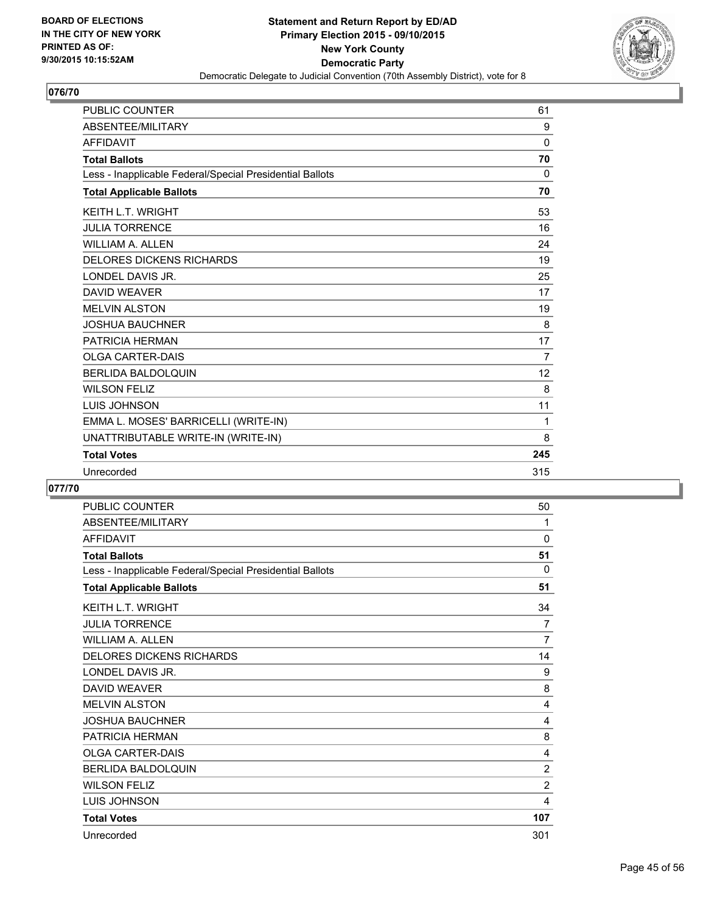**BOARD OF ELECTIONS IN THE CITY OF NEW YORK PRINTED AS OF: 9/30/2015 10:15:52AM**

**Statement and Return Report by ED/AD**
**Primary Election 2015 - 09/10/2015**
**New York County**
**Democratic Party**
Democratic Delegate to Judicial Convention (70th Assembly District), vote for 8

## 076/70

| | |
|---|---|
| PUBLIC COUNTER | 61 |
| ABSENTEE/MILITARY | 9 |
| AFFIDAVIT | 0 |
| **Total Ballots** | **70** |
| Less - Inapplicable Federal/Special Presidential Ballots | 0 |
| **Total Applicable Ballots** | **70** |
| KEITH L.T. WRIGHT | 53 |
| JULIA TORRENCE | 16 |
| WILLIAM A. ALLEN | 24 |
| DELORES DICKENS RICHARDS | 19 |
| LONDEL DAVIS JR. | 25 |
| DAVID WEAVER | 17 |
| MELVIN ALSTON | 19 |
| JOSHUA BAUCHNER | 8 |
| PATRICIA HERMAN | 17 |
| OLGA CARTER-DAIS | 7 |
| BERLIDA BALDOLQUIN | 12 |
| WILSON FELIZ | 8 |
| LUIS JOHNSON | 11 |
| EMMA L. MOSES' BARRICELLI (WRITE-IN) | 1 |
| UNATTRIBUTABLE WRITE-IN (WRITE-IN) | 8 |
| **Total Votes** | **245** |
| Unrecorded | 315 |

## 077/70

| | |
|---|---|
| PUBLIC COUNTER | 50 |
| ABSENTEE/MILITARY | 1 |
| AFFIDAVIT | 0 |
| **Total Ballots** | **51** |
| Less - Inapplicable Federal/Special Presidential Ballots | 0 |
| **Total Applicable Ballots** | **51** |
| KEITH L.T. WRIGHT | 34 |
| JULIA TORRENCE | 7 |
| WILLIAM A. ALLEN | 7 |
| DELORES DICKENS RICHARDS | 14 |
| LONDEL DAVIS JR. | 9 |
| DAVID WEAVER | 8 |
| MELVIN ALSTON | 4 |
| JOSHUA BAUCHNER | 4 |
| PATRICIA HERMAN | 8 |
| OLGA CARTER-DAIS | 4 |
| BERLIDA BALDOLQUIN | 2 |
| WILSON FELIZ | 2 |
| LUIS JOHNSON | 4 |
| **Total Votes** | **107** |
| Unrecorded | 301 |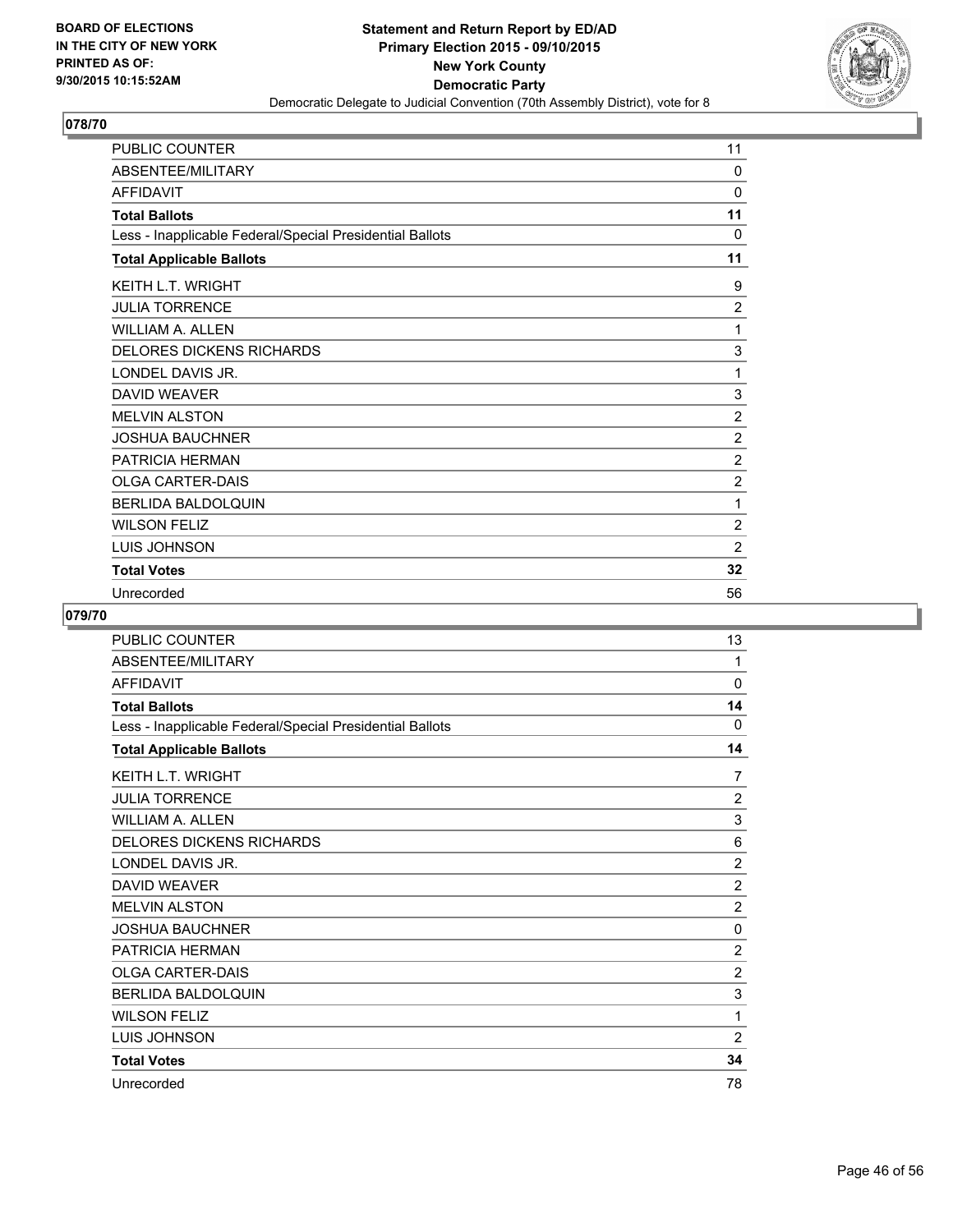BOARD OF ELECTIONS
IN THE CITY OF NEW YORK
PRINTED AS OF:
9/30/2015 10:15:52AM

**Statement and Return Report by ED/AD**
**Primary Election 2015 - 09/10/2015**
**New York County**
**Democratic Party**
Democratic Delegate to Judicial Convention (70th Assembly District), vote for 8

## 078/70

| | |
|---|---|
| PUBLIC COUNTER | 11 |
| ABSENTEE/MILITARY | 0 |
| AFFIDAVIT | 0 |
| **Total Ballots** | **11** |
| Less - Inapplicable Federal/Special Presidential Ballots | 0 |
| **Total Applicable Ballots** | **11** |
| KEITH L.T. WRIGHT | 9 |
| JULIA TORRENCE | 2 |
| WILLIAM A. ALLEN | 1 |
| DELORES DICKENS RICHARDS | 3 |
| LONDEL DAVIS JR. | 1 |
| DAVID WEAVER | 3 |
| MELVIN ALSTON | 2 |
| JOSHUA BAUCHNER | 2 |
| PATRICIA HERMAN | 2 |
| OLGA CARTER-DAIS | 2 |
| BERLIDA BALDOLQUIN | 1 |
| WILSON FELIZ | 2 |
| LUIS JOHNSON | 2 |
| **Total Votes** | **32** |
| Unrecorded | 56 |

## 079/70

| | |
|---|---|
| PUBLIC COUNTER | 13 |
| ABSENTEE/MILITARY | 1 |
| AFFIDAVIT | 0 |
| **Total Ballots** | **14** |
| Less - Inapplicable Federal/Special Presidential Ballots | 0 |
| **Total Applicable Ballots** | **14** |
| KEITH L.T. WRIGHT | 7 |
| JULIA TORRENCE | 2 |
| WILLIAM A. ALLEN | 3 |
| DELORES DICKENS RICHARDS | 6 |
| LONDEL DAVIS JR. | 2 |
| DAVID WEAVER | 2 |
| MELVIN ALSTON | 2 |
| JOSHUA BAUCHNER | 0 |
| PATRICIA HERMAN | 2 |
| OLGA CARTER-DAIS | 2 |
| BERLIDA BALDOLQUIN | 3 |
| WILSON FELIZ | 1 |
| LUIS JOHNSON | 2 |
| **Total Votes** | **34** |
| Unrecorded | 78 |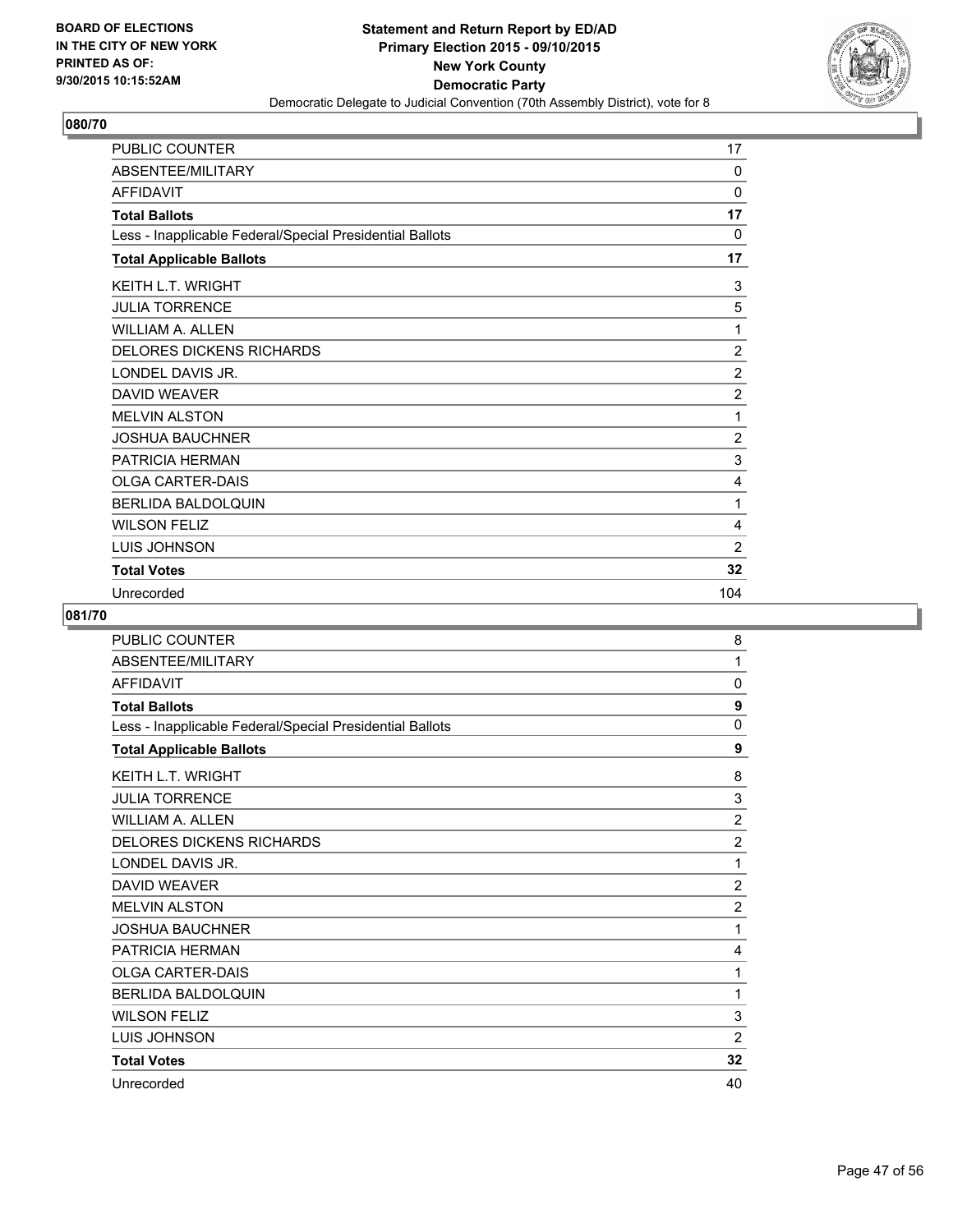BOARD OF ELECTIONS
IN THE CITY OF NEW YORK
PRINTED AS OF:
9/30/2015 10:15:52AM

**Statement and Return Report by ED/AD**
**Primary Election 2015 - 09/10/2015**
**New York County**
**Democratic Party**
Democratic Delegate to Judicial Convention (70th Assembly District), vote for 8

## 080/70

| | |
|---|---|
| PUBLIC COUNTER | 17 |
| ABSENTEE/MILITARY | 0 |
| AFFIDAVIT | 0 |
| **Total Ballots** | **17** |
| Less - Inapplicable Federal/Special Presidential Ballots | 0 |
| **Total Applicable Ballots** | **17** |
| KEITH L.T. WRIGHT | 3 |
| JULIA TORRENCE | 5 |
| WILLIAM A. ALLEN | 1 |
| DELORES DICKENS RICHARDS | 2 |
| LONDEL DAVIS JR. | 2 |
| DAVID WEAVER | 2 |
| MELVIN ALSTON | 1 |
| JOSHUA BAUCHNER | 2 |
| PATRICIA HERMAN | 3 |
| OLGA CARTER-DAIS | 4 |
| BERLIDA BALDOLQUIN | 1 |
| WILSON FELIZ | 4 |
| LUIS JOHNSON | 2 |
| **Total Votes** | **32** |
| Unrecorded | 104 |

## 081/70

| | |
|---|---|
| PUBLIC COUNTER | 8 |
| ABSENTEE/MILITARY | 1 |
| AFFIDAVIT | 0 |
| **Total Ballots** | **9** |
| Less - Inapplicable Federal/Special Presidential Ballots | 0 |
| **Total Applicable Ballots** | **9** |
| KEITH L.T. WRIGHT | 8 |
| JULIA TORRENCE | 3 |
| WILLIAM A. ALLEN | 2 |
| DELORES DICKENS RICHARDS | 2 |
| LONDEL DAVIS JR. | 1 |
| DAVID WEAVER | 2 |
| MELVIN ALSTON | 2 |
| JOSHUA BAUCHNER | 1 |
| PATRICIA HERMAN | 4 |
| OLGA CARTER-DAIS | 1 |
| BERLIDA BALDOLQUIN | 1 |
| WILSON FELIZ | 3 |
| LUIS JOHNSON | 2 |
| **Total Votes** | **32** |
| Unrecorded | 40 |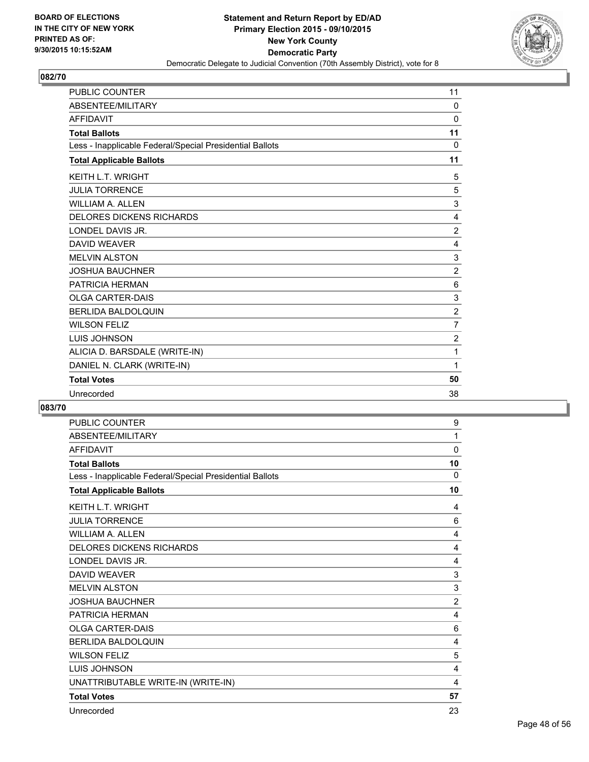BOARD OF ELECTIONS
IN THE CITY OF NEW YORK
PRINTED AS OF:
9/30/2015 10:15:52AM

**Statement and Return Report by ED/AD**
**Primary Election 2015 - 09/10/2015**
**New York County**
**Democratic Party**
Democratic Delegate to Judicial Convention (70th Assembly District), vote for 8

## 082/70

| | |
|---|---|
| PUBLIC COUNTER | 11 |
| ABSENTEE/MILITARY | 0 |
| AFFIDAVIT | 0 |
| **Total Ballots** | **11** |
| Less - Inapplicable Federal/Special Presidential Ballots | 0 |
| **Total Applicable Ballots** | **11** |
| KEITH L.T. WRIGHT | 5 |
| JULIA TORRENCE | 5 |
| WILLIAM A. ALLEN | 3 |
| DELORES DICKENS RICHARDS | 4 |
| LONDEL DAVIS JR. | 2 |
| DAVID WEAVER | 4 |
| MELVIN ALSTON | 3 |
| JOSHUA BAUCHNER | 2 |
| PATRICIA HERMAN | 6 |
| OLGA CARTER-DAIS | 3 |
| BERLIDA BALDOLQUIN | 2 |
| WILSON FELIZ | 7 |
| LUIS JOHNSON | 2 |
| ALICIA D. BARSDALE (WRITE-IN) | 1 |
| DANIEL N. CLARK (WRITE-IN) | 1 |
| **Total Votes** | **50** |
| Unrecorded | 38 |

## 083/70

| | |
|---|---|
| PUBLIC COUNTER | 9 |
| ABSENTEE/MILITARY | 1 |
| AFFIDAVIT | 0 |
| **Total Ballots** | **10** |
| Less - Inapplicable Federal/Special Presidential Ballots | 0 |
| **Total Applicable Ballots** | **10** |
| KEITH L.T. WRIGHT | 4 |
| JULIA TORRENCE | 6 |
| WILLIAM A. ALLEN | 4 |
| DELORES DICKENS RICHARDS | 4 |
| LONDEL DAVIS JR. | 4 |
| DAVID WEAVER | 3 |
| MELVIN ALSTON | 3 |
| JOSHUA BAUCHNER | 2 |
| PATRICIA HERMAN | 4 |
| OLGA CARTER-DAIS | 6 |
| BERLIDA BALDOLQUIN | 4 |
| WILSON FELIZ | 5 |
| LUIS JOHNSON | 4 |
| UNATTRIBUTABLE WRITE-IN (WRITE-IN) | 4 |
| **Total Votes** | **57** |
| Unrecorded | 23 |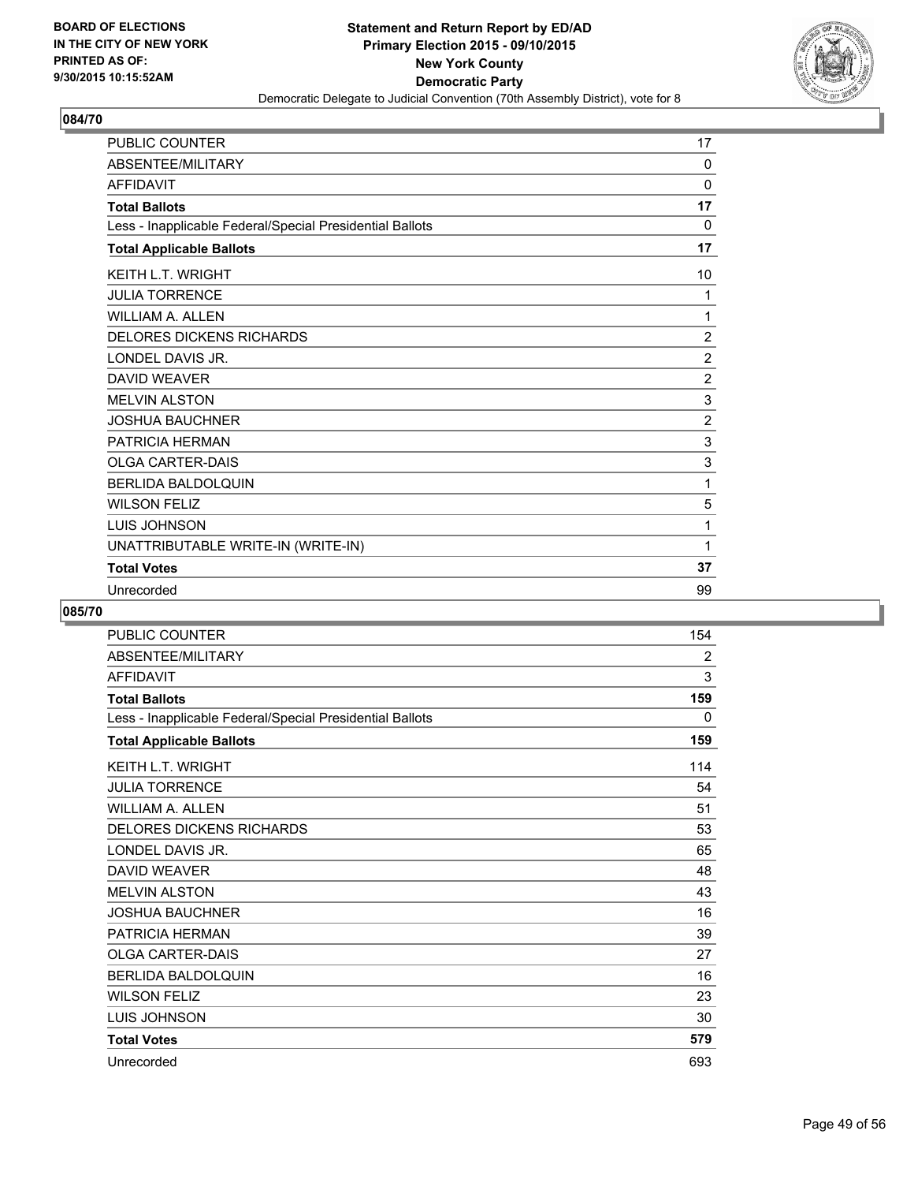BOARD OF ELECTIONS
IN THE CITY OF NEW YORK
PRINTED AS OF:
9/30/2015 10:15:52AM

**Statement and Return Report by ED/AD**
**Primary Election 2015 - 09/10/2015**
**New York County**
**Democratic Party**
Democratic Delegate to Judicial Convention (70th Assembly District), vote for 8

## 084/70

| | |
|---|---|
| PUBLIC COUNTER | 17 |
| ABSENTEE/MILITARY | 0 |
| AFFIDAVIT | 0 |
| **Total Ballots** | **17** |
| Less - Inapplicable Federal/Special Presidential Ballots | 0 |
| **Total Applicable Ballots** | **17** |
| KEITH L.T. WRIGHT | 10 |
| JULIA TORRENCE | 1 |
| WILLIAM A. ALLEN | 1 |
| DELORES DICKENS RICHARDS | 2 |
| LONDEL DAVIS JR. | 2 |
| DAVID WEAVER | 2 |
| MELVIN ALSTON | 3 |
| JOSHUA BAUCHNER | 2 |
| PATRICIA HERMAN | 3 |
| OLGA CARTER-DAIS | 3 |
| BERLIDA BALDOLQUIN | 1 |
| WILSON FELIZ | 5 |
| LUIS JOHNSON | 1 |
| UNATTRIBUTABLE WRITE-IN (WRITE-IN) | 1 |
| **Total Votes** | **37** |
| Unrecorded | 99 |

## 085/70

| | |
|---|---|
| PUBLIC COUNTER | 154 |
| ABSENTEE/MILITARY | 2 |
| AFFIDAVIT | 3 |
| **Total Ballots** | **159** |
| Less - Inapplicable Federal/Special Presidential Ballots | 0 |
| **Total Applicable Ballots** | **159** |
| KEITH L.T. WRIGHT | 114 |
| JULIA TORRENCE | 54 |
| WILLIAM A. ALLEN | 51 |
| DELORES DICKENS RICHARDS | 53 |
| LONDEL DAVIS JR. | 65 |
| DAVID WEAVER | 48 |
| MELVIN ALSTON | 43 |
| JOSHUA BAUCHNER | 16 |
| PATRICIA HERMAN | 39 |
| OLGA CARTER-DAIS | 27 |
| BERLIDA BALDOLQUIN | 16 |
| WILSON FELIZ | 23 |
| LUIS JOHNSON | 30 |
| **Total Votes** | **579** |
| Unrecorded | 693 |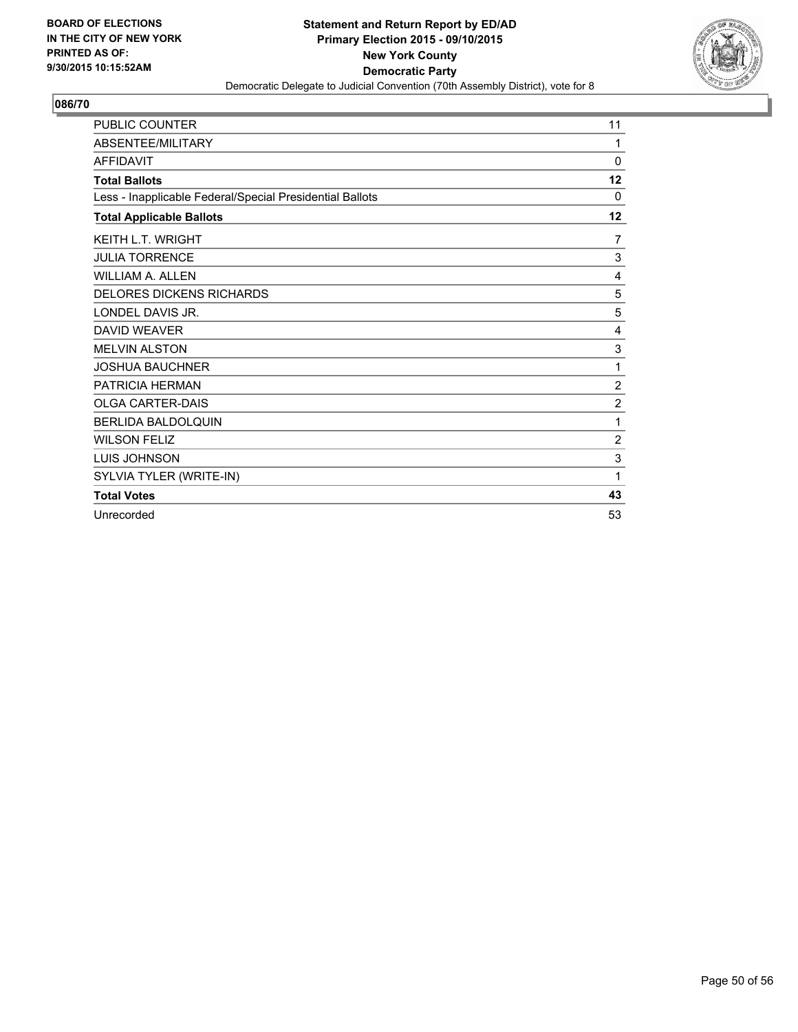BOARD OF ELECTIONS
IN THE CITY OF NEW YORK
PRINTED AS OF:
9/30/2015 10:15:52AM

**Statement and Return Report by ED/AD**
**Primary Election 2015 - 09/10/2015**
**New York County**
**Democratic Party**
Democratic Delegate to Judicial Convention (70th Assembly District), vote for 8

## 086/70

| | |
|---|---|
| PUBLIC COUNTER | 11 |
| ABSENTEE/MILITARY | 1 |
| AFFIDAVIT | 0 |
| **Total Ballots** | **12** |
| Less - Inapplicable Federal/Special Presidential Ballots | 0 |
| **Total Applicable Ballots** | **12** |
| KEITH L.T. WRIGHT | 7 |
| JULIA TORRENCE | 3 |
| WILLIAM A. ALLEN | 4 |
| DELORES DICKENS RICHARDS | 5 |
| LONDEL DAVIS JR. | 5 |
| DAVID WEAVER | 4 |
| MELVIN ALSTON | 3 |
| JOSHUA BAUCHNER | 1 |
| PATRICIA HERMAN | 2 |
| OLGA CARTER-DAIS | 2 |
| BERLIDA BALDOLQUIN | 1 |
| WILSON FELIZ | 2 |
| LUIS JOHNSON | 3 |
| SYLVIA TYLER (WRITE-IN) | 1 |
| **Total Votes** | **43** |
| Unrecorded | 53 |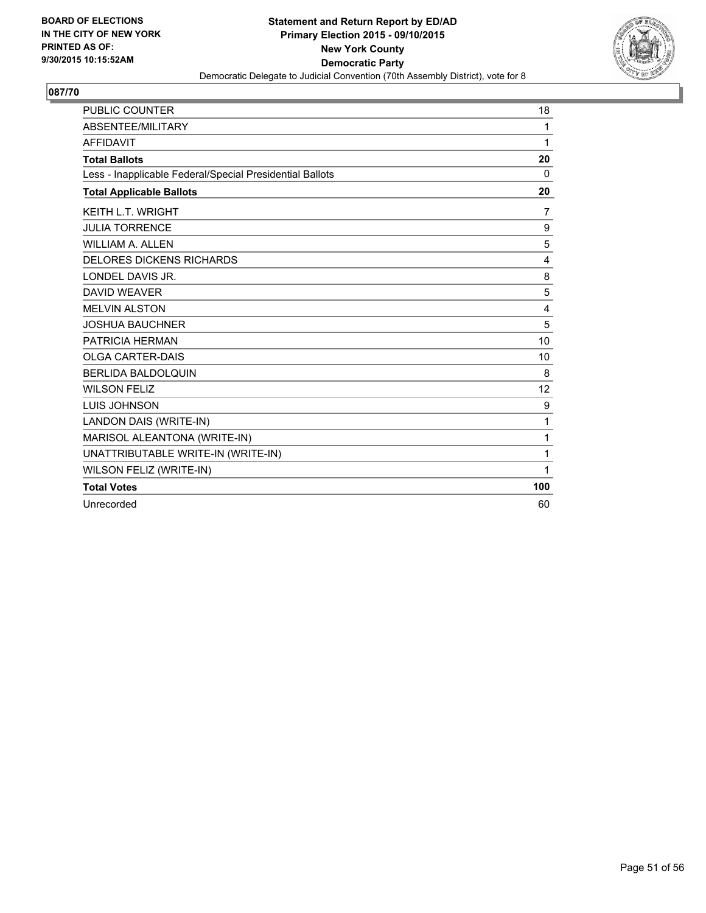**BOARD OF ELECTIONS IN THE CITY OF NEW YORK PRINTED AS OF: 9/30/2015 10:15:52AM**

**Statement and Return Report by ED/AD**
**Primary Election 2015 - 09/10/2015**
**New York County**
**Democratic Party**
Democratic Delegate to Judicial Convention (70th Assembly District), vote for 8

## 087/70

| | |
|---|---|
| PUBLIC COUNTER | 18 |
| ABSENTEE/MILITARY | 1 |
| AFFIDAVIT | 1 |
| **Total Ballots** | **20** |
| Less - Inapplicable Federal/Special Presidential Ballots | 0 |
| **Total Applicable Ballots** | **20** |
| KEITH L.T. WRIGHT | 7 |
| JULIA TORRENCE | 9 |
| WILLIAM A. ALLEN | 5 |
| DELORES DICKENS RICHARDS | 4 |
| LONDEL DAVIS JR. | 8 |
| DAVID WEAVER | 5 |
| MELVIN ALSTON | 4 |
| JOSHUA BAUCHNER | 5 |
| PATRICIA HERMAN | 10 |
| OLGA CARTER-DAIS | 10 |
| BERLIDA BALDOLQUIN | 8 |
| WILSON FELIZ | 12 |
| LUIS JOHNSON | 9 |
| LANDON DAIS (WRITE-IN) | 1 |
| MARISOL ALEANTONA (WRITE-IN) | 1 |
| UNATTRIBUTABLE WRITE-IN (WRITE-IN) | 1 |
| WILSON FELIZ (WRITE-IN) | 1 |
| **Total Votes** | **100** |
| Unrecorded | 60 |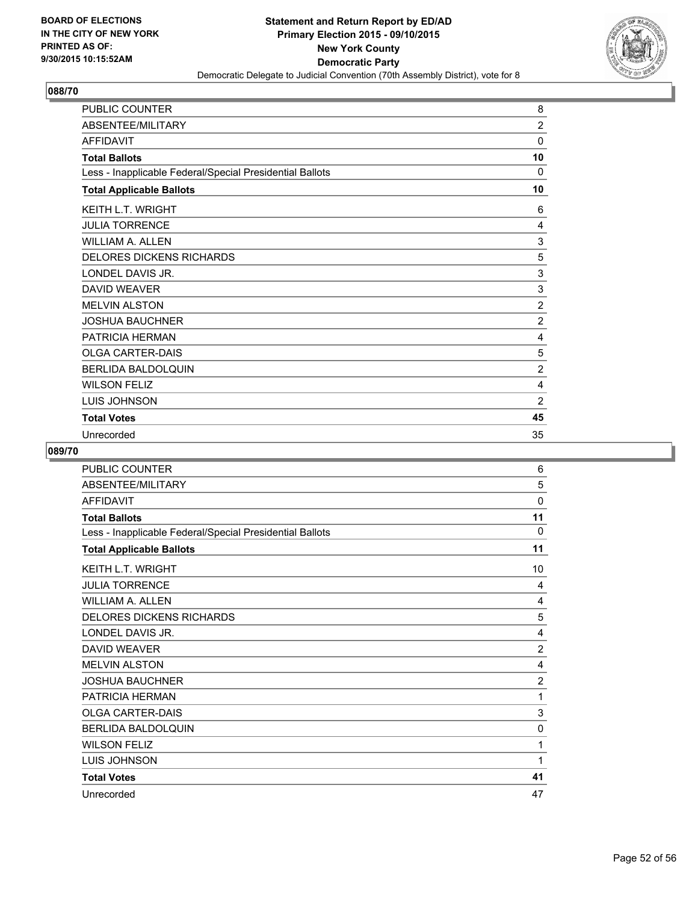**Statement and Return Report by ED/AD**
**Primary Election 2015 - 09/10/2015**
**New York County**
**Democratic Party**
Democratic Delegate to Judicial Convention (70th Assembly District), vote for 8

BOARD OF ELECTIONS
IN THE CITY OF NEW YORK
PRINTED AS OF:
9/30/2015 10:15:52AM

## 088/70

| | |
|---|---|
| PUBLIC COUNTER | 8 |
| ABSENTEE/MILITARY | 2 |
| AFFIDAVIT | 0 |
| **Total Ballots** | **10** |
| Less - Inapplicable Federal/Special Presidential Ballots | 0 |
| **Total Applicable Ballots** | **10** |
| KEITH L.T. WRIGHT | 6 |
| JULIA TORRENCE | 4 |
| WILLIAM A. ALLEN | 3 |
| DELORES DICKENS RICHARDS | 5 |
| LONDEL DAVIS JR. | 3 |
| DAVID WEAVER | 3 |
| MELVIN ALSTON | 2 |
| JOSHUA BAUCHNER | 2 |
| PATRICIA HERMAN | 4 |
| OLGA CARTER-DAIS | 5 |
| BERLIDA BALDOLQUIN | 2 |
| WILSON FELIZ | 4 |
| LUIS JOHNSON | 2 |
| **Total Votes** | **45** |
| Unrecorded | 35 |

## 089/70

| | |
|---|---|
| PUBLIC COUNTER | 6 |
| ABSENTEE/MILITARY | 5 |
| AFFIDAVIT | 0 |
| **Total Ballots** | **11** |
| Less - Inapplicable Federal/Special Presidential Ballots | 0 |
| **Total Applicable Ballots** | **11** |
| KEITH L.T. WRIGHT | 10 |
| JULIA TORRENCE | 4 |
| WILLIAM A. ALLEN | 4 |
| DELORES DICKENS RICHARDS | 5 |
| LONDEL DAVIS JR. | 4 |
| DAVID WEAVER | 2 |
| MELVIN ALSTON | 4 |
| JOSHUA BAUCHNER | 2 |
| PATRICIA HERMAN | 1 |
| OLGA CARTER-DAIS | 3 |
| BERLIDA BALDOLQUIN | 0 |
| WILSON FELIZ | 1 |
| LUIS JOHNSON | 1 |
| **Total Votes** | **41** |
| Unrecorded | 47 |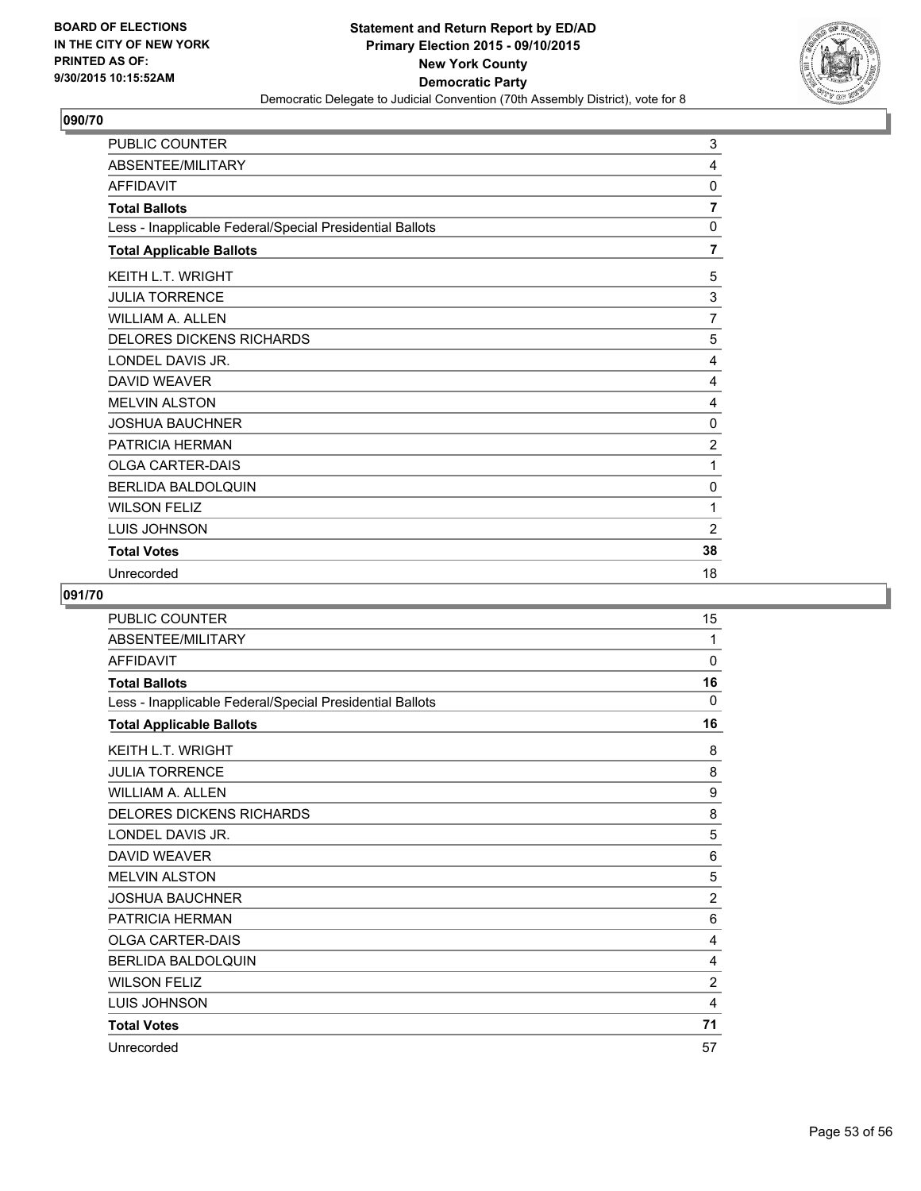BOARD OF ELECTIONS
IN THE CITY OF NEW YORK
PRINTED AS OF:
9/30/2015 10:15:52AM

**Statement and Return Report by ED/AD**
**Primary Election 2015 - 09/10/2015**
**New York County**
**Democratic Party**
Democratic Delegate to Judicial Convention (70th Assembly District), vote for 8

## 090/70

| | |
|---|---|
| PUBLIC COUNTER | 3 |
| ABSENTEE/MILITARY | 4 |
| AFFIDAVIT | 0 |
| **Total Ballots** | **7** |
| Less - Inapplicable Federal/Special Presidential Ballots | 0 |
| **Total Applicable Ballots** | **7** |
| KEITH L.T. WRIGHT | 5 |
| JULIA TORRENCE | 3 |
| WILLIAM A. ALLEN | 7 |
| DELORES DICKENS RICHARDS | 5 |
| LONDEL DAVIS JR. | 4 |
| DAVID WEAVER | 4 |
| MELVIN ALSTON | 4 |
| JOSHUA BAUCHNER | 0 |
| PATRICIA HERMAN | 2 |
| OLGA CARTER-DAIS | 1 |
| BERLIDA BALDOLQUIN | 0 |
| WILSON FELIZ | 1 |
| LUIS JOHNSON | 2 |
| **Total Votes** | **38** |
| Unrecorded | 18 |

## 091/70

| | |
|---|---|
| PUBLIC COUNTER | 15 |
| ABSENTEE/MILITARY | 1 |
| AFFIDAVIT | 0 |
| **Total Ballots** | **16** |
| Less - Inapplicable Federal/Special Presidential Ballots | 0 |
| **Total Applicable Ballots** | **16** |
| KEITH L.T. WRIGHT | 8 |
| JULIA TORRENCE | 8 |
| WILLIAM A. ALLEN | 9 |
| DELORES DICKENS RICHARDS | 8 |
| LONDEL DAVIS JR. | 5 |
| DAVID WEAVER | 6 |
| MELVIN ALSTON | 5 |
| JOSHUA BAUCHNER | 2 |
| PATRICIA HERMAN | 6 |
| OLGA CARTER-DAIS | 4 |
| BERLIDA BALDOLQUIN | 4 |
| WILSON FELIZ | 2 |
| LUIS JOHNSON | 4 |
| **Total Votes** | **71** |
| Unrecorded | 57 |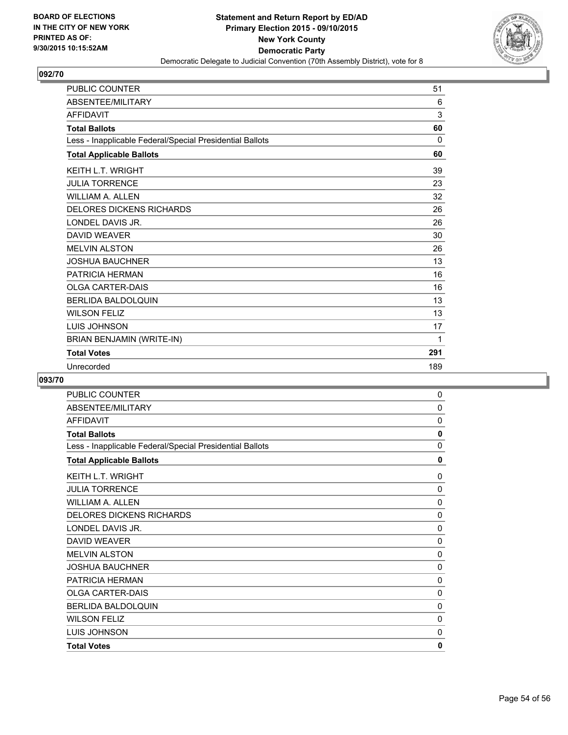BOARD OF ELECTIONS
IN THE CITY OF NEW YORK
PRINTED AS OF:
9/30/2015 10:15:52AM

**Statement and Return Report by ED/AD**
**Primary Election 2015 - 09/10/2015**
**New York County**
**Democratic Party**
Democratic Delegate to Judicial Convention (70th Assembly District), vote for 8

### 092/70

| | |
|---|---|
| PUBLIC COUNTER | 51 |
| ABSENTEE/MILITARY | 6 |
| AFFIDAVIT | 3 |
| **Total Ballots** | **60** |
| Less - Inapplicable Federal/Special Presidential Ballots | 0 |
| **Total Applicable Ballots** | **60** |
| KEITH L.T. WRIGHT | 39 |
| JULIA TORRENCE | 23 |
| WILLIAM A. ALLEN | 32 |
| DELORES DICKENS RICHARDS | 26 |
| LONDEL DAVIS JR. | 26 |
| DAVID WEAVER | 30 |
| MELVIN ALSTON | 26 |
| JOSHUA BAUCHNER | 13 |
| PATRICIA HERMAN | 16 |
| OLGA CARTER-DAIS | 16 |
| BERLIDA BALDOLQUIN | 13 |
| WILSON FELIZ | 13 |
| LUIS JOHNSON | 17 |
| BRIAN BENJAMIN (WRITE-IN) | 1 |
| **Total Votes** | **291** |
| Unrecorded | 189 |

### 093/70

| | |
|---|---|
| PUBLIC COUNTER | 0 |
| ABSENTEE/MILITARY | 0 |
| AFFIDAVIT | 0 |
| **Total Ballots** | **0** |
| Less - Inapplicable Federal/Special Presidential Ballots | 0 |
| **Total Applicable Ballots** | **0** |
| KEITH L.T. WRIGHT | 0 |
| JULIA TORRENCE | 0 |
| WILLIAM A. ALLEN | 0 |
| DELORES DICKENS RICHARDS | 0 |
| LONDEL DAVIS JR. | 0 |
| DAVID WEAVER | 0 |
| MELVIN ALSTON | 0 |
| JOSHUA BAUCHNER | 0 |
| PATRICIA HERMAN | 0 |
| OLGA CARTER-DAIS | 0 |
| BERLIDA BALDOLQUIN | 0 |
| WILSON FELIZ | 0 |
| LUIS JOHNSON | 0 |
| **Total Votes** | **0** |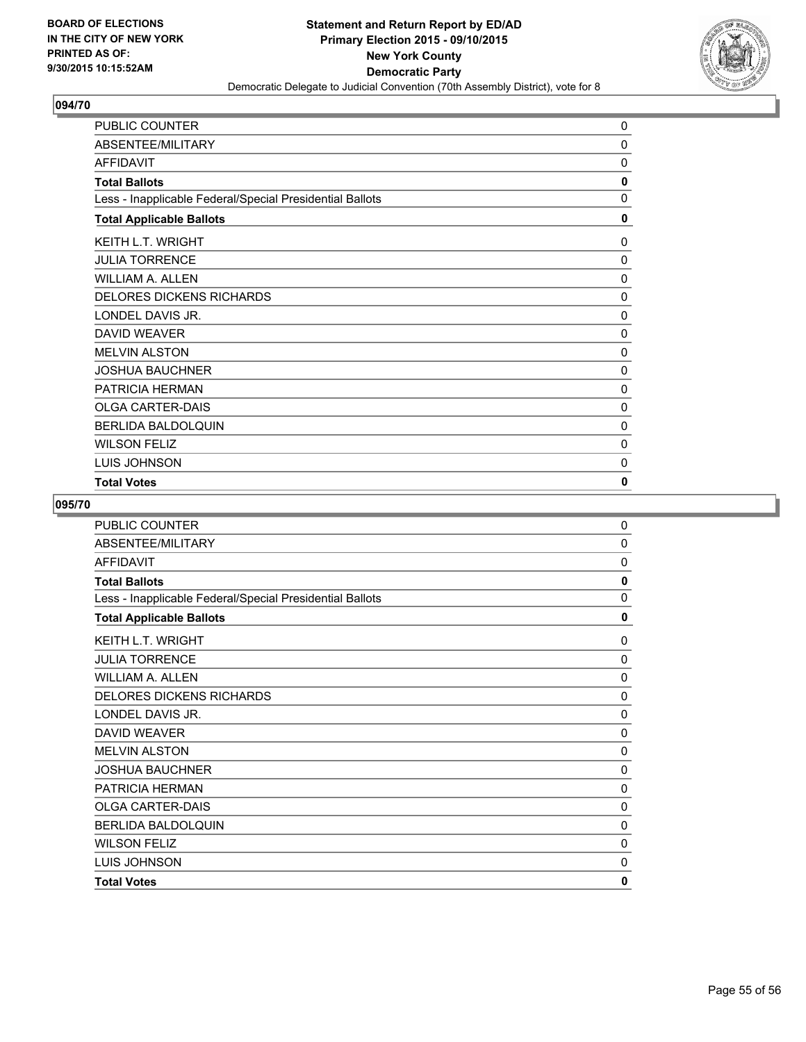## 094/70

| | |
|---|---|
| PUBLIC COUNTER | 0 |
| ABSENTEE/MILITARY | 0 |
| AFFIDAVIT | 0 |
| **Total Ballots** | **0** |
| Less - Inapplicable Federal/Special Presidential Ballots | 0 |
| **Total Applicable Ballots** | **0** |
| KEITH L.T. WRIGHT | 0 |
| JULIA TORRENCE | 0 |
| WILLIAM A. ALLEN | 0 |
| DELORES DICKENS RICHARDS | 0 |
| LONDEL DAVIS JR. | 0 |
| DAVID WEAVER | 0 |
| MELVIN ALSTON | 0 |
| JOSHUA BAUCHNER | 0 |
| PATRICIA HERMAN | 0 |
| OLGA CARTER-DAIS | 0 |
| BERLIDA BALDOLQUIN | 0 |
| WILSON FELIZ | 0 |
| LUIS JOHNSON | 0 |
| **Total Votes** | **0** |

## 095/70

| | |
|---|---|
| PUBLIC COUNTER | 0 |
| ABSENTEE/MILITARY | 0 |
| AFFIDAVIT | 0 |
| **Total Ballots** | **0** |
| Less - Inapplicable Federal/Special Presidential Ballots | 0 |
| **Total Applicable Ballots** | **0** |
| KEITH L.T. WRIGHT | 0 |
| JULIA TORRENCE | 0 |
| WILLIAM A. ALLEN | 0 |
| DELORES DICKENS RICHARDS | 0 |
| LONDEL DAVIS JR. | 0 |
| DAVID WEAVER | 0 |
| MELVIN ALSTON | 0 |
| JOSHUA BAUCHNER | 0 |
| PATRICIA HERMAN | 0 |
| OLGA CARTER-DAIS | 0 |
| BERLIDA BALDOLQUIN | 0 |
| WILSON FELIZ | 0 |
| LUIS JOHNSON | 0 |
| **Total Votes** | **0** |